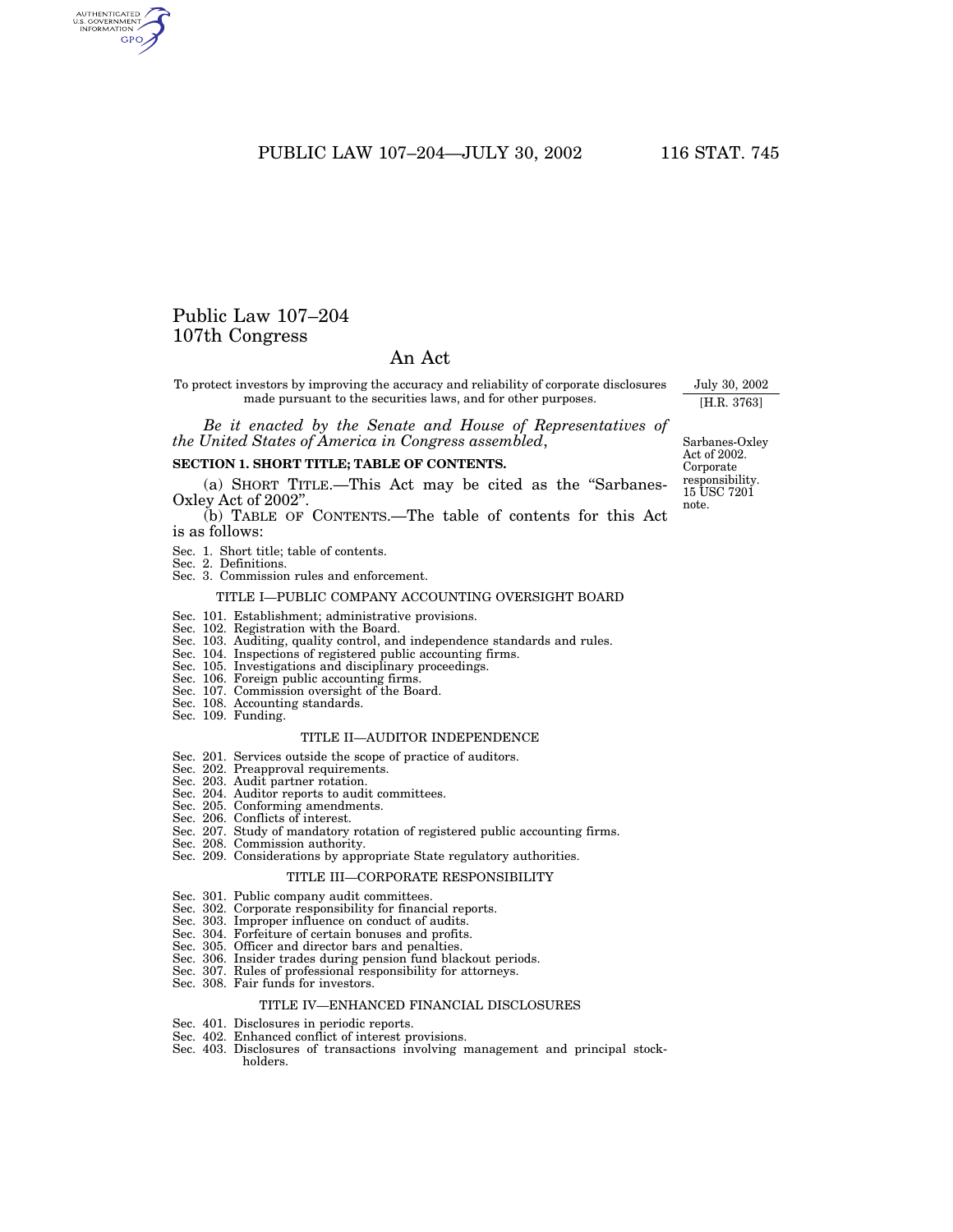# Public Law 107–204
## 107th Congress

## An Act

To protect investors by improving the accuracy and reliability of corporate disclosures made pursuant to the securities laws, and for other purposes.

July 30, 2002
[H.R. 3763]

*Be it enacted by the Senate and House of Representatives of the United States of America in Congress assembled*,

Sarbanes-Oxley Act of 2002. Corporate responsibility. 15 USC 7201 note.

**SECTION 1. SHORT TITLE; TABLE OF CONTENTS.**

(a) SHORT TITLE.—This Act may be cited as the "Sarbanes-Oxley Act of 2002".

(b) TABLE OF CONTENTS.—The table of contents for this Act is as follows:

Sec. 1. Short title; table of contents.
Sec. 2. Definitions.
Sec. 3. Commission rules and enforcement.

TITLE I—PUBLIC COMPANY ACCOUNTING OVERSIGHT BOARD

Sec. 101. Establishment; administrative provisions.
Sec. 102. Registration with the Board.
Sec. 103. Auditing, quality control, and independence standards and rules.
Sec. 104. Inspections of registered public accounting firms.
Sec. 105. Investigations and disciplinary proceedings.
Sec. 106. Foreign public accounting firms.
Sec. 107. Commission oversight of the Board.
Sec. 108. Accounting standards.
Sec. 109. Funding.

TITLE II—AUDITOR INDEPENDENCE

Sec. 201. Services outside the scope of practice of auditors.
Sec. 202. Preapproval requirements.
Sec. 203. Audit partner rotation.
Sec. 204. Auditor reports to audit committees.
Sec. 205. Conforming amendments.
Sec. 206. Conflicts of interest.
Sec. 207. Study of mandatory rotation of registered public accounting firms.
Sec. 208. Commission authority.
Sec. 209. Considerations by appropriate State regulatory authorities.

TITLE III—CORPORATE RESPONSIBILITY

Sec. 301. Public company audit committees.
Sec. 302. Corporate responsibility for financial reports.
Sec. 303. Improper influence on conduct of audits.
Sec. 304. Forfeiture of certain bonuses and profits.
Sec. 305. Officer and director bars and penalties.
Sec. 306. Insider trades during pension fund blackout periods.
Sec. 307. Rules of professional responsibility for attorneys.
Sec. 308. Fair funds for investors.

TITLE IV—ENHANCED FINANCIAL DISCLOSURES

Sec. 401. Disclosures in periodic reports.
Sec. 402. Enhanced conflict of interest provisions.
Sec. 403. Disclosures of transactions involving management and principal stockholders.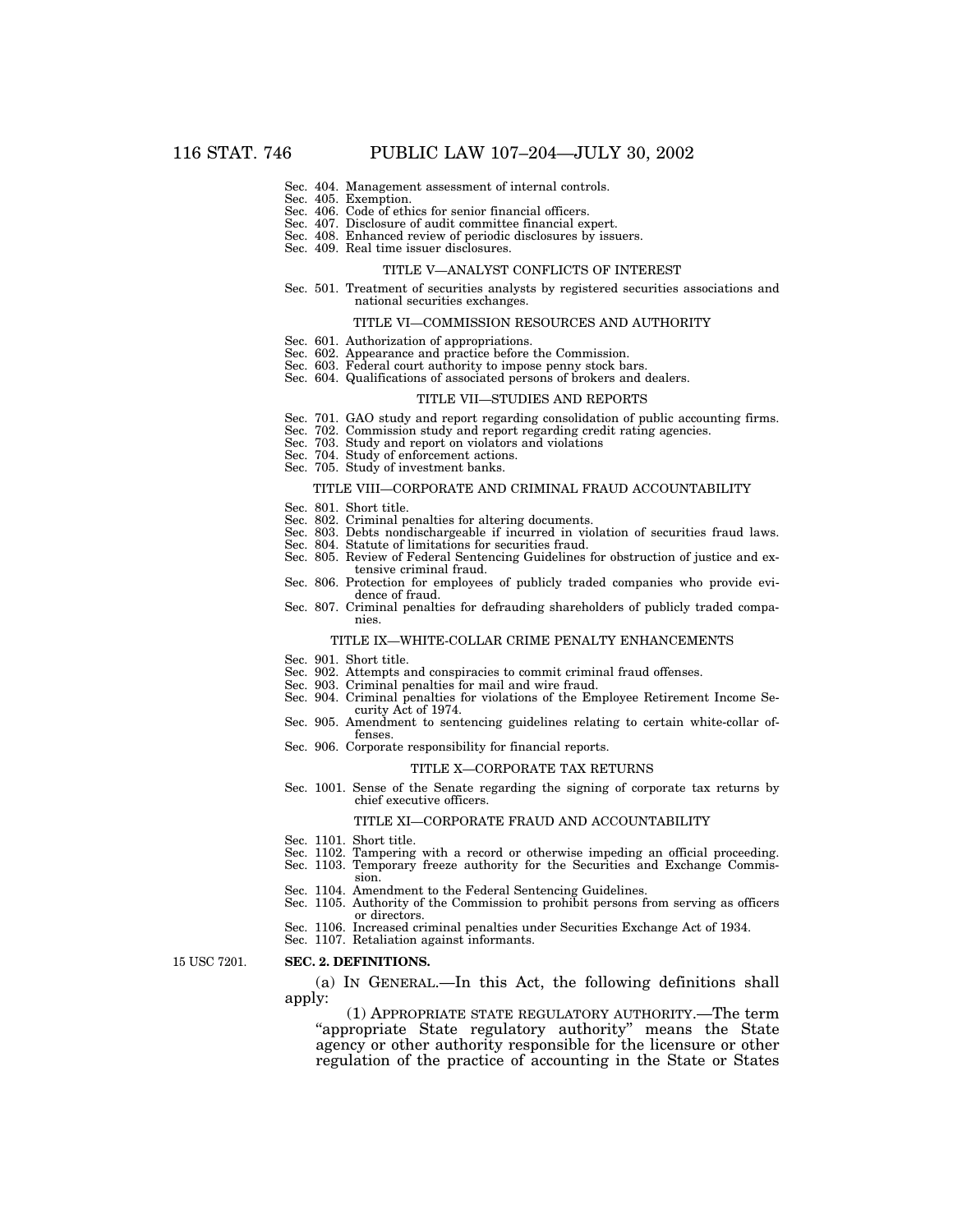Sec. 404. Management assessment of internal controls.
Sec. 405. Exemption.
Sec. 406. Code of ethics for senior financial officers.
Sec. 407. Disclosure of audit committee financial expert.
Sec. 408. Enhanced review of periodic disclosures by issuers.
Sec. 409. Real time issuer disclosures.

TITLE V—ANALYST CONFLICTS OF INTEREST

Sec. 501. Treatment of securities analysts by registered securities associations and national securities exchanges.

TITLE VI—COMMISSION RESOURCES AND AUTHORITY

Sec. 601. Authorization of appropriations.
Sec. 602. Appearance and practice before the Commission.
Sec. 603. Federal court authority to impose penny stock bars.
Sec. 604. Qualifications of associated persons of brokers and dealers.

TITLE VII—STUDIES AND REPORTS

Sec. 701. GAO study and report regarding consolidation of public accounting firms.
Sec. 702. Commission study and report regarding credit rating agencies.
Sec. 703. Study and report on violators and violations
Sec. 704. Study of enforcement actions.
Sec. 705. Study of investment banks.

TITLE VIII—CORPORATE AND CRIMINAL FRAUD ACCOUNTABILITY

Sec. 801. Short title.
Sec. 802. Criminal penalties for altering documents.
Sec. 803. Debts nondischargeable if incurred in violation of securities fraud laws.
Sec. 804. Statute of limitations for securities fraud.
Sec. 805. Review of Federal Sentencing Guidelines for obstruction of justice and extensive criminal fraud.
Sec. 806. Protection for employees of publicly traded companies who provide evidence of fraud.
Sec. 807. Criminal penalties for defrauding shareholders of publicly traded companies.

TITLE IX—WHITE-COLLAR CRIME PENALTY ENHANCEMENTS

Sec. 901. Short title.
Sec. 902. Attempts and conspiracies to commit criminal fraud offenses.
Sec. 903. Criminal penalties for mail and wire fraud.
Sec. 904. Criminal penalties for violations of the Employee Retirement Income Security Act of 1974.
Sec. 905. Amendment to sentencing guidelines relating to certain white-collar offenses.
Sec. 906. Corporate responsibility for financial reports.

TITLE X—CORPORATE TAX RETURNS

Sec. 1001. Sense of the Senate regarding the signing of corporate tax returns by chief executive officers.

TITLE XI—CORPORATE FRAUD AND ACCOUNTABILITY

Sec. 1101. Short title.
Sec. 1102. Tampering with a record or otherwise impeding an official proceeding.
Sec. 1103. Temporary freeze authority for the Securities and Exchange Commission.
Sec. 1104. Amendment to the Federal Sentencing Guidelines.
Sec. 1105. Authority of the Commission to prohibit persons from serving as officers or directors.
Sec. 1106. Increased criminal penalties under Securities Exchange Act of 1934.
Sec. 1107. Retaliation against informants.

15 USC 7201.

**SEC. 2. DEFINITIONS.**

(a) IN GENERAL.—In this Act, the following definitions shall apply:

(1) APPROPRIATE STATE REGULATORY AUTHORITY.—The term "appropriate State regulatory authority" means the State agency or other authority responsible for the licensure or other regulation of the practice of accounting in the State or States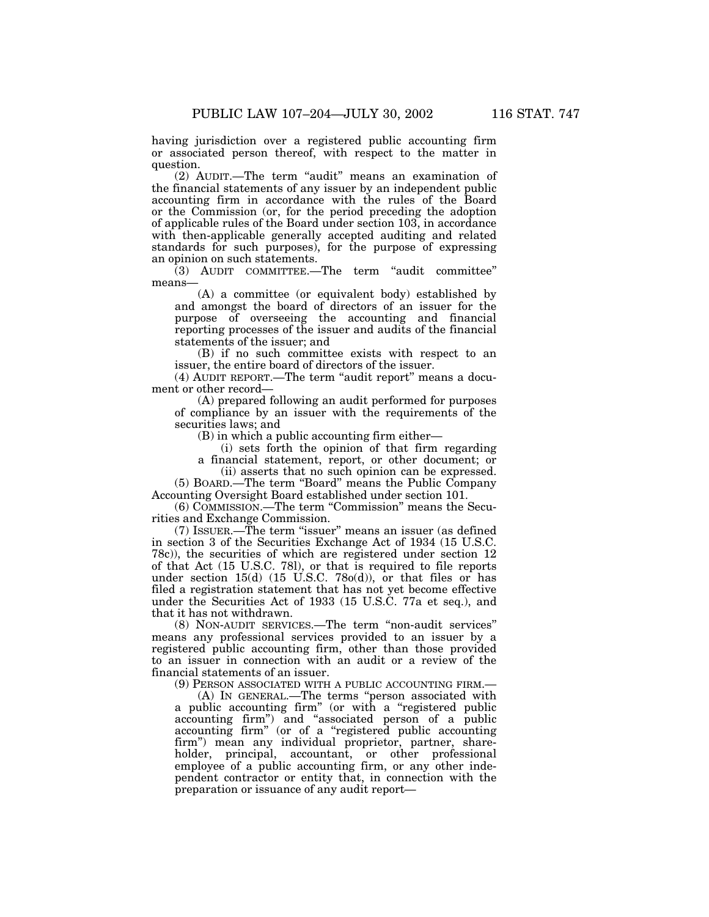having jurisdiction over a registered public accounting firm or associated person thereof, with respect to the matter in question.

(2) AUDIT.—The term "audit" means an examination of the financial statements of any issuer by an independent public accounting firm in accordance with the rules of the Board or the Commission (or, for the period preceding the adoption of applicable rules of the Board under section 103, in accordance with then-applicable generally accepted auditing and related standards for such purposes), for the purpose of expressing an opinion on such statements.

(3) AUDIT COMMITTEE.—The term "audit committee" means—

(A) a committee (or equivalent body) established by and amongst the board of directors of an issuer for the purpose of overseeing the accounting and financial reporting processes of the issuer and audits of the financial statements of the issuer; and

(B) if no such committee exists with respect to an issuer, the entire board of directors of the issuer.

(4) AUDIT REPORT.—The term "audit report" means a document or other record—

(A) prepared following an audit performed for purposes of compliance by an issuer with the requirements of the securities laws; and

(B) in which a public accounting firm either—

(i) sets forth the opinion of that firm regarding a financial statement, report, or other document; or

(ii) asserts that no such opinion can be expressed.

(5) BOARD.—The term "Board" means the Public Company Accounting Oversight Board established under section 101.

(6) COMMISSION.—The term "Commission" means the Securities and Exchange Commission.

(7) ISSUER.—The term "issuer" means an issuer (as defined in section 3 of the Securities Exchange Act of 1934 (15 U.S.C. 78c)), the securities of which are registered under section 12 of that Act (15 U.S.C. 78l), or that is required to file reports under section 15(d) (15 U.S.C. 78o(d)), or that files or has filed a registration statement that has not yet become effective under the Securities Act of 1933 (15 U.S.C. 77a et seq.), and that it has not withdrawn.

(8) NON-AUDIT SERVICES.—The term "non-audit services" means any professional services provided to an issuer by a registered public accounting firm, other than those provided to an issuer in connection with an audit or a review of the financial statements of an issuer.

(9) PERSON ASSOCIATED WITH A PUBLIC ACCOUNTING FIRM.—

(A) IN GENERAL.—The terms "person associated with a public accounting firm" (or with a "registered public accounting firm") and "associated person of a public accounting firm" (or of a "registered public accounting firm") mean any individual proprietor, partner, shareholder, principal, accountant, or other professional employee of a public accounting firm, or any other independent contractor or entity that, in connection with the preparation or issuance of any audit report—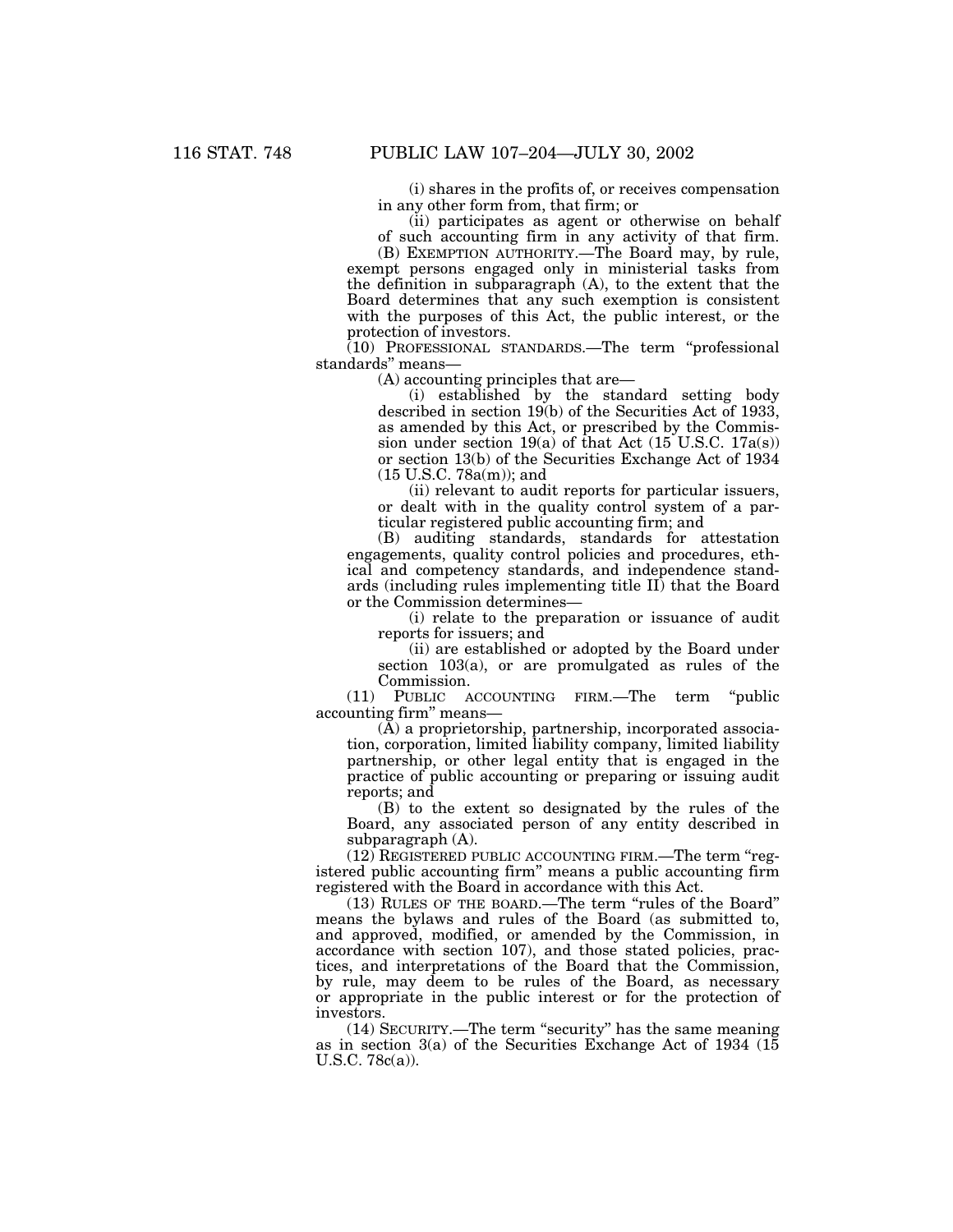(i) shares in the profits of, or receives compensation in any other form from, that firm; or

(ii) participates as agent or otherwise on behalf of such accounting firm in any activity of that firm.

(B) EXEMPTION AUTHORITY.—The Board may, by rule, exempt persons engaged only in ministerial tasks from the definition in subparagraph (A), to the extent that the Board determines that any such exemption is consistent with the purposes of this Act, the public interest, or the protection of investors.

(10) PROFESSIONAL STANDARDS.—The term "professional standards" means—

(A) accounting principles that are—

(i) established by the standard setting body described in section 19(b) of the Securities Act of 1933, as amended by this Act, or prescribed by the Commission under section 19(a) of that Act (15 U.S.C. 17a(s)) or section 13(b) of the Securities Exchange Act of 1934 (15 U.S.C. 78a(m)); and

(ii) relevant to audit reports for particular issuers, or dealt with in the quality control system of a particular registered public accounting firm; and

(B) auditing standards, standards for attestation engagements, quality control policies and procedures, ethical and competency standards, and independence standards (including rules implementing title II) that the Board or the Commission determines—

(i) relate to the preparation or issuance of audit reports for issuers; and

(ii) are established or adopted by the Board under section 103(a), or are promulgated as rules of the Commission.

(11) PUBLIC ACCOUNTING FIRM.—The term "public accounting firm" means—

(A) a proprietorship, partnership, incorporated association, corporation, limited liability company, limited liability partnership, or other legal entity that is engaged in the practice of public accounting or preparing or issuing audit reports; and

(B) to the extent so designated by the rules of the Board, any associated person of any entity described in subparagraph (A).

(12) REGISTERED PUBLIC ACCOUNTING FIRM.—The term "registered public accounting firm" means a public accounting firm registered with the Board in accordance with this Act.

(13) RULES OF THE BOARD.—The term "rules of the Board" means the bylaws and rules of the Board (as submitted to, and approved, modified, or amended by the Commission, in accordance with section 107), and those stated policies, practices, and interpretations of the Board that the Commission, by rule, may deem to be rules of the Board, as necessary or appropriate in the public interest or for the protection of investors.

(14) SECURITY.—The term "security" has the same meaning as in section 3(a) of the Securities Exchange Act of 1934 (15 U.S.C. 78c(a)).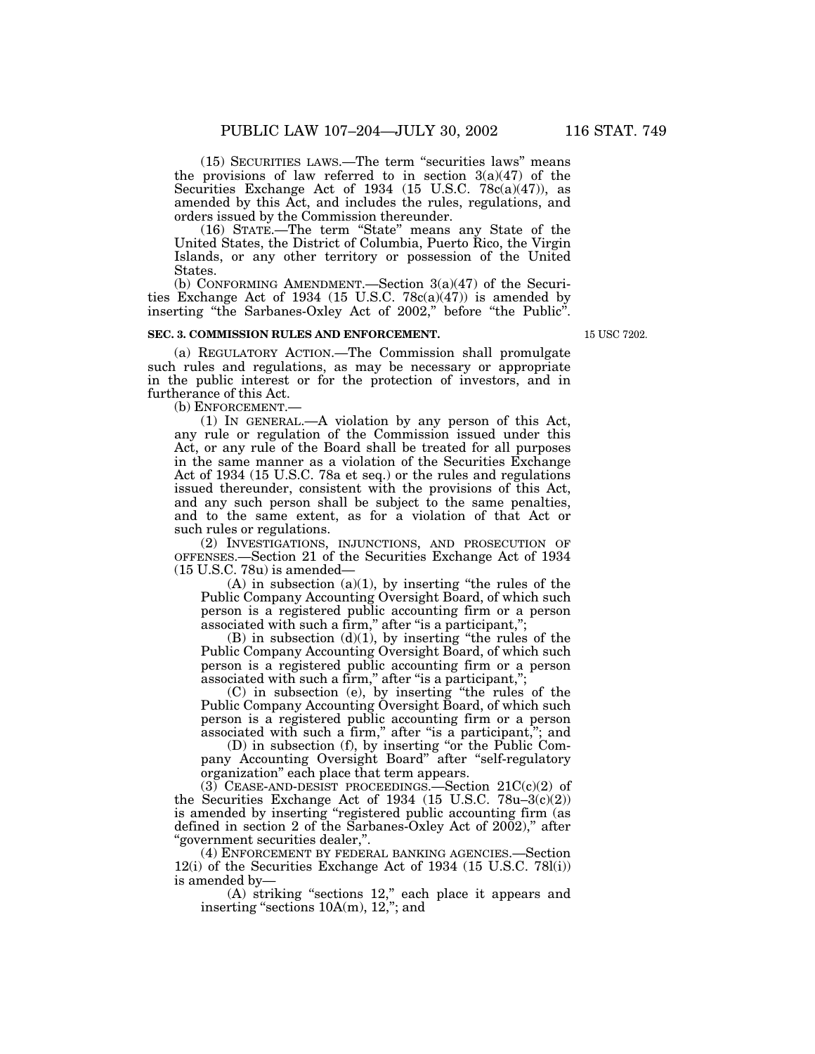(15) SECURITIES LAWS.—The term "securities laws" means the provisions of law referred to in section 3(a)(47) of the Securities Exchange Act of 1934 (15 U.S.C. 78c(a)(47)), as amended by this Act, and includes the rules, regulations, and orders issued by the Commission thereunder.

(16) STATE.—The term "State" means any State of the United States, the District of Columbia, Puerto Rico, the Virgin Islands, or any other territory or possession of the United States.

(b) CONFORMING AMENDMENT.—Section 3(a)(47) of the Securities Exchange Act of 1934 (15 U.S.C. 78c(a)(47)) is amended by inserting "the Sarbanes-Oxley Act of 2002," before "the Public".

**SEC. 3. COMMISSION RULES AND ENFORCEMENT.**

15 USC 7202.

(a) REGULATORY ACTION.—The Commission shall promulgate such rules and regulations, as may be necessary or appropriate in the public interest or for the protection of investors, and in furtherance of this Act.

(b) ENFORCEMENT.—

(1) IN GENERAL.—A violation by any person of this Act, any rule or regulation of the Commission issued under this Act, or any rule of the Board shall be treated for all purposes in the same manner as a violation of the Securities Exchange Act of 1934 (15 U.S.C. 78a et seq.) or the rules and regulations issued thereunder, consistent with the provisions of this Act, and any such person shall be subject to the same penalties, and to the same extent, as for a violation of that Act or such rules or regulations.

(2) INVESTIGATIONS, INJUNCTIONS, AND PROSECUTION OF OFFENSES.—Section 21 of the Securities Exchange Act of 1934 (15 U.S.C. 78u) is amended—

(A) in subsection (a)(1), by inserting "the rules of the Public Company Accounting Oversight Board, of which such person is a registered public accounting firm or a person associated with such a firm," after "is a participant,";

(B) in subsection (d)(1), by inserting "the rules of the Public Company Accounting Oversight Board, of which such person is a registered public accounting firm or a person associated with such a firm," after "is a participant,";

(C) in subsection (e), by inserting "the rules of the Public Company Accounting Oversight Board, of which such person is a registered public accounting firm or a person associated with such a firm," after "is a participant,"; and

(D) in subsection (f), by inserting "or the Public Company Accounting Oversight Board" after "self-regulatory organization" each place that term appears.

(3) CEASE-AND-DESIST PROCEEDINGS.—Section 21C(c)(2) of the Securities Exchange Act of 1934 (15 U.S.C. 78u–3(c)(2)) is amended by inserting "registered public accounting firm (as defined in section 2 of the Sarbanes-Oxley Act of 2002)," after "government securities dealer,".

(4) ENFORCEMENT BY FEDERAL BANKING AGENCIES.—Section 12(i) of the Securities Exchange Act of 1934 (15 U.S.C. 78l(i)) is amended by—

(A) striking "sections 12," each place it appears and inserting "sections 10A(m), 12,"; and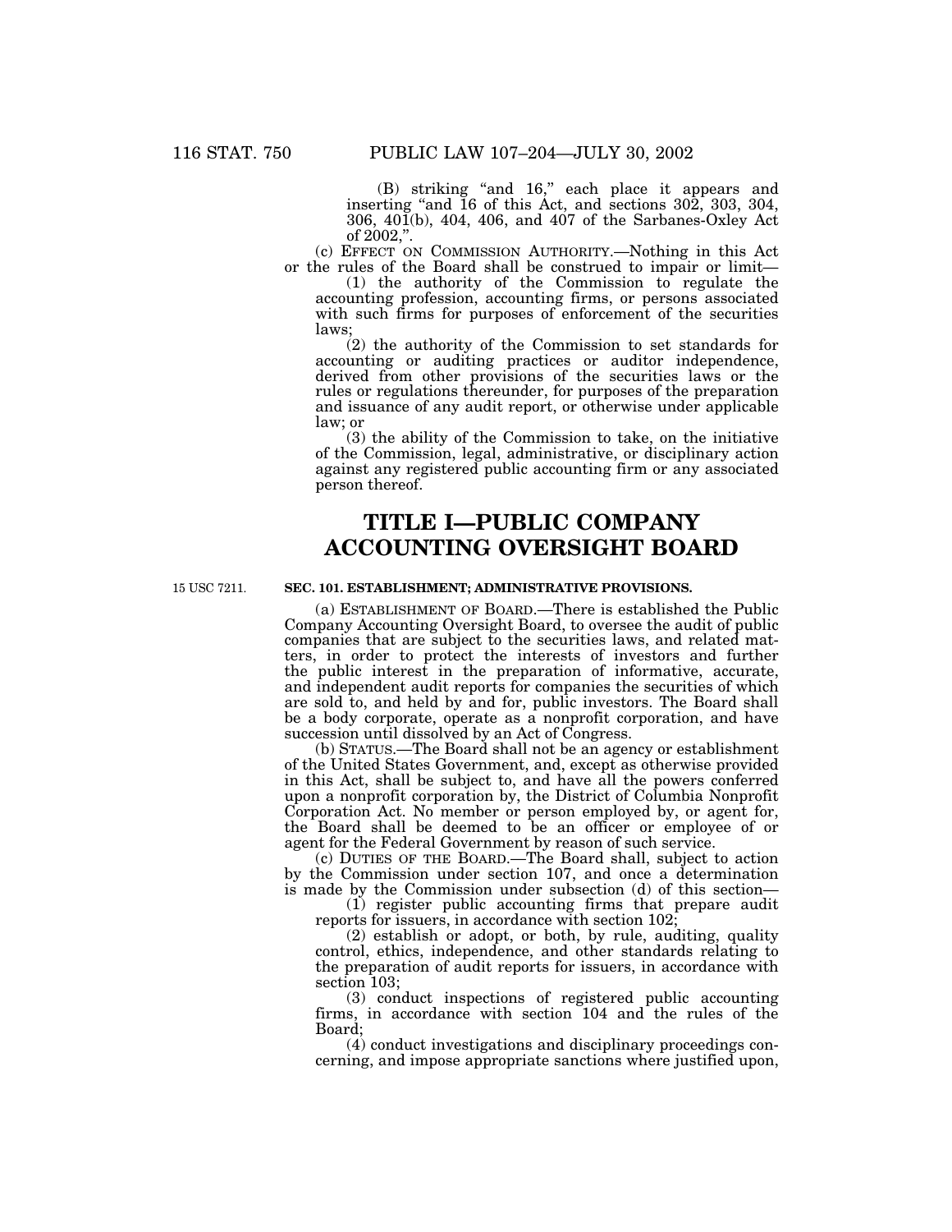(B) striking "and 16," each place it appears and inserting "and 16 of this Act, and sections 302, 303, 304, 306, 401(b), 404, 406, and 407 of the Sarbanes-Oxley Act of 2002,".

(c) EFFECT ON COMMISSION AUTHORITY.—Nothing in this Act or the rules of the Board shall be construed to impair or limit—

(1) the authority of the Commission to regulate the accounting profession, accounting firms, or persons associated with such firms for purposes of enforcement of the securities laws;

(2) the authority of the Commission to set standards for accounting or auditing practices or auditor independence, derived from other provisions of the securities laws or the rules or regulations thereunder, for purposes of the preparation and issuance of any audit report, or otherwise under applicable law; or

(3) the ability of the Commission to take, on the initiative of the Commission, legal, administrative, or disciplinary action against any registered public accounting firm or any associated person thereof.

# TITLE I—PUBLIC COMPANY ACCOUNTING OVERSIGHT BOARD

15 USC 7211.

### SEC. 101. ESTABLISHMENT; ADMINISTRATIVE PROVISIONS.

(a) ESTABLISHMENT OF BOARD.—There is established the Public Company Accounting Oversight Board, to oversee the audit of public companies that are subject to the securities laws, and related matters, in order to protect the interests of investors and further the public interest in the preparation of informative, accurate, and independent audit reports for companies the securities of which are sold to, and held by and for, public investors. The Board shall be a body corporate, operate as a nonprofit corporation, and have succession until dissolved by an Act of Congress.

(b) STATUS.—The Board shall not be an agency or establishment of the United States Government, and, except as otherwise provided in this Act, shall be subject to, and have all the powers conferred upon a nonprofit corporation by, the District of Columbia Nonprofit Corporation Act. No member or person employed by, or agent for, the Board shall be deemed to be an officer or employee of or agent for the Federal Government by reason of such service.

(c) DUTIES OF THE BOARD.—The Board shall, subject to action by the Commission under section 107, and once a determination is made by the Commission under subsection (d) of this section—

(1) register public accounting firms that prepare audit reports for issuers, in accordance with section 102;

(2) establish or adopt, or both, by rule, auditing, quality control, ethics, independence, and other standards relating to the preparation of audit reports for issuers, in accordance with section 103;

(3) conduct inspections of registered public accounting firms, in accordance with section 104 and the rules of the Board;

(4) conduct investigations and disciplinary proceedings concerning, and impose appropriate sanctions where justified upon,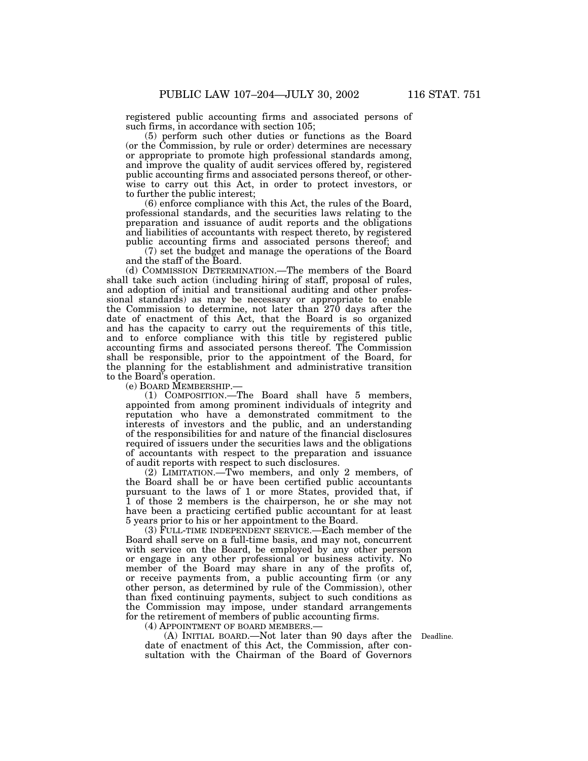registered public accounting firms and associated persons of such firms, in accordance with section 105;

(5) perform such other duties or functions as the Board (or the Commission, by rule or order) determines are necessary or appropriate to promote high professional standards among, and improve the quality of audit services offered by, registered public accounting firms and associated persons thereof, or otherwise to carry out this Act, in order to protect investors, or to further the public interest;

(6) enforce compliance with this Act, the rules of the Board, professional standards, and the securities laws relating to the preparation and issuance of audit reports and the obligations and liabilities of accountants with respect thereto, by registered public accounting firms and associated persons thereof; and

(7) set the budget and manage the operations of the Board and the staff of the Board.

(d) COMMISSION DETERMINATION.—The members of the Board shall take such action (including hiring of staff, proposal of rules, and adoption of initial and transitional auditing and other professional standards) as may be necessary or appropriate to enable the Commission to determine, not later than 270 days after the date of enactment of this Act, that the Board is so organized and has the capacity to carry out the requirements of this title, and to enforce compliance with this title by registered public accounting firms and associated persons thereof. The Commission shall be responsible, prior to the appointment of the Board, for the planning for the establishment and administrative transition to the Board's operation.

(e) BOARD MEMBERSHIP.—

(1) COMPOSITION.—The Board shall have 5 members, appointed from among prominent individuals of integrity and reputation who have a demonstrated commitment to the interests of investors and the public, and an understanding of the responsibilities for and nature of the financial disclosures required of issuers under the securities laws and the obligations of accountants with respect to the preparation and issuance of audit reports with respect to such disclosures.

(2) LIMITATION.—Two members, and only 2 members, of the Board shall be or have been certified public accountants pursuant to the laws of 1 or more States, provided that, if 1 of those 2 members is the chairperson, he or she may not have been a practicing certified public accountant for at least 5 years prior to his or her appointment to the Board.

(3) FULL-TIME INDEPENDENT SERVICE.—Each member of the Board shall serve on a full-time basis, and may not, concurrent with service on the Board, be employed by any other person or engage in any other professional or business activity. No member of the Board may share in any of the profits of, or receive payments from, a public accounting firm (or any other person, as determined by rule of the Commission), other than fixed continuing payments, subject to such conditions as the Commission may impose, under standard arrangements for the retirement of members of public accounting firms.

(4) APPOINTMENT OF BOARD MEMBERS.—

(A) INITIAL BOARD.—Not later than 90 days after the date of enactment of this Act, the Commission, after consultation with the Chairman of the Board of Governors

Deadline.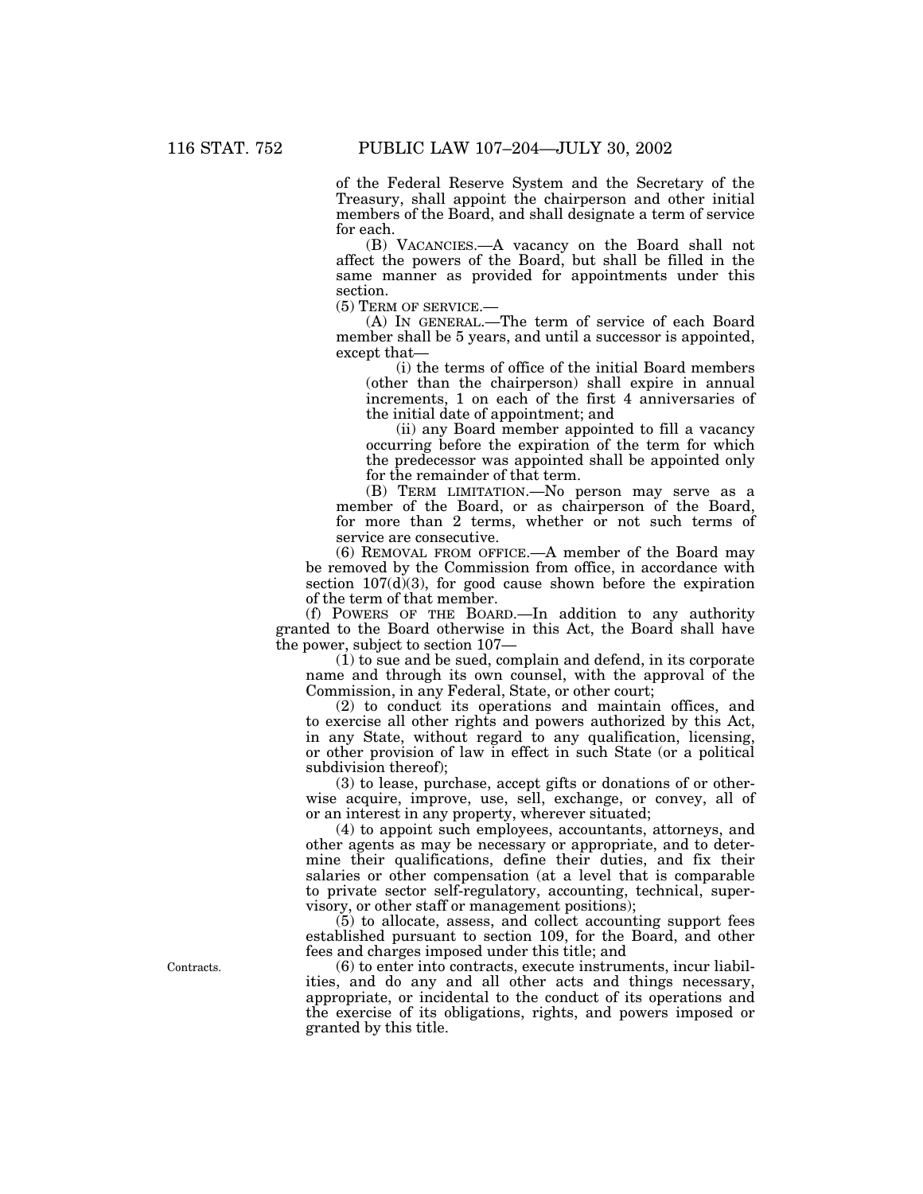of the Federal Reserve System and the Secretary of the Treasury, shall appoint the chairperson and other initial members of the Board, and shall designate a term of service for each.

(B) VACANCIES.—A vacancy on the Board shall not affect the powers of the Board, but shall be filled in the same manner as provided for appointments under this section.

(5) TERM OF SERVICE.—

(A) IN GENERAL.—The term of service of each Board member shall be 5 years, and until a successor is appointed, except that—

(i) the terms of office of the initial Board members (other than the chairperson) shall expire in annual increments, 1 on each of the first 4 anniversaries of the initial date of appointment; and

(ii) any Board member appointed to fill a vacancy occurring before the expiration of the term for which the predecessor was appointed shall be appointed only for the remainder of that term.

(B) TERM LIMITATION.—No person may serve as a member of the Board, or as chairperson of the Board, for more than 2 terms, whether or not such terms of service are consecutive.

(6) REMOVAL FROM OFFICE.—A member of the Board may be removed by the Commission from office, in accordance with section 107(d)(3), for good cause shown before the expiration of the term of that member.

(f) POWERS OF THE BOARD.—In addition to any authority granted to the Board otherwise in this Act, the Board shall have the power, subject to section 107—

(1) to sue and be sued, complain and defend, in its corporate name and through its own counsel, with the approval of the Commission, in any Federal, State, or other court;

(2) to conduct its operations and maintain offices, and to exercise all other rights and powers authorized by this Act, in any State, without regard to any qualification, licensing, or other provision of law in effect in such State (or a political subdivision thereof);

(3) to lease, purchase, accept gifts or donations of or otherwise acquire, improve, use, sell, exchange, or convey, all of or an interest in any property, wherever situated;

(4) to appoint such employees, accountants, attorneys, and other agents as may be necessary or appropriate, and to determine their qualifications, define their duties, and fix their salaries or other compensation (at a level that is comparable to private sector self-regulatory, accounting, technical, supervisory, or other staff or management positions);

(5) to allocate, assess, and collect accounting support fees established pursuant to section 109, for the Board, and other fees and charges imposed under this title; and

Contracts.

(6) to enter into contracts, execute instruments, incur liabilities, and do any and all other acts and things necessary, appropriate, or incidental to the conduct of its operations and the exercise of its obligations, rights, and powers imposed or granted by this title.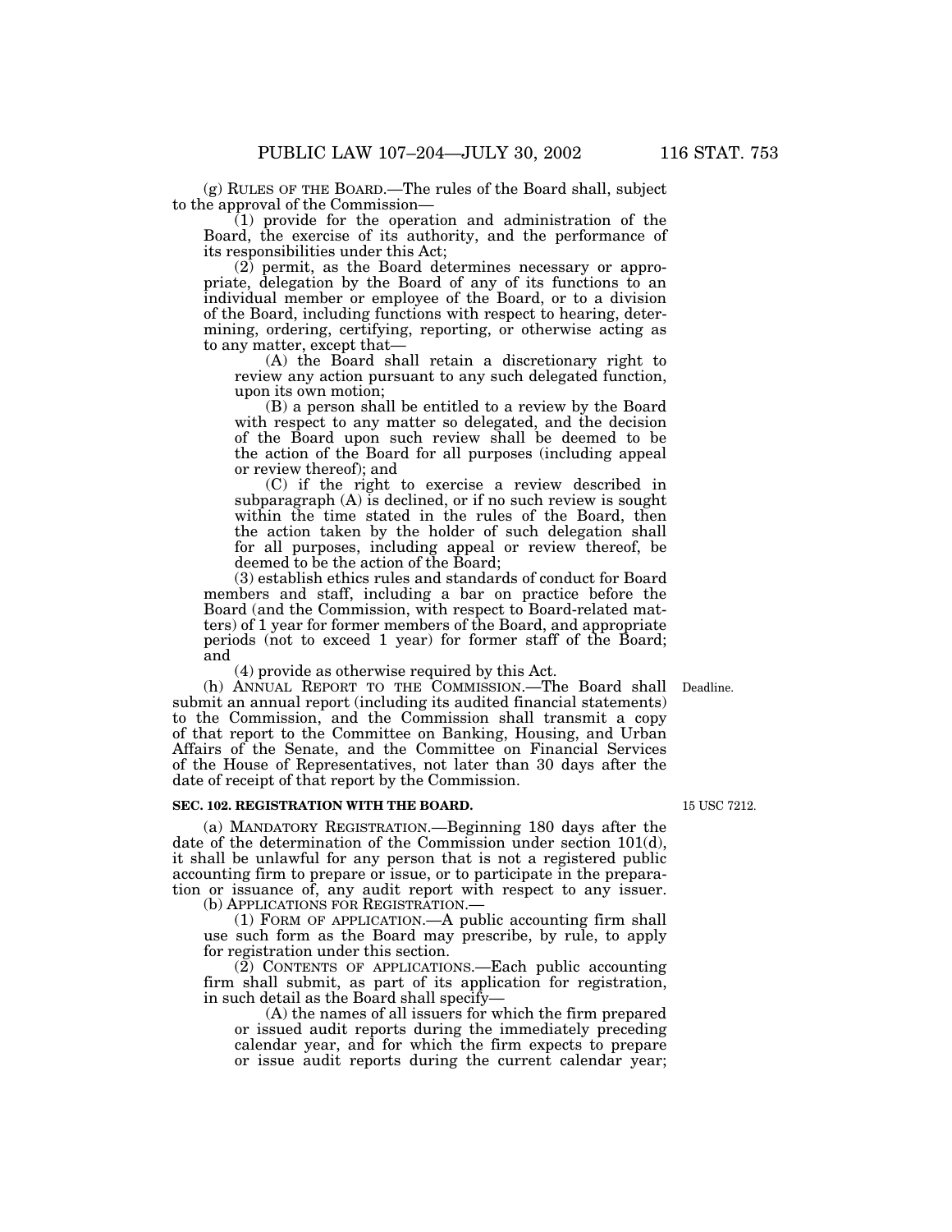(g) RULES OF THE BOARD.—The rules of the Board shall, subject to the approval of the Commission—

(1) provide for the operation and administration of the Board, the exercise of its authority, and the performance of its responsibilities under this Act;

(2) permit, as the Board determines necessary or appropriate, delegation by the Board of any of its functions to an individual member or employee of the Board, or to a division of the Board, including functions with respect to hearing, determining, ordering, certifying, reporting, or otherwise acting as to any matter, except that—

(A) the Board shall retain a discretionary right to review any action pursuant to any such delegated function, upon its own motion;

(B) a person shall be entitled to a review by the Board with respect to any matter so delegated, and the decision of the Board upon such review shall be deemed to be the action of the Board for all purposes (including appeal or review thereof); and

(C) if the right to exercise a review described in subparagraph (A) is declined, or if no such review is sought within the time stated in the rules of the Board, then the action taken by the holder of such delegation shall for all purposes, including appeal or review thereof, be deemed to be the action of the Board;

(3) establish ethics rules and standards of conduct for Board members and staff, including a bar on practice before the Board (and the Commission, with respect to Board-related matters) of 1 year for former members of the Board, and appropriate periods (not to exceed 1 year) for former staff of the Board; and

(4) provide as otherwise required by this Act.

Deadline.

(h) ANNUAL REPORT TO THE COMMISSION.—The Board shall submit an annual report (including its audited financial statements) to the Commission, and the Commission shall transmit a copy of that report to the Committee on Banking, Housing, and Urban Affairs of the Senate, and the Committee on Financial Services of the House of Representatives, not later than 30 days after the date of receipt of that report by the Commission.

**SEC. 102. REGISTRATION WITH THE BOARD.**

15 USC 7212.

(a) MANDATORY REGISTRATION.—Beginning 180 days after the date of the determination of the Commission under section 101(d), it shall be unlawful for any person that is not a registered public accounting firm to prepare or issue, or to participate in the preparation or issuance of, any audit report with respect to any issuer.

(b) APPLICATIONS FOR REGISTRATION.—

(1) FORM OF APPLICATION.—A public accounting firm shall use such form as the Board may prescribe, by rule, to apply for registration under this section.

(2) CONTENTS OF APPLICATIONS.—Each public accounting firm shall submit, as part of its application for registration, in such detail as the Board shall specify—

(A) the names of all issuers for which the firm prepared or issued audit reports during the immediately preceding calendar year, and for which the firm expects to prepare or issue audit reports during the current calendar year;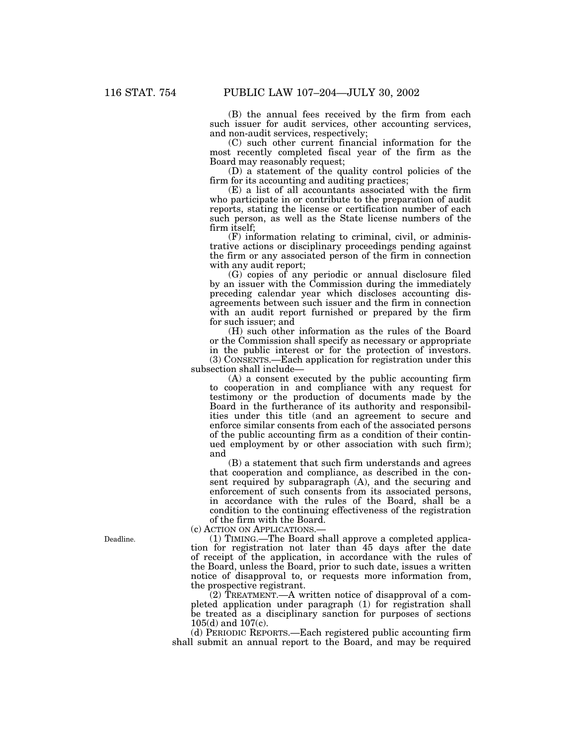(B) the annual fees received by the firm from each such issuer for audit services, other accounting services, and non-audit services, respectively;

(C) such other current financial information for the most recently completed fiscal year of the firm as the Board may reasonably request;

(D) a statement of the quality control policies of the firm for its accounting and auditing practices;

(E) a list of all accountants associated with the firm who participate in or contribute to the preparation of audit reports, stating the license or certification number of each such person, as well as the State license numbers of the firm itself;

(F) information relating to criminal, civil, or administrative actions or disciplinary proceedings pending against the firm or any associated person of the firm in connection with any audit report;

(G) copies of any periodic or annual disclosure filed by an issuer with the Commission during the immediately preceding calendar year which discloses accounting disagreements between such issuer and the firm in connection with an audit report furnished or prepared by the firm for such issuer; and

(H) such other information as the rules of the Board or the Commission shall specify as necessary or appropriate in the public interest or for the protection of investors.

(3) CONSENTS.—Each application for registration under this subsection shall include—

(A) a consent executed by the public accounting firm to cooperation in and compliance with any request for testimony or the production of documents made by the Board in the furtherance of its authority and responsibilities under this title (and an agreement to secure and enforce similar consents from each of the associated persons of the public accounting firm as a condition of their continued employment by or other association with such firm); and

(B) a statement that such firm understands and agrees that cooperation and compliance, as described in the consent required by subparagraph (A), and the securing and enforcement of such consents from its associated persons, in accordance with the rules of the Board, shall be a condition to the continuing effectiveness of the registration of the firm with the Board.

(c) ACTION ON APPLICATIONS.—

Deadline.

(1) TIMING.—The Board shall approve a completed application for registration not later than 45 days after the date of receipt of the application, in accordance with the rules of the Board, unless the Board, prior to such date, issues a written notice of disapproval to, or requests more information from, the prospective registrant.

(2) TREATMENT.—A written notice of disapproval of a completed application under paragraph (1) for registration shall be treated as a disciplinary sanction for purposes of sections 105(d) and 107(c).

(d) PERIODIC REPORTS.—Each registered public accounting firm shall submit an annual report to the Board, and may be required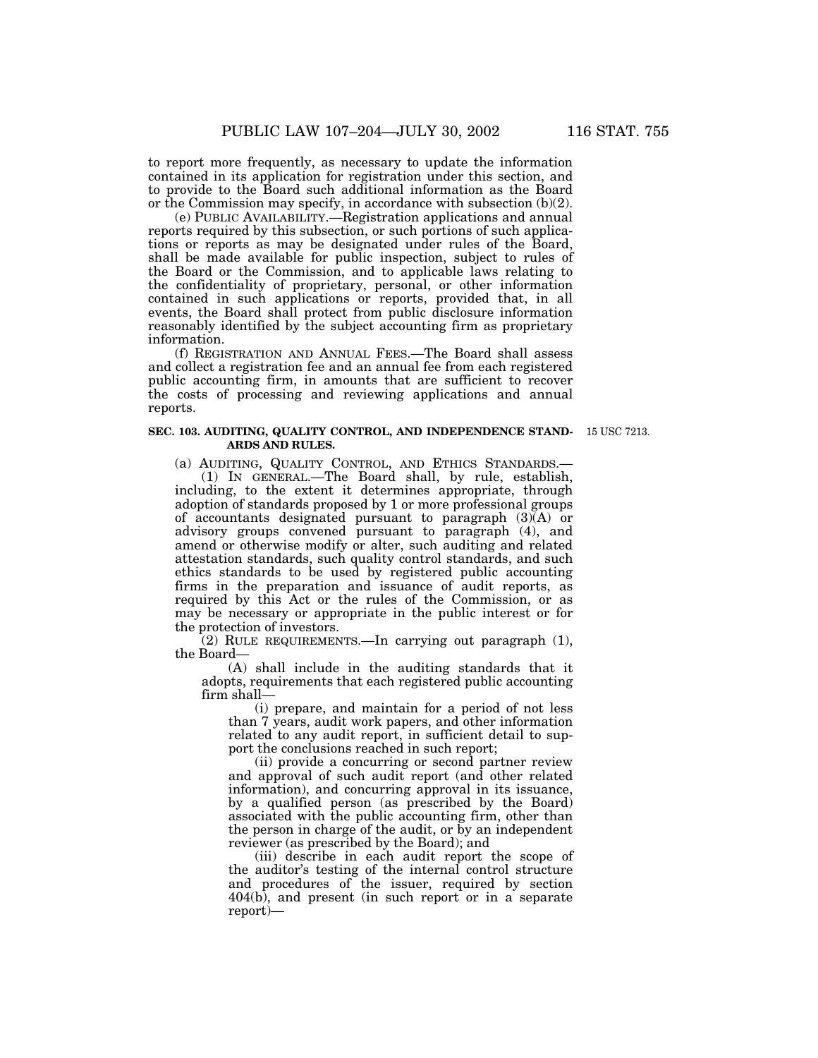to report more frequently, as necessary to update the information contained in its application for registration under this section, and to provide to the Board such additional information as the Board or the Commission may specify, in accordance with subsection (b)(2).

(e) PUBLIC AVAILABILITY.—Registration applications and annual reports required by this subsection, or such portions of such applications or reports as may be designated under rules of the Board, shall be made available for public inspection, subject to rules of the Board or the Commission, and to applicable laws relating to the confidentiality of proprietary, personal, or other information contained in such applications or reports, provided that, in all events, the Board shall protect from public disclosure information reasonably identified by the subject accounting firm as proprietary information.

(f) REGISTRATION AND ANNUAL FEES.—The Board shall assess and collect a registration fee and an annual fee from each registered public accounting firm, in amounts that are sufficient to recover the costs of processing and reviewing applications and annual reports.

### SEC. 103. AUDITING, QUALITY CONTROL, AND INDEPENDENCE STANDARDS AND RULES.

15 USC 7213.

(a) AUDITING, QUALITY CONTROL, AND ETHICS STANDARDS.—

(1) IN GENERAL.—The Board shall, by rule, establish, including, to the extent it determines appropriate, through adoption of standards proposed by 1 or more professional groups of accountants designated pursuant to paragraph (3)(A) or advisory groups convened pursuant to paragraph (4), and amend or otherwise modify or alter, such auditing and related attestation standards, such quality control standards, and such ethics standards to be used by registered public accounting firms in the preparation and issuance of audit reports, as required by this Act or the rules of the Commission, or as may be necessary or appropriate in the public interest or for the protection of investors.

(2) RULE REQUIREMENTS.—In carrying out paragraph (1), the Board—

(A) shall include in the auditing standards that it adopts, requirements that each registered public accounting firm shall—

(i) prepare, and maintain for a period of not less than 7 years, audit work papers, and other information related to any audit report, in sufficient detail to support the conclusions reached in such report;

(ii) provide a concurring or second partner review and approval of such audit report (and other related information), and concurring approval in its issuance, by a qualified person (as prescribed by the Board) associated with the public accounting firm, other than the person in charge of the audit, or by an independent reviewer (as prescribed by the Board); and

(iii) describe in each audit report the scope of the auditor's testing of the internal control structure and procedures of the issuer, required by section 404(b), and present (in such report or in a separate report)—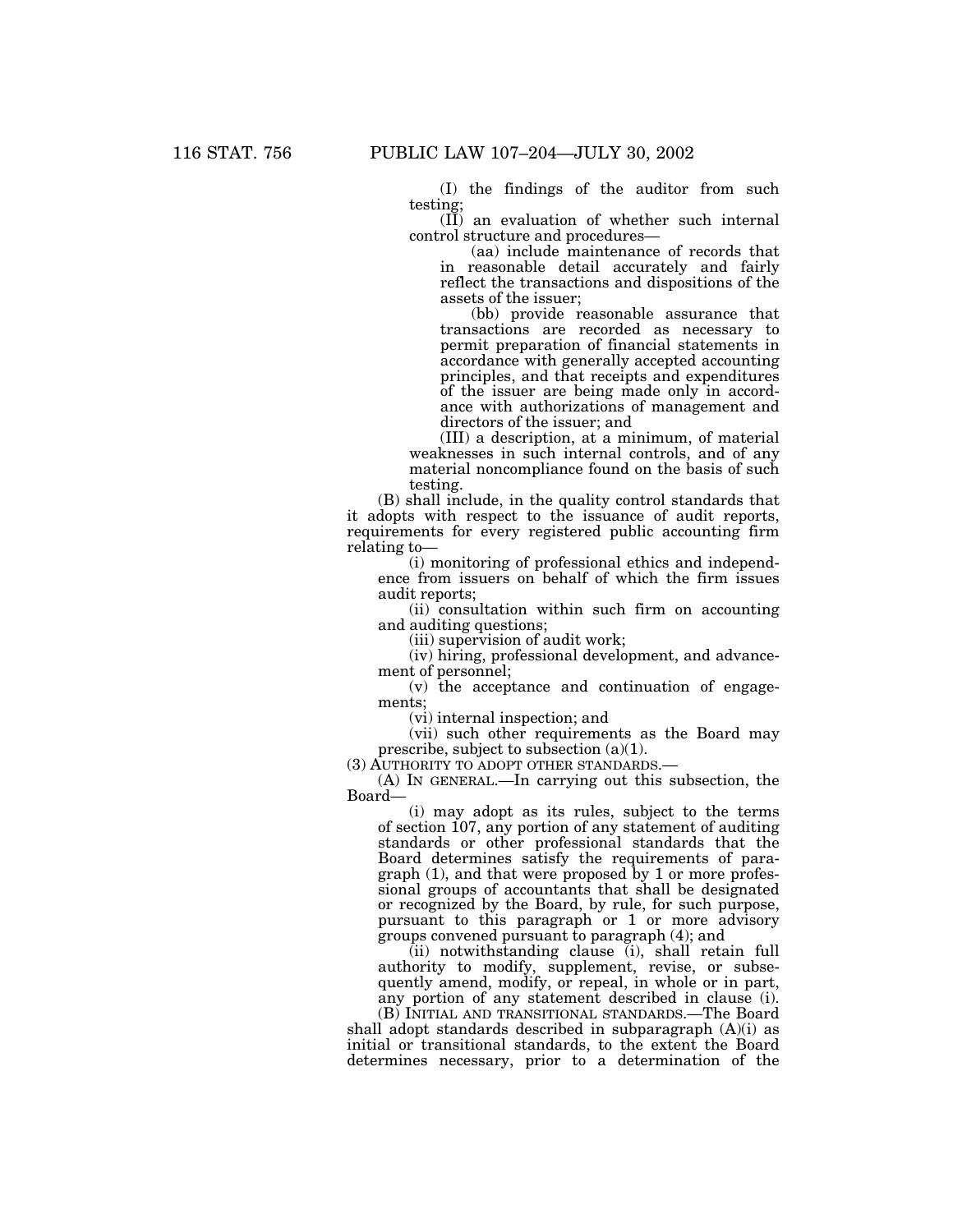(I) the findings of the auditor from such testing;

(II) an evaluation of whether such internal control structure and procedures—

(aa) include maintenance of records that in reasonable detail accurately and fairly reflect the transactions and dispositions of the assets of the issuer;

(bb) provide reasonable assurance that transactions are recorded as necessary to permit preparation of financial statements in accordance with generally accepted accounting principles, and that receipts and expenditures of the issuer are being made only in accordance with authorizations of management and directors of the issuer; and

(III) a description, at a minimum, of material weaknesses in such internal controls, and of any material noncompliance found on the basis of such testing.

(B) shall include, in the quality control standards that it adopts with respect to the issuance of audit reports, requirements for every registered public accounting firm relating to—

(i) monitoring of professional ethics and independence from issuers on behalf of which the firm issues audit reports;

(ii) consultation within such firm on accounting and auditing questions;

(iii) supervision of audit work;

(iv) hiring, professional development, and advancement of personnel;

(v) the acceptance and continuation of engagements;

(vi) internal inspection; and

(vii) such other requirements as the Board may prescribe, subject to subsection (a)(1).

(3) AUTHORITY TO ADOPT OTHER STANDARDS.—

(A) IN GENERAL.—In carrying out this subsection, the Board—

(i) may adopt as its rules, subject to the terms of section 107, any portion of any statement of auditing standards or other professional standards that the Board determines satisfy the requirements of paragraph (1), and that were proposed by 1 or more professional groups of accountants that shall be designated or recognized by the Board, by rule, for such purpose, pursuant to this paragraph or 1 or more advisory groups convened pursuant to paragraph (4); and

(ii) notwithstanding clause (i), shall retain full authority to modify, supplement, revise, or subsequently amend, modify, or repeal, in whole or in part, any portion of any statement described in clause (i).

(B) INITIAL AND TRANSITIONAL STANDARDS.—The Board shall adopt standards described in subparagraph (A)(i) as initial or transitional standards, to the extent the Board determines necessary, prior to a determination of the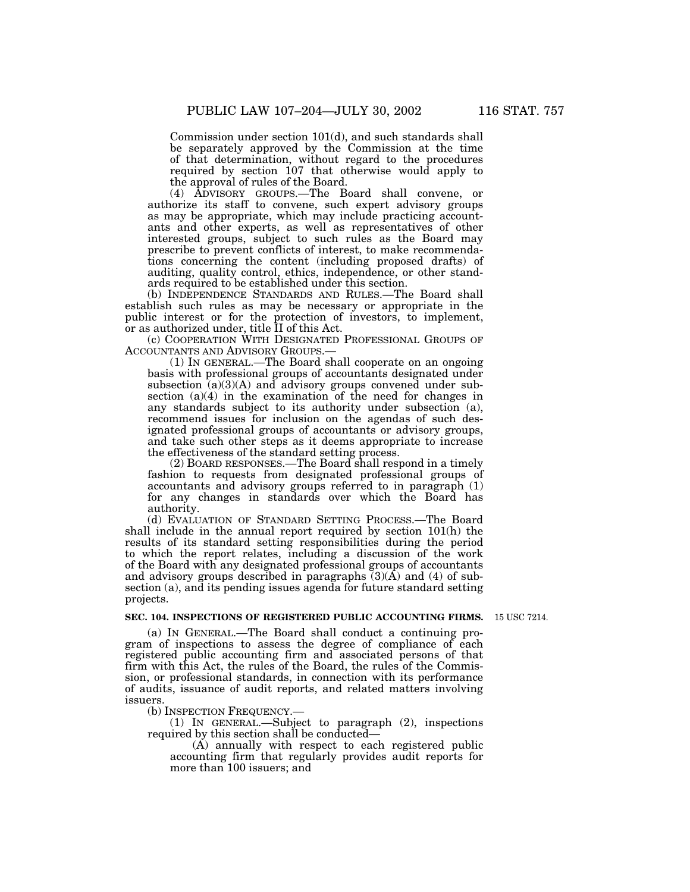Commission under section 101(d), and such standards shall be separately approved by the Commission at the time of that determination, without regard to the procedures required by section 107 that otherwise would apply to the approval of rules of the Board.

(4) ADVISORY GROUPS.—The Board shall convene, or authorize its staff to convene, such expert advisory groups as may be appropriate, which may include practicing accountants and other experts, as well as representatives of other interested groups, subject to such rules as the Board may prescribe to prevent conflicts of interest, to make recommendations concerning the content (including proposed drafts) of auditing, quality control, ethics, independence, or other standards required to be established under this section.

(b) INDEPENDENCE STANDARDS AND RULES.—The Board shall establish such rules as may be necessary or appropriate in the public interest or for the protection of investors, to implement, or as authorized under, title II of this Act.

(c) COOPERATION WITH DESIGNATED PROFESSIONAL GROUPS OF ACCOUNTANTS AND ADVISORY GROUPS.—

(1) IN GENERAL.—The Board shall cooperate on an ongoing basis with professional groups of accountants designated under subsection (a)(3)(A) and advisory groups convened under subsection (a)(4) in the examination of the need for changes in any standards subject to its authority under subsection (a), recommend issues for inclusion on the agendas of such designated professional groups of accountants or advisory groups, and take such other steps as it deems appropriate to increase the effectiveness of the standard setting process.

(2) BOARD RESPONSES.—The Board shall respond in a timely fashion to requests from designated professional groups of accountants and advisory groups referred to in paragraph (1) for any changes in standards over which the Board has authority.

(d) EVALUATION OF STANDARD SETTING PROCESS.—The Board shall include in the annual report required by section 101(h) the results of its standard setting responsibilities during the period to which the report relates, including a discussion of the work of the Board with any designated professional groups of accountants and advisory groups described in paragraphs (3)(A) and (4) of subsection (a), and its pending issues agenda for future standard setting projects.

**SEC. 104. INSPECTIONS OF REGISTERED PUBLIC ACCOUNTING FIRMS.** 15 USC 7214.

(a) IN GENERAL.—The Board shall conduct a continuing program of inspections to assess the degree of compliance of each registered public accounting firm and associated persons of that firm with this Act, the rules of the Board, the rules of the Commission, or professional standards, in connection with its performance of audits, issuance of audit reports, and related matters involving issuers.

(b) INSPECTION FREQUENCY.—

(1) IN GENERAL.—Subject to paragraph (2), inspections required by this section shall be conducted—

(A) annually with respect to each registered public accounting firm that regularly provides audit reports for more than 100 issuers; and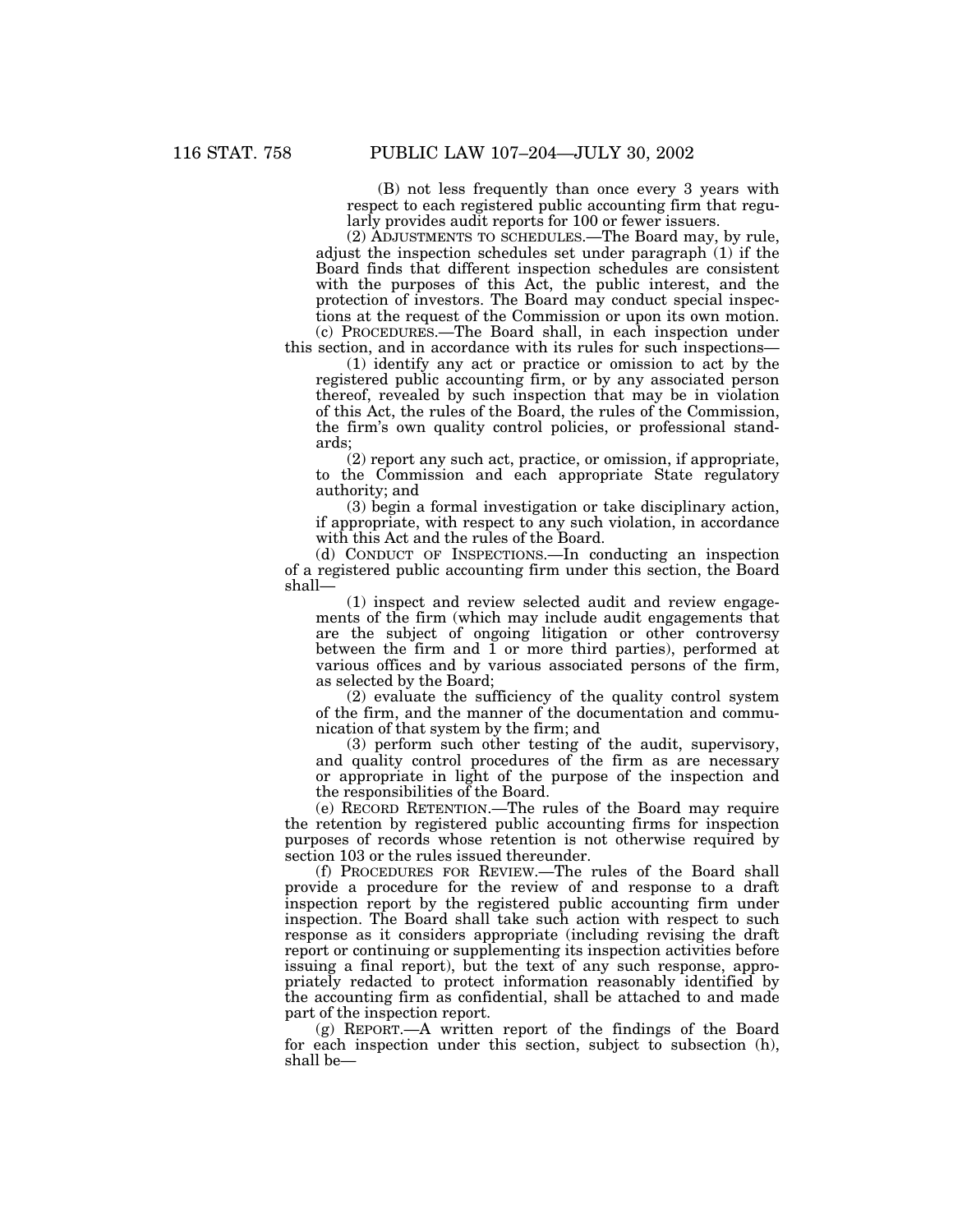(B) not less frequently than once every 3 years with respect to each registered public accounting firm that regularly provides audit reports for 100 or fewer issuers.

(2) ADJUSTMENTS TO SCHEDULES.—The Board may, by rule, adjust the inspection schedules set under paragraph (1) if the Board finds that different inspection schedules are consistent with the purposes of this Act, the public interest, and the protection of investors. The Board may conduct special inspections at the request of the Commission or upon its own motion.

(c) PROCEDURES.—The Board shall, in each inspection under this section, and in accordance with its rules for such inspections—

(1) identify any act or practice or omission to act by the registered public accounting firm, or by any associated person thereof, revealed by such inspection that may be in violation of this Act, the rules of the Board, the rules of the Commission, the firm's own quality control policies, or professional standards;

(2) report any such act, practice, or omission, if appropriate, to the Commission and each appropriate State regulatory authority; and

(3) begin a formal investigation or take disciplinary action, if appropriate, with respect to any such violation, in accordance with this Act and the rules of the Board.

(d) CONDUCT OF INSPECTIONS.—In conducting an inspection of a registered public accounting firm under this section, the Board shall—

(1) inspect and review selected audit and review engagements of the firm (which may include audit engagements that are the subject of ongoing litigation or other controversy between the firm and 1 or more third parties), performed at various offices and by various associated persons of the firm, as selected by the Board;

(2) evaluate the sufficiency of the quality control system of the firm, and the manner of the documentation and communication of that system by the firm; and

(3) perform such other testing of the audit, supervisory, and quality control procedures of the firm as are necessary or appropriate in light of the purpose of the inspection and the responsibilities of the Board.

(e) RECORD RETENTION.—The rules of the Board may require the retention by registered public accounting firms for inspection purposes of records whose retention is not otherwise required by section 103 or the rules issued thereunder.

(f) PROCEDURES FOR REVIEW.—The rules of the Board shall provide a procedure for the review of and response to a draft inspection report by the registered public accounting firm under inspection. The Board shall take such action with respect to such response as it considers appropriate (including revising the draft report or continuing or supplementing its inspection activities before issuing a final report), but the text of any such response, appropriately redacted to protect information reasonably identified by the accounting firm as confidential, shall be attached to and made part of the inspection report.

(g) REPORT.—A written report of the findings of the Board for each inspection under this section, subject to subsection (h), shall be—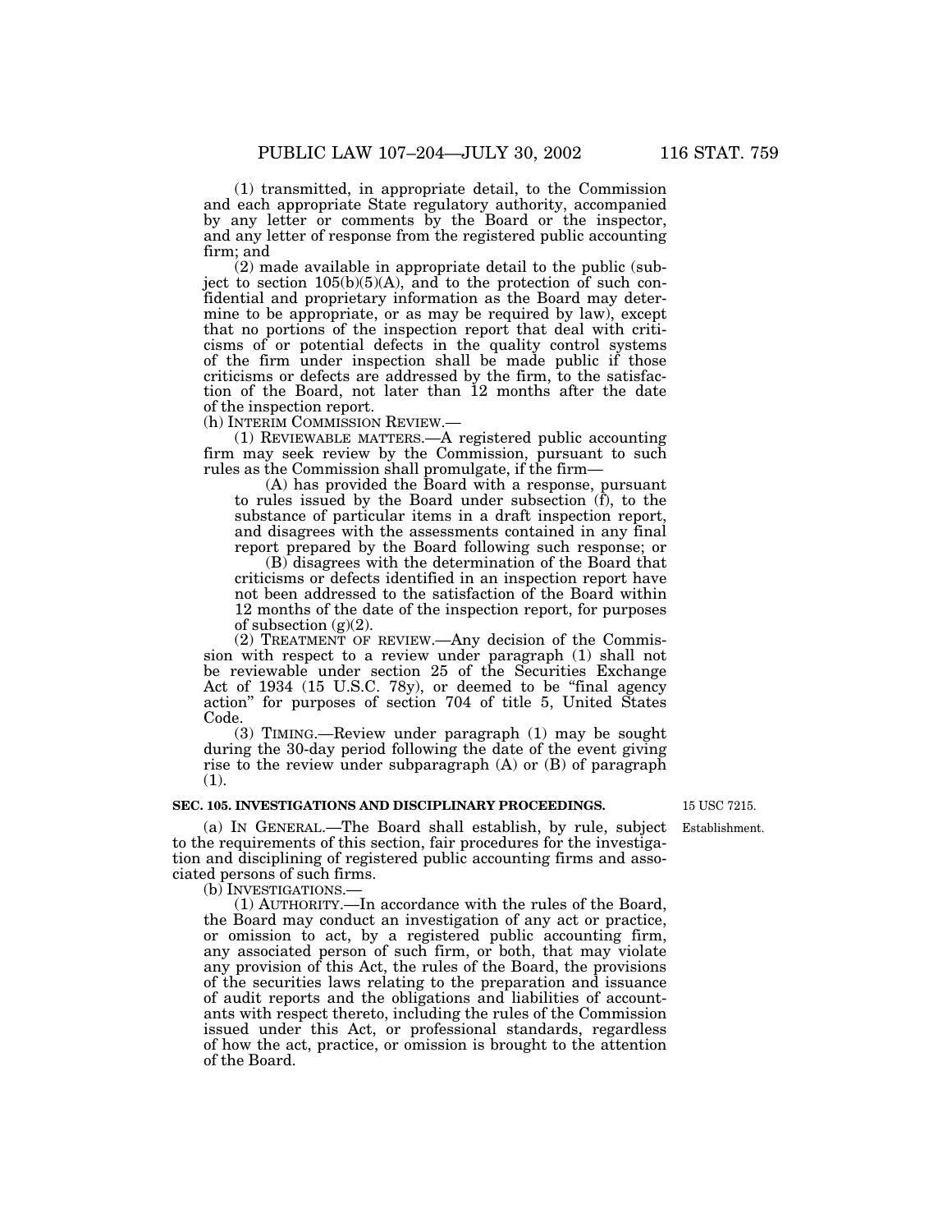(1) transmitted, in appropriate detail, to the Commission and each appropriate State regulatory authority, accompanied by any letter or comments by the Board or the inspector, and any letter of response from the registered public accounting firm; and

(2) made available in appropriate detail to the public (subject to section 105(b)(5)(A), and to the protection of such confidential and proprietary information as the Board may determine to be appropriate, or as may be required by law), except that no portions of the inspection report that deal with criticisms of or potential defects in the quality control systems of the firm under inspection shall be made public if those criticisms or defects are addressed by the firm, to the satisfaction of the Board, not later than 12 months after the date of the inspection report.

(h) INTERIM COMMISSION REVIEW.—

(1) REVIEWABLE MATTERS.—A registered public accounting firm may seek review by the Commission, pursuant to such rules as the Commission shall promulgate, if the firm—

(A) has provided the Board with a response, pursuant to rules issued by the Board under subsection (f), to the substance of particular items in a draft inspection report, and disagrees with the assessments contained in any final report prepared by the Board following such response; or

(B) disagrees with the determination of the Board that criticisms or defects identified in an inspection report have not been addressed to the satisfaction of the Board within 12 months of the date of the inspection report, for purposes of subsection (g)(2).

(2) TREATMENT OF REVIEW.—Any decision of the Commission with respect to a review under paragraph (1) shall not be reviewable under section 25 of the Securities Exchange Act of 1934 (15 U.S.C. 78y), or deemed to be "final agency action" for purposes of section 704 of title 5, United States Code.

(3) TIMING.—Review under paragraph (1) may be sought during the 30-day period following the date of the event giving rise to the review under subparagraph (A) or (B) of paragraph (1).

**SEC. 105. INVESTIGATIONS AND DISCIPLINARY PROCEEDINGS.**

15 USC 7215.

Establishment.

(a) IN GENERAL.—The Board shall establish, by rule, subject to the requirements of this section, fair procedures for the investigation and disciplining of registered public accounting firms and associated persons of such firms.

(b) INVESTIGATIONS.—

(1) AUTHORITY.—In accordance with the rules of the Board, the Board may conduct an investigation of any act or practice, or omission to act, by a registered public accounting firm, any associated person of such firm, or both, that may violate any provision of this Act, the rules of the Board, the provisions of the securities laws relating to the preparation and issuance of audit reports and the obligations and liabilities of accountants with respect thereto, including the rules of the Commission issued under this Act, or professional standards, regardless of how the act, practice, or omission is brought to the attention of the Board.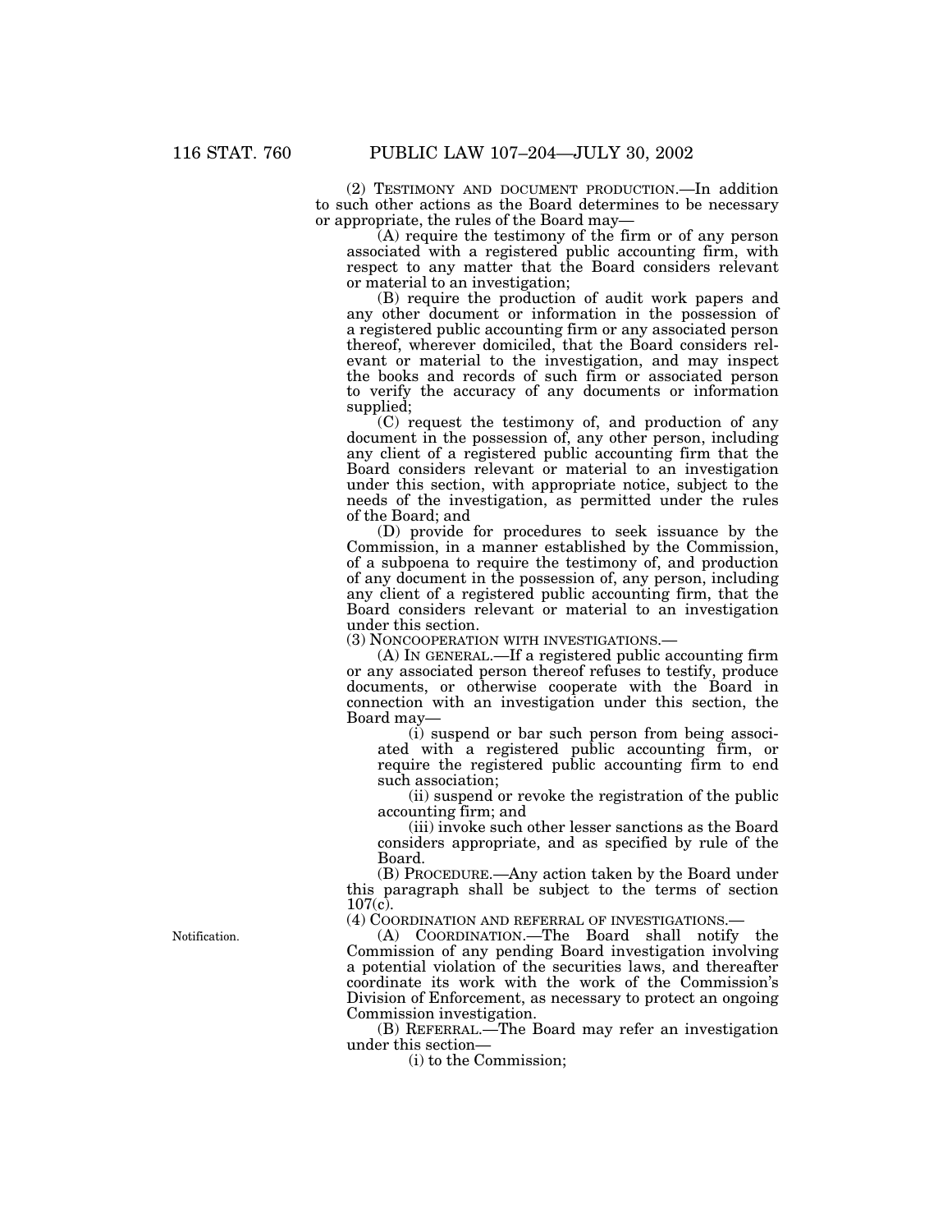(2) TESTIMONY AND DOCUMENT PRODUCTION.—In addition to such other actions as the Board determines to be necessary or appropriate, the rules of the Board may—

(A) require the testimony of the firm or of any person associated with a registered public accounting firm, with respect to any matter that the Board considers relevant or material to an investigation;

(B) require the production of audit work papers and any other document or information in the possession of a registered public accounting firm or any associated person thereof, wherever domiciled, that the Board considers relevant or material to the investigation, and may inspect the books and records of such firm or associated person to verify the accuracy of any documents or information supplied;

(C) request the testimony of, and production of any document in the possession of, any other person, including any client of a registered public accounting firm that the Board considers relevant or material to an investigation under this section, with appropriate notice, subject to the needs of the investigation, as permitted under the rules of the Board; and

(D) provide for procedures to seek issuance by the Commission, in a manner established by the Commission, of a subpoena to require the testimony of, and production of any document in the possession of, any person, including any client of a registered public accounting firm, that the Board considers relevant or material to an investigation under this section.

(3) NONCOOPERATION WITH INVESTIGATIONS.—

(A) IN GENERAL.—If a registered public accounting firm or any associated person thereof refuses to testify, produce documents, or otherwise cooperate with the Board in connection with an investigation under this section, the Board may—

(i) suspend or bar such person from being associated with a registered public accounting firm, or require the registered public accounting firm to end such association;

(ii) suspend or revoke the registration of the public accounting firm; and

(iii) invoke such other lesser sanctions as the Board considers appropriate, and as specified by rule of the Board.

(B) PROCEDURE.—Any action taken by the Board under this paragraph shall be subject to the terms of section 107(c).

(4) COORDINATION AND REFERRAL OF INVESTIGATIONS.—

Notification.

(A) COORDINATION.—The Board shall notify the Commission of any pending Board investigation involving a potential violation of the securities laws, and thereafter coordinate its work with the work of the Commission's Division of Enforcement, as necessary to protect an ongoing Commission investigation.

(B) REFERRAL.—The Board may refer an investigation under this section—

(i) to the Commission;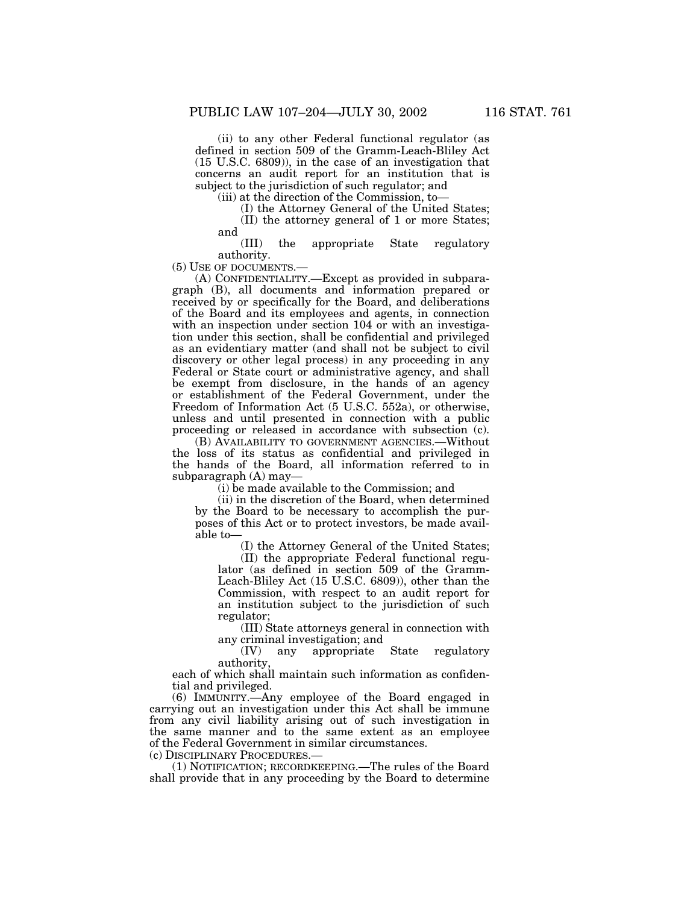(ii) to any other Federal functional regulator (as defined in section 509 of the Gramm-Leach-Bliley Act (15 U.S.C. 6809)), in the case of an investigation that concerns an audit report for an institution that is subject to the jurisdiction of such regulator; and

(iii) at the direction of the Commission, to—

(I) the Attorney General of the United States;

(II) the attorney general of 1 or more States; and

(III) the appropriate State regulatory authority.

(5) USE OF DOCUMENTS.—

(A) CONFIDENTIALITY.—Except as provided in subparagraph (B), all documents and information prepared or received by or specifically for the Board, and deliberations of the Board and its employees and agents, in connection with an inspection under section 104 or with an investigation under this section, shall be confidential and privileged as an evidentiary matter (and shall not be subject to civil discovery or other legal process) in any proceeding in any Federal or State court or administrative agency, and shall be exempt from disclosure, in the hands of an agency or establishment of the Federal Government, under the Freedom of Information Act (5 U.S.C. 552a), or otherwise, unless and until presented in connection with a public proceeding or released in accordance with subsection (c).

(B) AVAILABILITY TO GOVERNMENT AGENCIES.—Without the loss of its status as confidential and privileged in the hands of the Board, all information referred to in subparagraph (A) may—

(i) be made available to the Commission; and

(ii) in the discretion of the Board, when determined by the Board to be necessary to accomplish the purposes of this Act or to protect investors, be made available to—

(I) the Attorney General of the United States;

(II) the appropriate Federal functional regulator (as defined in section 509 of the Gramm-Leach-Bliley Act (15 U.S.C. 6809)), other than the Commission, with respect to an audit report for an institution subject to the jurisdiction of such regulator;

(III) State attorneys general in connection with any criminal investigation; and

(IV) any appropriate State regulatory authority,

each of which shall maintain such information as confidential and privileged.

(6) IMMUNITY.—Any employee of the Board engaged in carrying out an investigation under this Act shall be immune from any civil liability arising out of such investigation in the same manner and to the same extent as an employee of the Federal Government in similar circumstances.

(c) DISCIPLINARY PROCEDURES.—

(1) NOTIFICATION; RECORDKEEPING.—The rules of the Board shall provide that in any proceeding by the Board to determine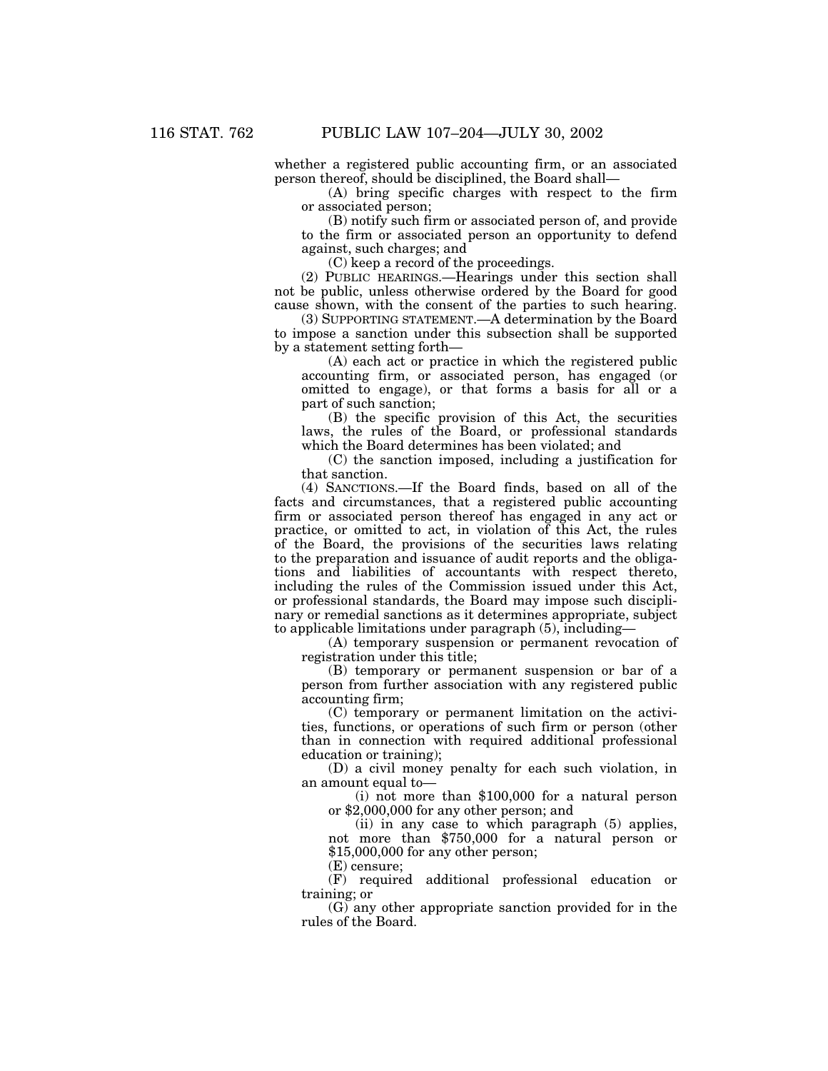whether a registered public accounting firm, or an associated person thereof, should be disciplined, the Board shall—

(A) bring specific charges with respect to the firm or associated person;

(B) notify such firm or associated person of, and provide to the firm or associated person an opportunity to defend against, such charges; and

(C) keep a record of the proceedings.

(2) PUBLIC HEARINGS.—Hearings under this section shall not be public, unless otherwise ordered by the Board for good cause shown, with the consent of the parties to such hearing.

(3) SUPPORTING STATEMENT.—A determination by the Board to impose a sanction under this subsection shall be supported by a statement setting forth—

(A) each act or practice in which the registered public accounting firm, or associated person, has engaged (or omitted to engage), or that forms a basis for all or a part of such sanction;

(B) the specific provision of this Act, the securities laws, the rules of the Board, or professional standards which the Board determines has been violated; and

(C) the sanction imposed, including a justification for that sanction.

(4) SANCTIONS.—If the Board finds, based on all of the facts and circumstances, that a registered public accounting firm or associated person thereof has engaged in any act or practice, or omitted to act, in violation of this Act, the rules of the Board, the provisions of the securities laws relating to the preparation and issuance of audit reports and the obligations and liabilities of accountants with respect thereto, including the rules of the Commission issued under this Act, or professional standards, the Board may impose such disciplinary or remedial sanctions as it determines appropriate, subject to applicable limitations under paragraph (5), including—

(A) temporary suspension or permanent revocation of registration under this title;

(B) temporary or permanent suspension or bar of a person from further association with any registered public accounting firm;

(C) temporary or permanent limitation on the activities, functions, or operations of such firm or person (other than in connection with required additional professional education or training);

(D) a civil money penalty for each such violation, in an amount equal to—

(i) not more than $100,000 for a natural person or $2,000,000 for any other person; and

(ii) in any case to which paragraph (5) applies, not more than $750,000 for a natural person or $15,000,000 for any other person;

(E) censure;

(F) required additional professional education or training; or

(G) any other appropriate sanction provided for in the rules of the Board.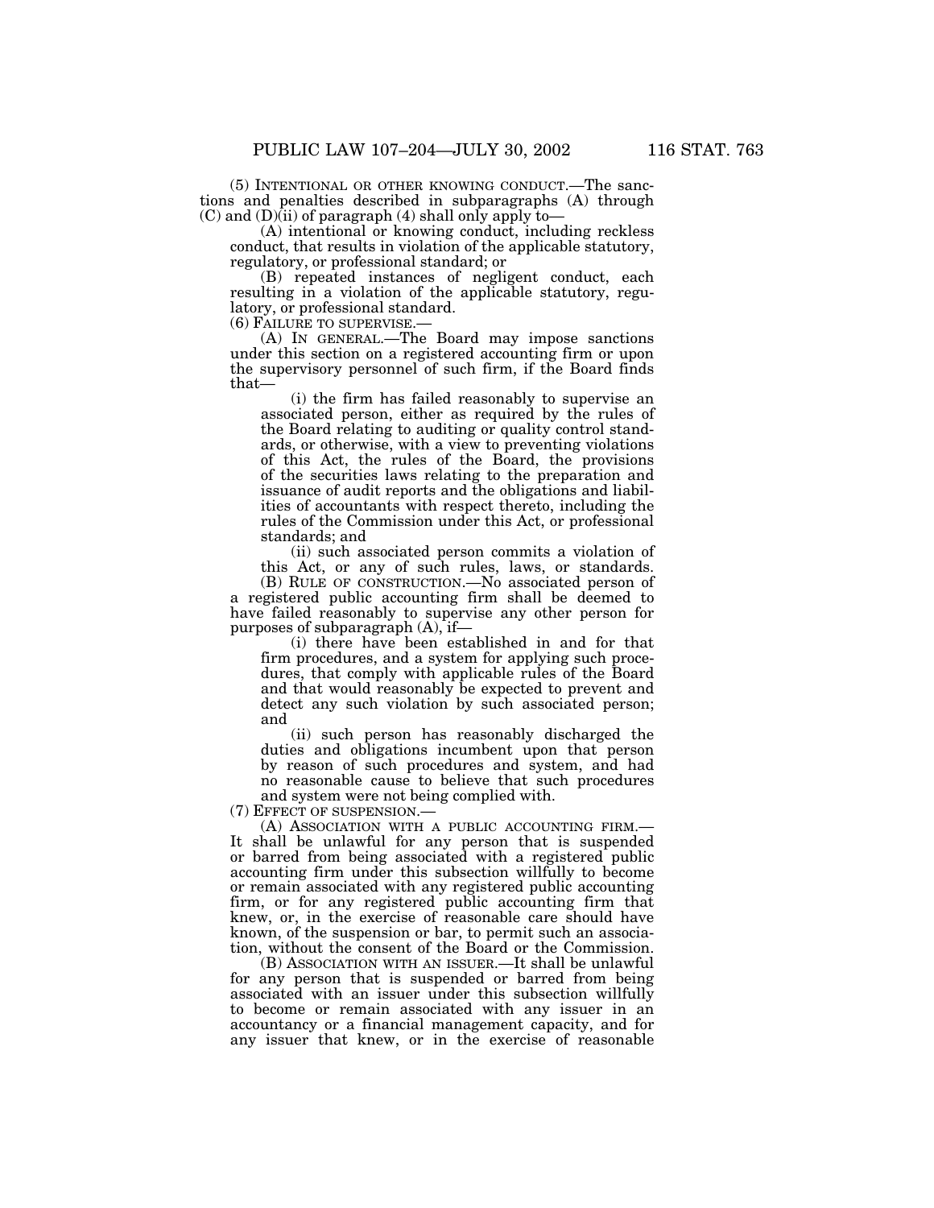(5) INTENTIONAL OR OTHER KNOWING CONDUCT.—The sanctions and penalties described in subparagraphs (A) through (C) and (D)(ii) of paragraph (4) shall only apply to—

(A) intentional or knowing conduct, including reckless conduct, that results in violation of the applicable statutory, regulatory, or professional standard; or

(B) repeated instances of negligent conduct, each resulting in a violation of the applicable statutory, regulatory, or professional standard.

(6) FAILURE TO SUPERVISE.—

(A) IN GENERAL.—The Board may impose sanctions under this section on a registered accounting firm or upon the supervisory personnel of such firm, if the Board finds that—

(i) the firm has failed reasonably to supervise an associated person, either as required by the rules of the Board relating to auditing or quality control standards, or otherwise, with a view to preventing violations of this Act, the rules of the Board, the provisions of the securities laws relating to the preparation and issuance of audit reports and the obligations and liabilities of accountants with respect thereto, including the rules of the Commission under this Act, or professional standards; and

(ii) such associated person commits a violation of this Act, or any of such rules, laws, or standards.

(B) RULE OF CONSTRUCTION.—No associated person of a registered public accounting firm shall be deemed to have failed reasonably to supervise any other person for purposes of subparagraph (A), if—

(i) there have been established in and for that firm procedures, and a system for applying such procedures, that comply with applicable rules of the Board and that would reasonably be expected to prevent and detect any such violation by such associated person; and

(ii) such person has reasonably discharged the duties and obligations incumbent upon that person by reason of such procedures and system, and had no reasonable cause to believe that such procedures and system were not being complied with.

(7) EFFECT OF SUSPENSION.—

(A) ASSOCIATION WITH A PUBLIC ACCOUNTING FIRM.—It shall be unlawful for any person that is suspended or barred from being associated with a registered public accounting firm under this subsection willfully to become or remain associated with any registered public accounting firm, or for any registered public accounting firm that knew, or, in the exercise of reasonable care should have known, of the suspension or bar, to permit such an association, without the consent of the Board or the Commission.

(B) ASSOCIATION WITH AN ISSUER.—It shall be unlawful for any person that is suspended or barred from being associated with an issuer under this subsection willfully to become or remain associated with any issuer in an accountancy or a financial management capacity, and for any issuer that knew, or in the exercise of reasonable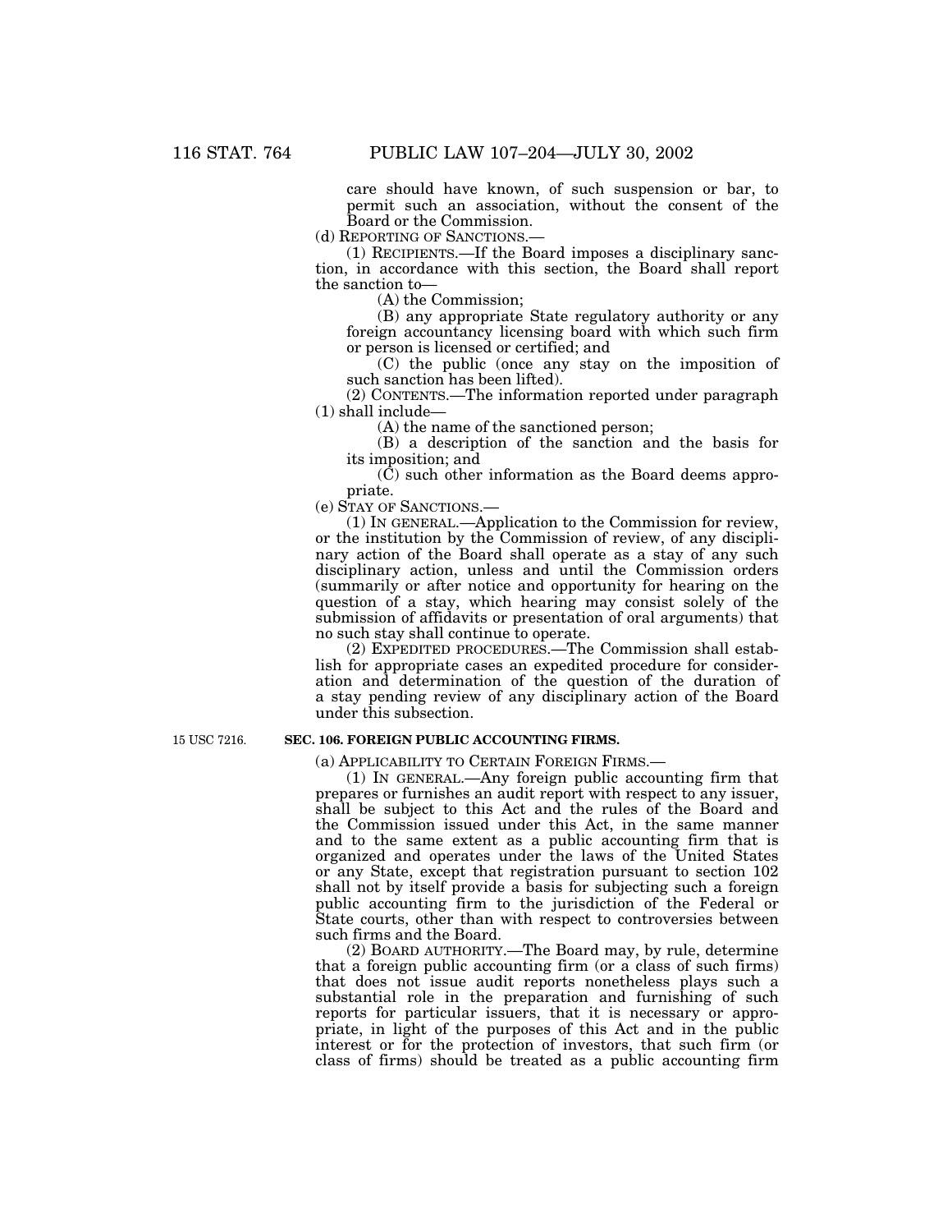care should have known, of such suspension or bar, to permit such an association, without the consent of the Board or the Commission.

(d) REPORTING OF SANCTIONS.—

(1) RECIPIENTS.—If the Board imposes a disciplinary sanction, in accordance with this section, the Board shall report the sanction to—

(A) the Commission;

(B) any appropriate State regulatory authority or any foreign accountancy licensing board with which such firm or person is licensed or certified; and

(C) the public (once any stay on the imposition of such sanction has been lifted).

(2) CONTENTS.—The information reported under paragraph (1) shall include—

(A) the name of the sanctioned person;

(B) a description of the sanction and the basis for its imposition; and

(C) such other information as the Board deems appropriate.

(e) STAY OF SANCTIONS.—

(1) IN GENERAL.—Application to the Commission for review, or the institution by the Commission of review, of any disciplinary action of the Board shall operate as a stay of any such disciplinary action, unless and until the Commission orders (summarily or after notice and opportunity for hearing on the question of a stay, which hearing may consist solely of the submission of affidavits or presentation of oral arguments) that no such stay shall continue to operate.

(2) EXPEDITED PROCEDURES.—The Commission shall establish for appropriate cases an expedited procedure for consideration and determination of the question of the duration of a stay pending review of any disciplinary action of the Board under this subsection.

15 USC 7216.

## SEC. 106. FOREIGN PUBLIC ACCOUNTING FIRMS.

(a) APPLICABILITY TO CERTAIN FOREIGN FIRMS.—

(1) IN GENERAL.—Any foreign public accounting firm that prepares or furnishes an audit report with respect to any issuer, shall be subject to this Act and the rules of the Board and the Commission issued under this Act, in the same manner and to the same extent as a public accounting firm that is organized and operates under the laws of the United States or any State, except that registration pursuant to section 102 shall not by itself provide a basis for subjecting such a foreign public accounting firm to the jurisdiction of the Federal or State courts, other than with respect to controversies between such firms and the Board.

(2) BOARD AUTHORITY.—The Board may, by rule, determine that a foreign public accounting firm (or a class of such firms) that does not issue audit reports nonetheless plays such a substantial role in the preparation and furnishing of such reports for particular issuers, that it is necessary or appropriate, in light of the purposes of this Act and in the public interest or for the protection of investors, that such firm (or class of firms) should be treated as a public accounting firm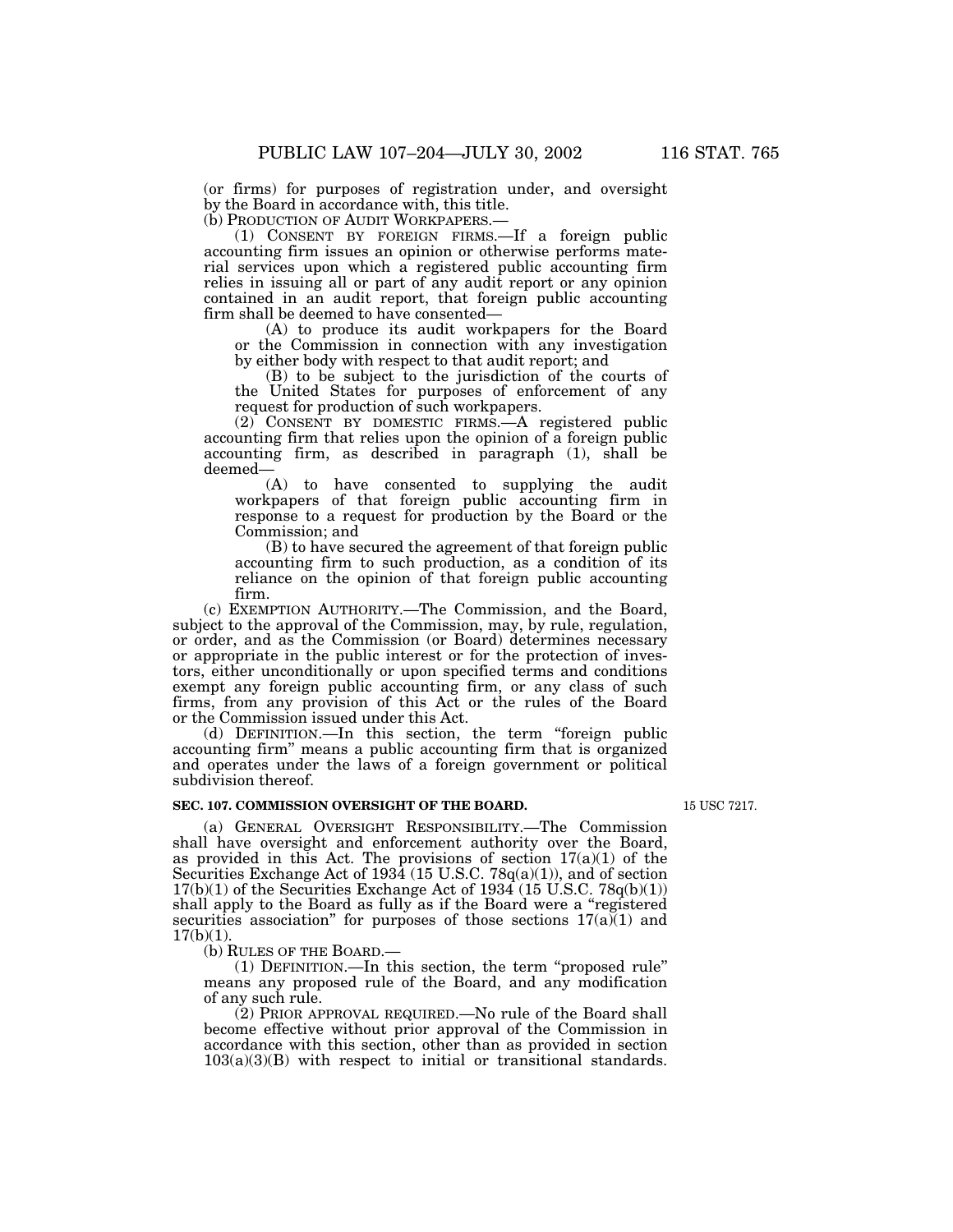(or firms) for purposes of registration under, and oversight by the Board in accordance with, this title.

(b) PRODUCTION OF AUDIT WORKPAPERS.—

(1) CONSENT BY FOREIGN FIRMS.—If a foreign public accounting firm issues an opinion or otherwise performs material services upon which a registered public accounting firm relies in issuing all or part of any audit report or any opinion contained in an audit report, that foreign public accounting firm shall be deemed to have consented—

(A) to produce its audit workpapers for the Board or the Commission in connection with any investigation by either body with respect to that audit report; and

(B) to be subject to the jurisdiction of the courts of the United States for purposes of enforcement of any request for production of such workpapers.

(2) CONSENT BY DOMESTIC FIRMS.—A registered public accounting firm that relies upon the opinion of a foreign public accounting firm, as described in paragraph (1), shall be deemed—

(A) to have consented to supplying the audit workpapers of that foreign public accounting firm in response to a request for production by the Board or the Commission; and

(B) to have secured the agreement of that foreign public accounting firm to such production, as a condition of its reliance on the opinion of that foreign public accounting firm.

(c) EXEMPTION AUTHORITY.—The Commission, and the Board, subject to the approval of the Commission, may, by rule, regulation, or order, and as the Commission (or Board) determines necessary or appropriate in the public interest or for the protection of investors, either unconditionally or upon specified terms and conditions exempt any foreign public accounting firm, or any class of such firms, from any provision of this Act or the rules of the Board or the Commission issued under this Act.

(d) DEFINITION.—In this section, the term "foreign public accounting firm" means a public accounting firm that is organized and operates under the laws of a foreign government or political subdivision thereof.

**SEC. 107. COMMISSION OVERSIGHT OF THE BOARD.**

15 USC 7217.

(a) GENERAL OVERSIGHT RESPONSIBILITY.—The Commission shall have oversight and enforcement authority over the Board, as provided in this Act. The provisions of section 17(a)(1) of the Securities Exchange Act of 1934 (15 U.S.C. 78q(a)(1)), and of section 17(b)(1) of the Securities Exchange Act of 1934 (15 U.S.C. 78q(b)(1)) shall apply to the Board as fully as if the Board were a "registered securities association" for purposes of those sections 17(a)(1) and 17(b)(1).

(b) RULES OF THE BOARD.—

(1) DEFINITION.—In this section, the term "proposed rule" means any proposed rule of the Board, and any modification of any such rule.

(2) PRIOR APPROVAL REQUIRED.—No rule of the Board shall become effective without prior approval of the Commission in accordance with this section, other than as provided in section 103(a)(3)(B) with respect to initial or transitional standards.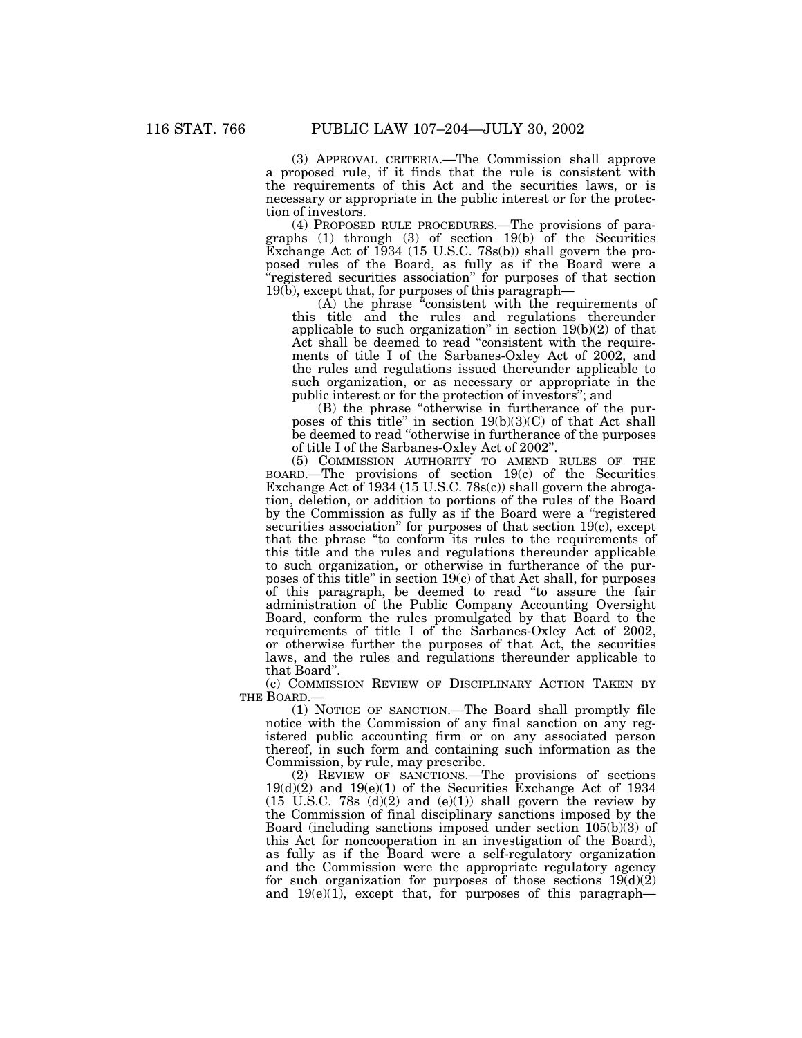(3) APPROVAL CRITERIA.—The Commission shall approve a proposed rule, if it finds that the rule is consistent with the requirements of this Act and the securities laws, or is necessary or appropriate in the public interest or for the protection of investors.

(4) PROPOSED RULE PROCEDURES.—The provisions of paragraphs (1) through (3) of section 19(b) of the Securities Exchange Act of 1934 (15 U.S.C. 78s(b)) shall govern the proposed rules of the Board, as fully as if the Board were a "registered securities association" for purposes of that section 19(b), except that, for purposes of this paragraph—

(A) the phrase "consistent with the requirements of this title and the rules and regulations thereunder applicable to such organization" in section 19(b)(2) of that Act shall be deemed to read "consistent with the requirements of title I of the Sarbanes-Oxley Act of 2002, and the rules and regulations issued thereunder applicable to such organization, or as necessary or appropriate in the public interest or for the protection of investors"; and

(B) the phrase "otherwise in furtherance of the purposes of this title" in section 19(b)(3)(C) of that Act shall be deemed to read "otherwise in furtherance of the purposes of title I of the Sarbanes-Oxley Act of 2002".

(5) COMMISSION AUTHORITY TO AMEND RULES OF THE BOARD.—The provisions of section 19(c) of the Securities Exchange Act of 1934 (15 U.S.C. 78s(c)) shall govern the abrogation, deletion, or addition to portions of the rules of the Board by the Commission as fully as if the Board were a "registered securities association" for purposes of that section 19(c), except that the phrase "to conform its rules to the requirements of this title and the rules and regulations thereunder applicable to such organization, or otherwise in furtherance of the purposes of this title" in section 19(c) of that Act shall, for purposes of this paragraph, be deemed to read "to assure the fair administration of the Public Company Accounting Oversight Board, conform the rules promulgated by that Board to the requirements of title I of the Sarbanes-Oxley Act of 2002, or otherwise further the purposes of that Act, the securities laws, and the rules and regulations thereunder applicable to that Board".

(c) COMMISSION REVIEW OF DISCIPLINARY ACTION TAKEN BY THE BOARD.—

(1) NOTICE OF SANCTION.—The Board shall promptly file notice with the Commission of any final sanction on any registered public accounting firm or on any associated person thereof, in such form and containing such information as the Commission, by rule, may prescribe.

(2) REVIEW OF SANCTIONS.—The provisions of sections 19(d)(2) and 19(e)(1) of the Securities Exchange Act of 1934 (15 U.S.C. 78s (d)(2) and (e)(1)) shall govern the review by the Commission of final disciplinary sanctions imposed by the Board (including sanctions imposed under section 105(b)(3) of this Act for noncooperation in an investigation of the Board), as fully as if the Board were a self-regulatory organization and the Commission were the appropriate regulatory agency for such organization for purposes of those sections 19(d)(2) and 19(e)(1), except that, for purposes of this paragraph—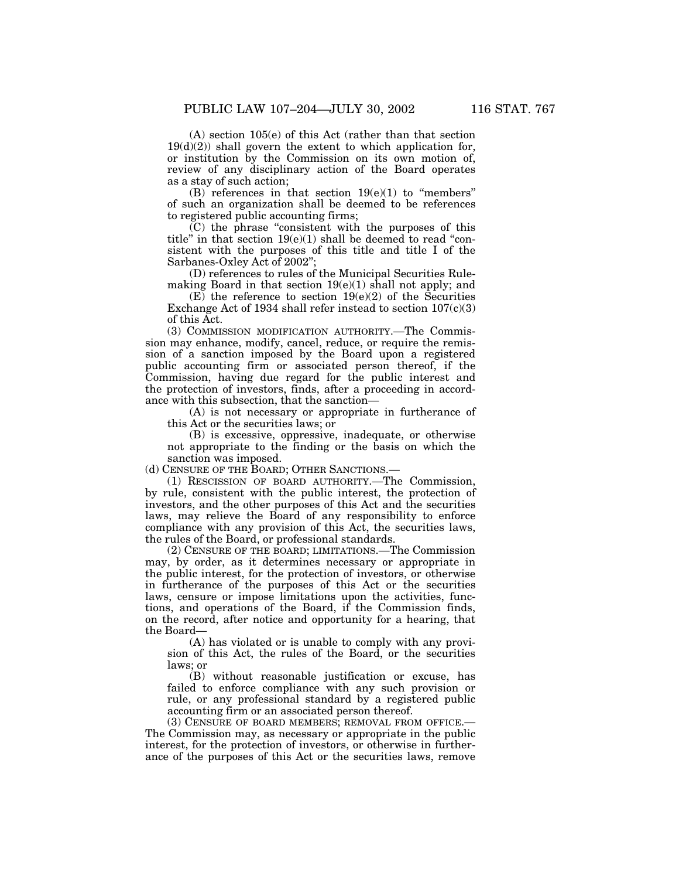(A) section 105(e) of this Act (rather than that section 19(d)(2)) shall govern the extent to which application for, or institution by the Commission on its own motion of, review of any disciplinary action of the Board operates as a stay of such action;

(B) references in that section 19(e)(1) to "members" of such an organization shall be deemed to be references to registered public accounting firms;

(C) the phrase "consistent with the purposes of this title" in that section 19(e)(1) shall be deemed to read "consistent with the purposes of this title and title I of the Sarbanes-Oxley Act of 2002";

(D) references to rules of the Municipal Securities Rulemaking Board in that section 19(e)(1) shall not apply; and

(E) the reference to section 19(e)(2) of the Securities Exchange Act of 1934 shall refer instead to section 107(c)(3) of this Act.

(3) COMMISSION MODIFICATION AUTHORITY.—The Commission may enhance, modify, cancel, reduce, or require the remission of a sanction imposed by the Board upon a registered public accounting firm or associated person thereof, if the Commission, having due regard for the public interest and the protection of investors, finds, after a proceeding in accordance with this subsection, that the sanction—

(A) is not necessary or appropriate in furtherance of this Act or the securities laws; or

(B) is excessive, oppressive, inadequate, or otherwise not appropriate to the finding or the basis on which the sanction was imposed.

(d) CENSURE OF THE BOARD; OTHER SANCTIONS.—

(1) RESCISSION OF BOARD AUTHORITY.—The Commission, by rule, consistent with the public interest, the protection of investors, and the other purposes of this Act and the securities laws, may relieve the Board of any responsibility to enforce compliance with any provision of this Act, the securities laws, the rules of the Board, or professional standards.

(2) CENSURE OF THE BOARD; LIMITATIONS.—The Commission may, by order, as it determines necessary or appropriate in the public interest, for the protection of investors, or otherwise in furtherance of the purposes of this Act or the securities laws, censure or impose limitations upon the activities, functions, and operations of the Board, if the Commission finds, on the record, after notice and opportunity for a hearing, that the Board—

(A) has violated or is unable to comply with any provision of this Act, the rules of the Board, or the securities laws; or

(B) without reasonable justification or excuse, has failed to enforce compliance with any such provision or rule, or any professional standard by a registered public accounting firm or an associated person thereof.

(3) CENSURE OF BOARD MEMBERS; REMOVAL FROM OFFICE.—The Commission may, as necessary or appropriate in the public interest, for the protection of investors, or otherwise in furtherance of the purposes of this Act or the securities laws, remove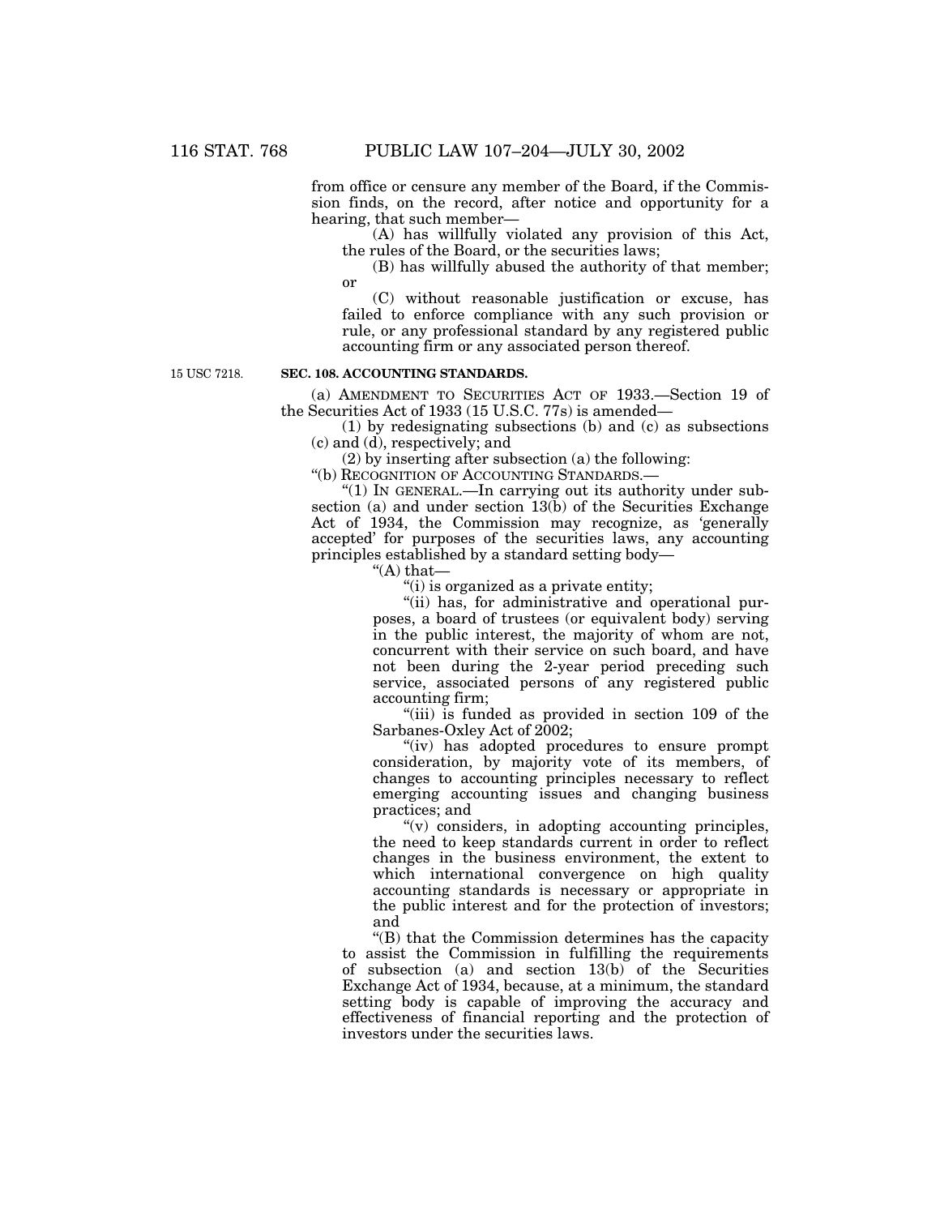from office or censure any member of the Board, if the Commission finds, on the record, after notice and opportunity for a hearing, that such member—

(A) has willfully violated any provision of this Act, the rules of the Board, or the securities laws;

(B) has willfully abused the authority of that member; or

(C) without reasonable justification or excuse, has failed to enforce compliance with any such provision or rule, or any professional standard by any registered public accounting firm or any associated person thereof.

15 USC 7218.

**SEC. 108. ACCOUNTING STANDARDS.**

(a) AMENDMENT TO SECURITIES ACT OF 1933.—Section 19 of the Securities Act of 1933 (15 U.S.C. 77s) is amended—

(1) by redesignating subsections (b) and (c) as subsections (c) and (d), respectively; and

(2) by inserting after subsection (a) the following:

"(b) RECOGNITION OF ACCOUNTING STANDARDS.—

"(1) IN GENERAL.—In carrying out its authority under subsection (a) and under section 13(b) of the Securities Exchange Act of 1934, the Commission may recognize, as 'generally accepted' for purposes of the securities laws, any accounting principles established by a standard setting body—

"(A) that—

"(i) is organized as a private entity;

"(ii) has, for administrative and operational purposes, a board of trustees (or equivalent body) serving in the public interest, the majority of whom are not, concurrent with their service on such board, and have not been during the 2-year period preceding such service, associated persons of any registered public accounting firm;

"(iii) is funded as provided in section 109 of the Sarbanes-Oxley Act of 2002;

"(iv) has adopted procedures to ensure prompt consideration, by majority vote of its members, of changes to accounting principles necessary to reflect emerging accounting issues and changing business practices; and

"(v) considers, in adopting accounting principles, the need to keep standards current in order to reflect changes in the business environment, the extent to which international convergence on high quality accounting standards is necessary or appropriate in the public interest and for the protection of investors; and

"(B) that the Commission determines has the capacity to assist the Commission in fulfilling the requirements of subsection (a) and section 13(b) of the Securities Exchange Act of 1934, because, at a minimum, the standard setting body is capable of improving the accuracy and effectiveness of financial reporting and the protection of investors under the securities laws.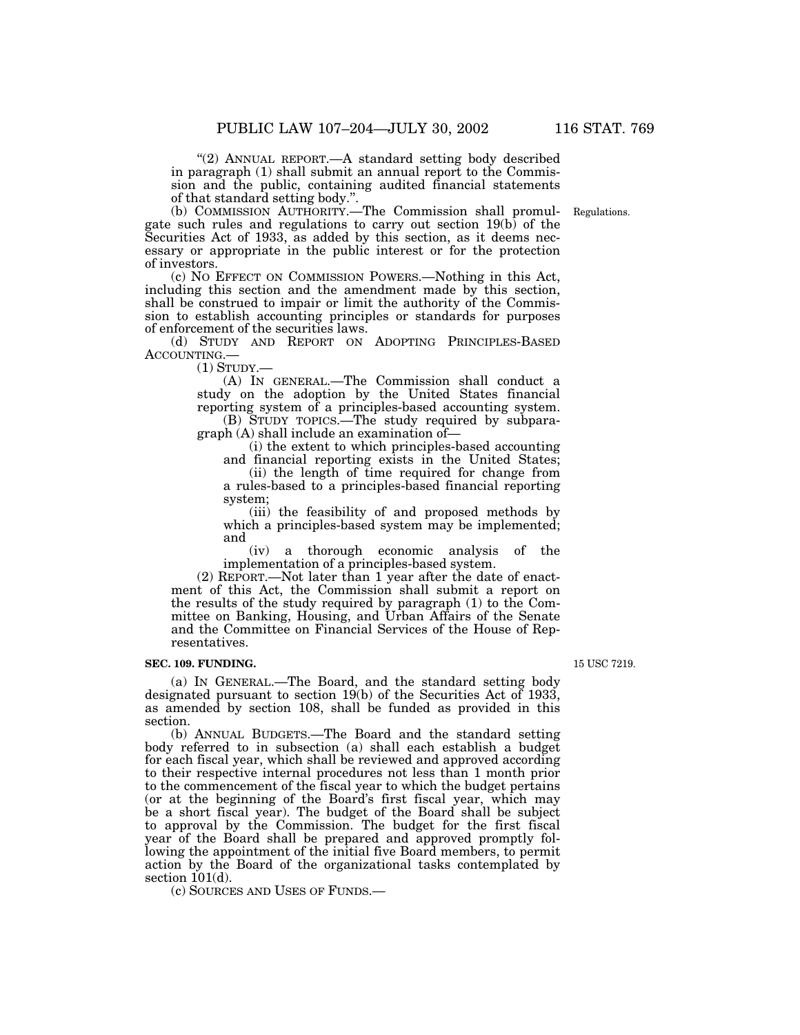"(2) ANNUAL REPORT.—A standard setting body described in paragraph (1) shall submit an annual report to the Commission and the public, containing audited financial statements of that standard setting body.".

(b) COMMISSION AUTHORITY.—The Commission shall promulgate such rules and regulations to carry out section 19(b) of the Securities Act of 1933, as added by this section, as it deems necessary or appropriate in the public interest or for the protection of investors.

Regulations.

(c) NO EFFECT ON COMMISSION POWERS.—Nothing in this Act, including this section and the amendment made by this section, shall be construed to impair or limit the authority of the Commission to establish accounting principles or standards for purposes of enforcement of the securities laws.

(d) STUDY AND REPORT ON ADOPTING PRINCIPLES-BASED ACCOUNTING.—

(1) STUDY.—

(A) IN GENERAL.—The Commission shall conduct a study on the adoption by the United States financial reporting system of a principles-based accounting system.

(B) STUDY TOPICS.—The study required by subparagraph (A) shall include an examination of—

(i) the extent to which principles-based accounting and financial reporting exists in the United States;

(ii) the length of time required for change from a rules-based to a principles-based financial reporting system;

(iii) the feasibility of and proposed methods by which a principles-based system may be implemented; and

(iv) a thorough economic analysis of the implementation of a principles-based system.

(2) REPORT.—Not later than 1 year after the date of enactment of this Act, the Commission shall submit a report on the results of the study required by paragraph (1) to the Committee on Banking, Housing, and Urban Affairs of the Senate and the Committee on Financial Services of the House of Representatives.

**SEC. 109. FUNDING.**

15 USC 7219.

(a) IN GENERAL.—The Board, and the standard setting body designated pursuant to section 19(b) of the Securities Act of 1933, as amended by section 108, shall be funded as provided in this section.

(b) ANNUAL BUDGETS.—The Board and the standard setting body referred to in subsection (a) shall each establish a budget for each fiscal year, which shall be reviewed and approved according to their respective internal procedures not less than 1 month prior to the commencement of the fiscal year to which the budget pertains (or at the beginning of the Board's first fiscal year, which may be a short fiscal year). The budget of the Board shall be subject to approval by the Commission. The budget for the first fiscal year of the Board shall be prepared and approved promptly following the appointment of the initial five Board members, to permit action by the Board of the organizational tasks contemplated by section 101(d).

(c) SOURCES AND USES OF FUNDS.—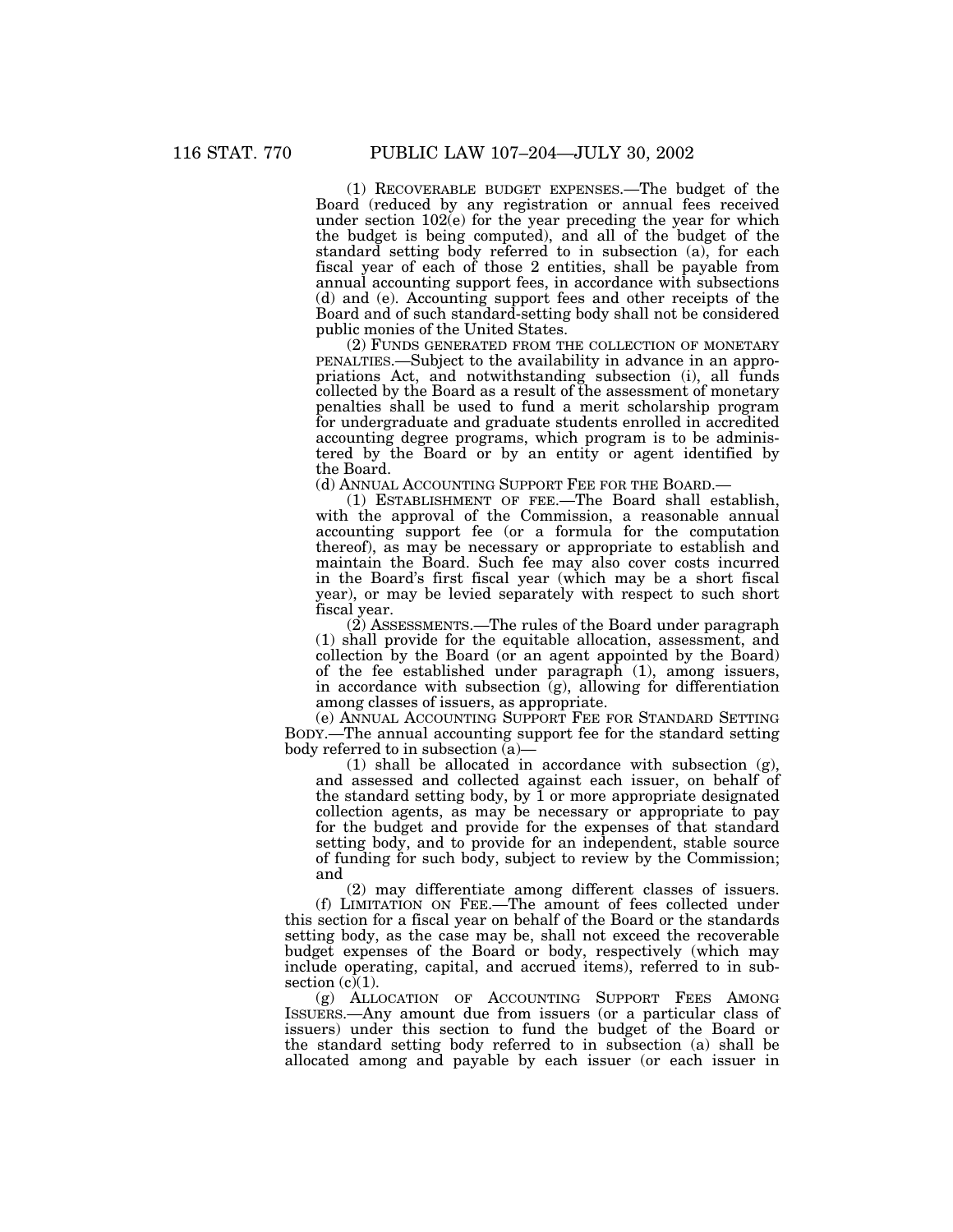(1) RECOVERABLE BUDGET EXPENSES.—The budget of the Board (reduced by any registration or annual fees received under section 102(e) for the year preceding the year for which the budget is being computed), and all of the budget of the standard setting body referred to in subsection (a), for each fiscal year of each of those 2 entities, shall be payable from annual accounting support fees, in accordance with subsections (d) and (e). Accounting support fees and other receipts of the Board and of such standard-setting body shall not be considered public monies of the United States.

(2) FUNDS GENERATED FROM THE COLLECTION OF MONETARY PENALTIES.—Subject to the availability in advance in an appropriations Act, and notwithstanding subsection (i), all funds collected by the Board as a result of the assessment of monetary penalties shall be used to fund a merit scholarship program for undergraduate and graduate students enrolled in accredited accounting degree programs, which program is to be administered by the Board or by an entity or agent identified by the Board.

(d) ANNUAL ACCOUNTING SUPPORT FEE FOR THE BOARD.—

(1) ESTABLISHMENT OF FEE.—The Board shall establish, with the approval of the Commission, a reasonable annual accounting support fee (or a formula for the computation thereof), as may be necessary or appropriate to establish and maintain the Board. Such fee may also cover costs incurred in the Board's first fiscal year (which may be a short fiscal year), or may be levied separately with respect to such short fiscal year.

(2) ASSESSMENTS.—The rules of the Board under paragraph (1) shall provide for the equitable allocation, assessment, and collection by the Board (or an agent appointed by the Board) of the fee established under paragraph (1), among issuers, in accordance with subsection (g), allowing for differentiation among classes of issuers, as appropriate.

(e) ANNUAL ACCOUNTING SUPPORT FEE FOR STANDARD SETTING BODY.—The annual accounting support fee for the standard setting body referred to in subsection (a)—

(1) shall be allocated in accordance with subsection (g), and assessed and collected against each issuer, on behalf of the standard setting body, by 1 or more appropriate designated collection agents, as may be necessary or appropriate to pay for the budget and provide for the expenses of that standard setting body, and to provide for an independent, stable source of funding for such body, subject to review by the Commission; and

(2) may differentiate among different classes of issuers.

(f) LIMITATION ON FEE.—The amount of fees collected under this section for a fiscal year on behalf of the Board or the standards setting body, as the case may be, shall not exceed the recoverable budget expenses of the Board or body, respectively (which may include operating, capital, and accrued items), referred to in subsection (c)(1).

(g) ALLOCATION OF ACCOUNTING SUPPORT FEES AMONG ISSUERS.—Any amount due from issuers (or a particular class of issuers) under this section to fund the budget of the Board or the standard setting body referred to in subsection (a) shall be allocated among and payable by each issuer (or each issuer in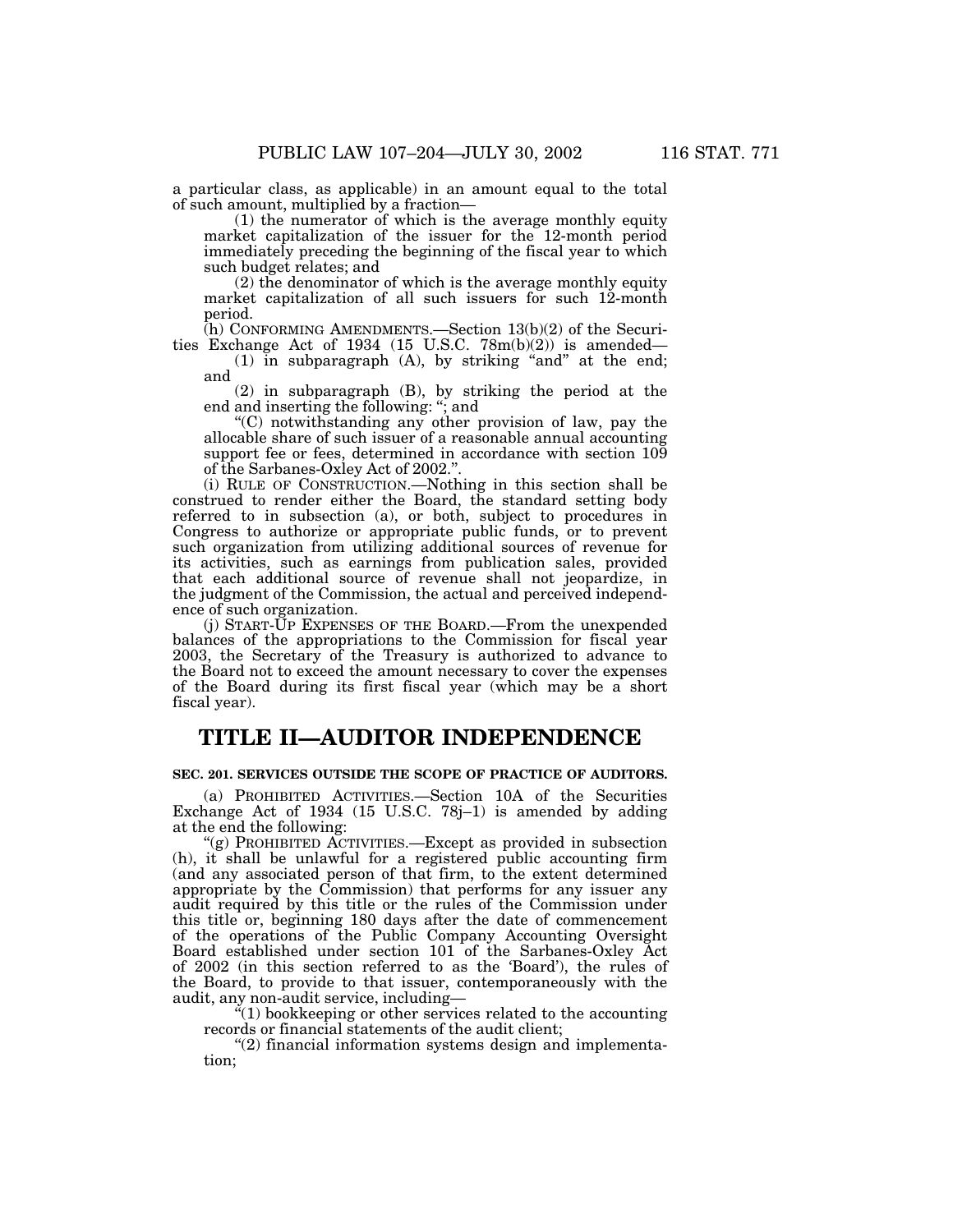a particular class, as applicable) in an amount equal to the total of such amount, multiplied by a fraction—

(1) the numerator of which is the average monthly equity market capitalization of the issuer for the 12-month period immediately preceding the beginning of the fiscal year to which such budget relates; and

(2) the denominator of which is the average monthly equity market capitalization of all such issuers for such 12-month period.

(h) CONFORMING AMENDMENTS.—Section 13(b)(2) of the Securities Exchange Act of 1934 (15 U.S.C. 78m(b)(2)) is amended—

(1) in subparagraph (A), by striking "and" at the end; and

(2) in subparagraph (B), by striking the period at the end and inserting the following: "; and

"(C) notwithstanding any other provision of law, pay the allocable share of such issuer of a reasonable annual accounting support fee or fees, determined in accordance with section 109 of the Sarbanes-Oxley Act of 2002.".

(i) RULE OF CONSTRUCTION.—Nothing in this section shall be construed to render either the Board, the standard setting body referred to in subsection (a), or both, subject to procedures in Congress to authorize or appropriate public funds, or to prevent such organization from utilizing additional sources of revenue for its activities, such as earnings from publication sales, provided that each additional source of revenue shall not jeopardize, in the judgment of the Commission, the actual and perceived independence of such organization.

(j) START-UP EXPENSES OF THE BOARD.—From the unexpended balances of the appropriations to the Commission for fiscal year 2003, the Secretary of the Treasury is authorized to advance to the Board not to exceed the amount necessary to cover the expenses of the Board during its first fiscal year (which may be a short fiscal year).

# TITLE II—AUDITOR INDEPENDENCE

### SEC. 201. SERVICES OUTSIDE THE SCOPE OF PRACTICE OF AUDITORS.

(a) PROHIBITED ACTIVITIES.—Section 10A of the Securities Exchange Act of 1934 (15 U.S.C. 78j–1) is amended by adding at the end the following:

"(g) PROHIBITED ACTIVITIES.—Except as provided in subsection (h), it shall be unlawful for a registered public accounting firm (and any associated person of that firm, to the extent determined appropriate by the Commission) that performs for any issuer any audit required by this title or the rules of the Commission under this title or, beginning 180 days after the date of commencement of the operations of the Public Company Accounting Oversight Board established under section 101 of the Sarbanes-Oxley Act of 2002 (in this section referred to as the 'Board'), the rules of the Board, to provide to that issuer, contemporaneously with the audit, any non-audit service, including—

"(1) bookkeeping or other services related to the accounting records or financial statements of the audit client;

"(2) financial information systems design and implementation;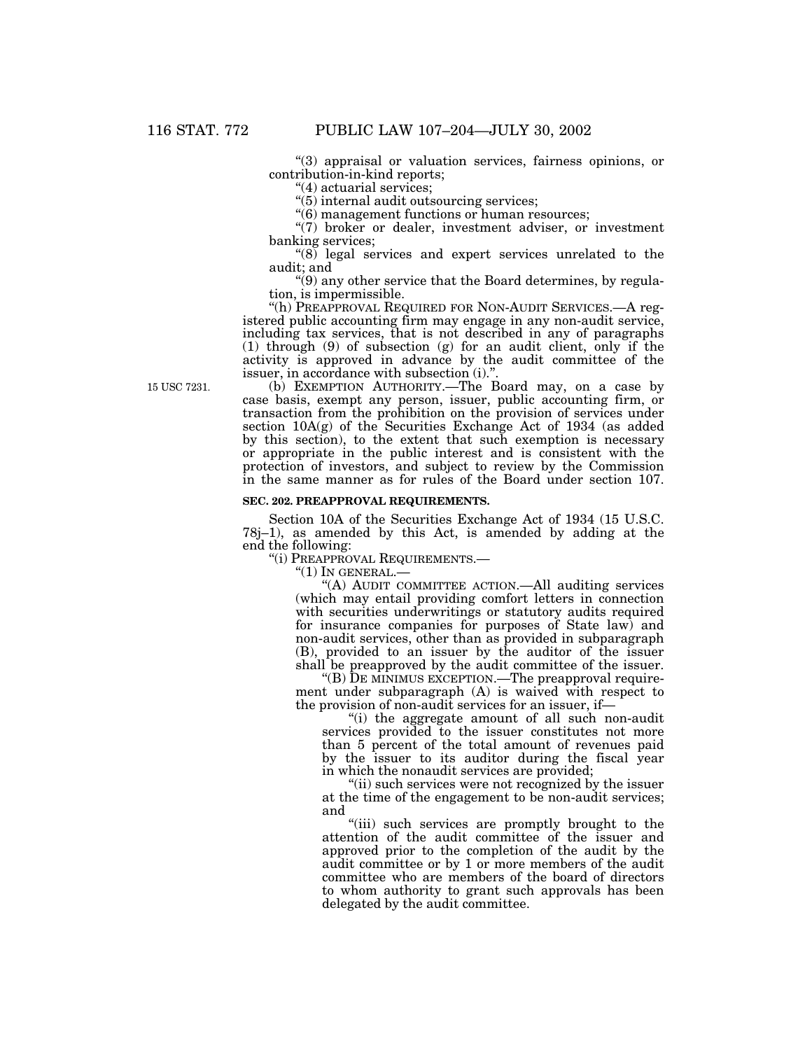"(3) appraisal or valuation services, fairness opinions, or contribution-in-kind reports;

"(4) actuarial services;

"(5) internal audit outsourcing services;

"(6) management functions or human resources;

"(7) broker or dealer, investment adviser, or investment banking services;

"(8) legal services and expert services unrelated to the audit; and

"(9) any other service that the Board determines, by regulation, is impermissible.

"(h) PREAPPROVAL REQUIRED FOR NON-AUDIT SERVICES.—A registered public accounting firm may engage in any non-audit service, including tax services, that is not described in any of paragraphs (1) through (9) of subsection (g) for an audit client, only if the activity is approved in advance by the audit committee of the issuer, in accordance with subsection (i).".

15 USC 7231.

(b) EXEMPTION AUTHORITY.—The Board may, on a case by case basis, exempt any person, issuer, public accounting firm, or transaction from the prohibition on the provision of services under section 10A(g) of the Securities Exchange Act of 1934 (as added by this section), to the extent that such exemption is necessary or appropriate in the public interest and is consistent with the protection of investors, and subject to review by the Commission in the same manner as for rules of the Board under section 107.

**SEC. 202. PREAPPROVAL REQUIREMENTS.**

Section 10A of the Securities Exchange Act of 1934 (15 U.S.C. 78j–1), as amended by this Act, is amended by adding at the end the following:

"(i) PREAPPROVAL REQUIREMENTS.—

"(1) IN GENERAL.—

"(A) AUDIT COMMITTEE ACTION.—All auditing services (which may entail providing comfort letters in connection with securities underwritings or statutory audits required for insurance companies for purposes of State law) and non-audit services, other than as provided in subparagraph (B), provided to an issuer by the auditor of the issuer shall be preapproved by the audit committee of the issuer.

"(B) DE MINIMUS EXCEPTION.—The preapproval requirement under subparagraph (A) is waived with respect to the provision of non-audit services for an issuer, if—

"(i) the aggregate amount of all such non-audit services provided to the issuer constitutes not more than 5 percent of the total amount of revenues paid by the issuer to its auditor during the fiscal year in which the nonaudit services are provided;

"(ii) such services were not recognized by the issuer at the time of the engagement to be non-audit services; and

"(iii) such services are promptly brought to the attention of the audit committee of the issuer and approved prior to the completion of the audit by the audit committee or by 1 or more members of the audit committee who are members of the board of directors to whom authority to grant such approvals has been delegated by the audit committee.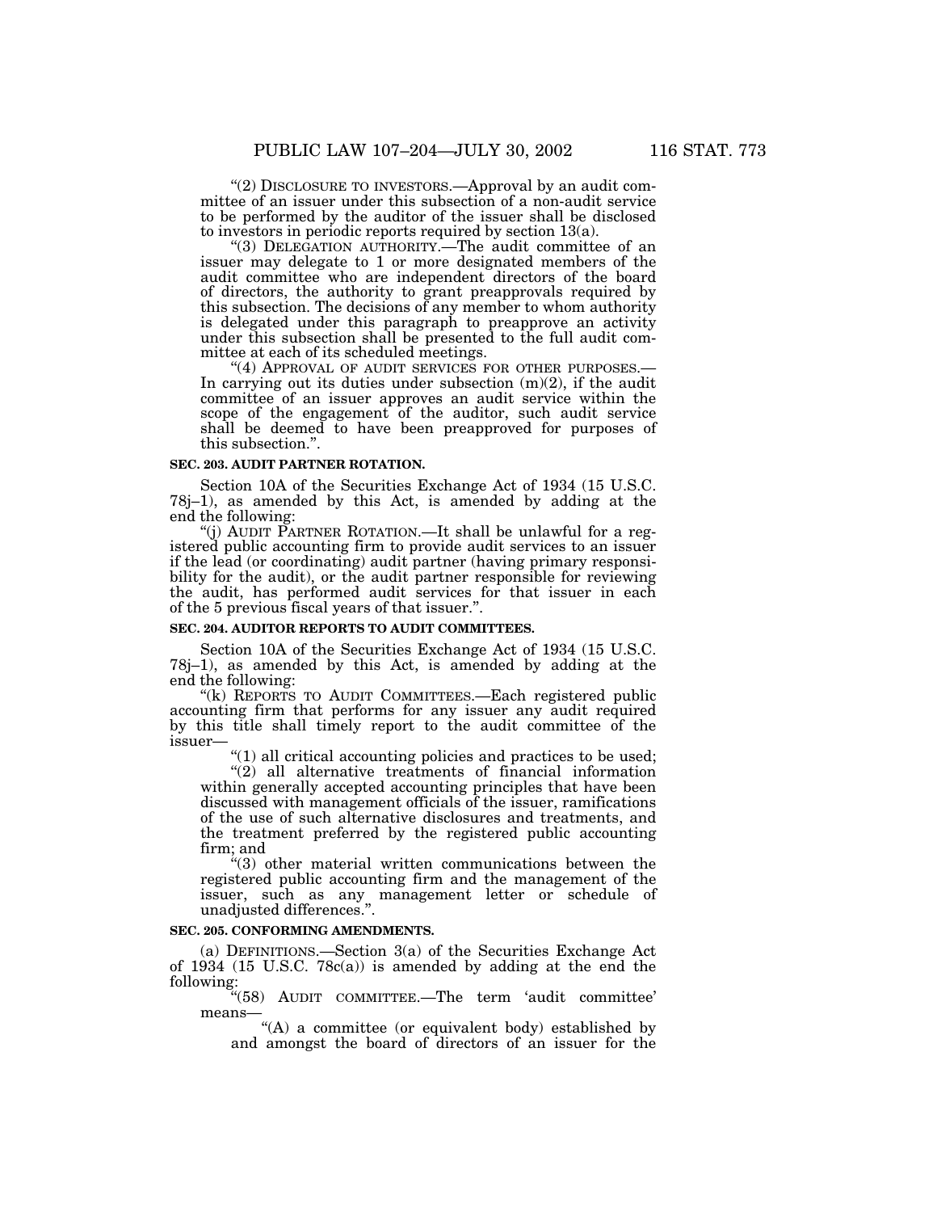"(2) DISCLOSURE TO INVESTORS.—Approval by an audit committee of an issuer under this subsection of a non-audit service to be performed by the auditor of the issuer shall be disclosed to investors in periodic reports required by section 13(a).

"(3) DELEGATION AUTHORITY.—The audit committee of an issuer may delegate to 1 or more designated members of the audit committee who are independent directors of the board of directors, the authority to grant preapprovals required by this subsection. The decisions of any member to whom authority is delegated under this paragraph to preapprove an activity under this subsection shall be presented to the full audit committee at each of its scheduled meetings.

"(4) APPROVAL OF AUDIT SERVICES FOR OTHER PURPOSES.—In carrying out its duties under subsection (m)(2), if the audit committee of an issuer approves an audit service within the scope of the engagement of the auditor, such audit service shall be deemed to have been preapproved for purposes of this subsection.".

**SEC. 203. AUDIT PARTNER ROTATION.**

Section 10A of the Securities Exchange Act of 1934 (15 U.S.C. 78j–1), as amended by this Act, is amended by adding at the end the following:

"(j) AUDIT PARTNER ROTATION.—It shall be unlawful for a registered public accounting firm to provide audit services to an issuer if the lead (or coordinating) audit partner (having primary responsibility for the audit), or the audit partner responsible for reviewing the audit, has performed audit services for that issuer in each of the 5 previous fiscal years of that issuer.".

**SEC. 204. AUDITOR REPORTS TO AUDIT COMMITTEES.**

Section 10A of the Securities Exchange Act of 1934 (15 U.S.C. 78j–1), as amended by this Act, is amended by adding at the end the following:

"(k) REPORTS TO AUDIT COMMITTEES.—Each registered public accounting firm that performs for any issuer any audit required by this title shall timely report to the audit committee of the issuer—

"(1) all critical accounting policies and practices to be used;

"(2) all alternative treatments of financial information within generally accepted accounting principles that have been discussed with management officials of the issuer, ramifications of the use of such alternative disclosures and treatments, and the treatment preferred by the registered public accounting firm; and

"(3) other material written communications between the registered public accounting firm and the management of the issuer, such as any management letter or schedule of unadjusted differences.".

**SEC. 205. CONFORMING AMENDMENTS.**

(a) DEFINITIONS.—Section 3(a) of the Securities Exchange Act of 1934 (15 U.S.C. 78c(a)) is amended by adding at the end the following:

"(58) AUDIT COMMITTEE.—The term 'audit committee' means—

"(A) a committee (or equivalent body) established by and amongst the board of directors of an issuer for the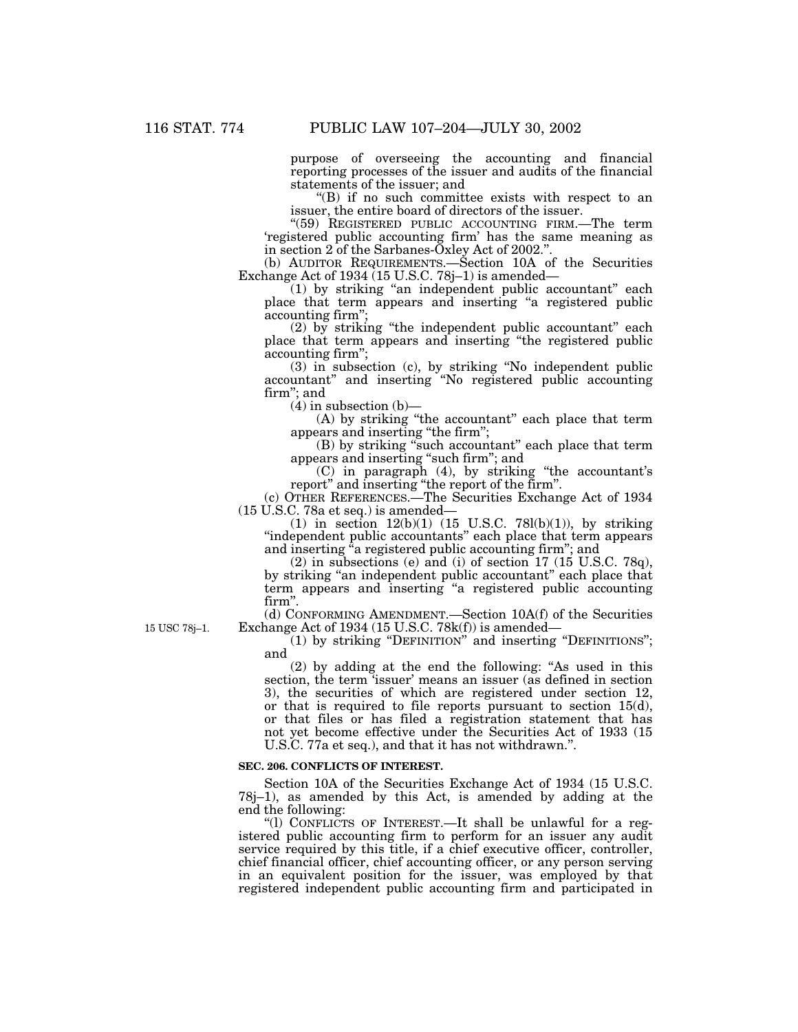purpose of overseeing the accounting and financial reporting processes of the issuer and audits of the financial statements of the issuer; and

"(B) if no such committee exists with respect to an issuer, the entire board of directors of the issuer.

"(59) REGISTERED PUBLIC ACCOUNTING FIRM.—The term 'registered public accounting firm' has the same meaning as in section 2 of the Sarbanes-Oxley Act of 2002.".

(b) AUDITOR REQUIREMENTS.—Section 10A of the Securities Exchange Act of 1934 (15 U.S.C. 78j–1) is amended—

(1) by striking "an independent public accountant" each place that term appears and inserting "a registered public accounting firm";

(2) by striking "the independent public accountant" each place that term appears and inserting "the registered public accounting firm";

(3) in subsection (c), by striking "No independent public accountant" and inserting "No registered public accounting firm"; and

(4) in subsection (b)—

(A) by striking "the accountant" each place that term appears and inserting "the firm";

(B) by striking "such accountant" each place that term appears and inserting "such firm"; and

(C) in paragraph (4), by striking "the accountant's report" and inserting "the report of the firm".

(c) OTHER REFERENCES.—The Securities Exchange Act of 1934 (15 U.S.C. 78a et seq.) is amended—

(1) in section 12(b)(1) (15 U.S.C. 78l(b)(1)), by striking "independent public accountants" each place that term appears and inserting "a registered public accounting firm"; and

(2) in subsections (e) and (i) of section 17 (15 U.S.C. 78q), by striking "an independent public accountant" each place that term appears and inserting "a registered public accounting firm".

15 USC 78j–1.

(d) CONFORMING AMENDMENT.—Section 10A(f) of the Securities Exchange Act of 1934 (15 U.S.C. 78k(f)) is amended—

(1) by striking "DEFINITION" and inserting "DEFINITIONS"; and

(2) by adding at the end the following: "As used in this section, the term 'issuer' means an issuer (as defined in section 3), the securities of which are registered under section 12, or that is required to file reports pursuant to section 15(d), or that files or has filed a registration statement that has not yet become effective under the Securities Act of 1933 (15 U.S.C. 77a et seq.), and that it has not withdrawn.".

**SEC. 206. CONFLICTS OF INTEREST.**

Section 10A of the Securities Exchange Act of 1934 (15 U.S.C. 78j–1), as amended by this Act, is amended by adding at the end the following:

"(l) CONFLICTS OF INTEREST.—It shall be unlawful for a registered public accounting firm to perform for an issuer any audit service required by this title, if a chief executive officer, controller, chief financial officer, chief accounting officer, or any person serving in an equivalent position for the issuer, was employed by that registered independent public accounting firm and participated in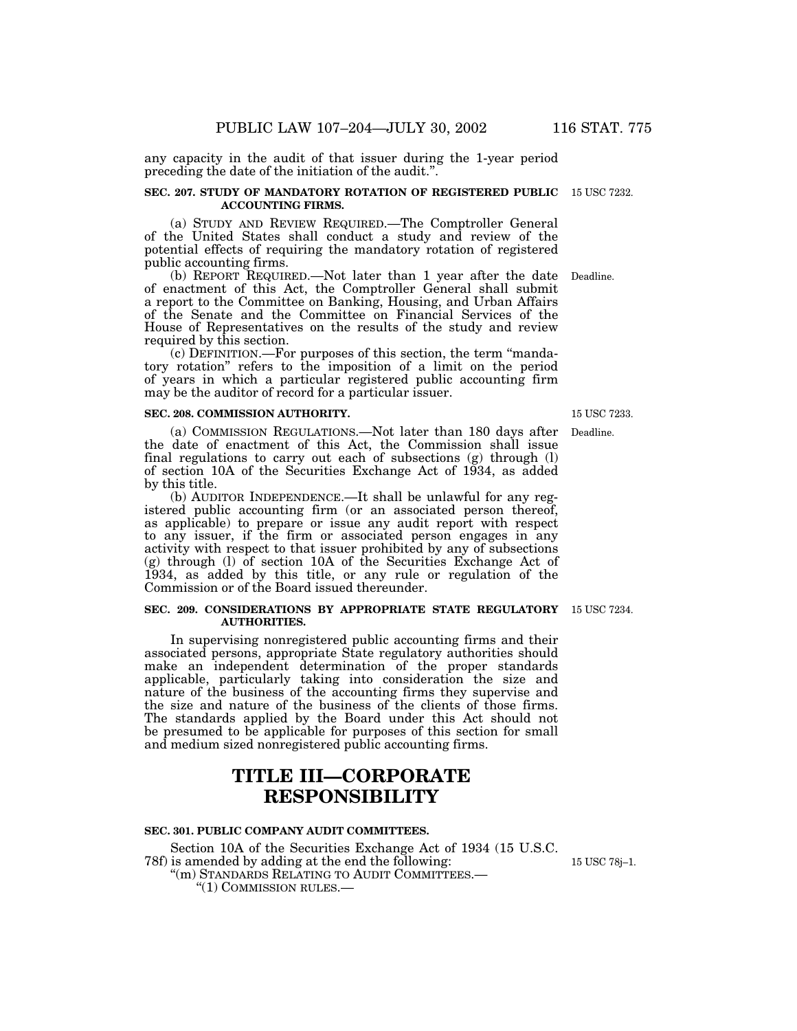any capacity in the audit of that issuer during the 1-year period preceding the date of the initiation of the audit.".

**SEC. 207. STUDY OF MANDATORY ROTATION OF REGISTERED PUBLIC ACCOUNTING FIRMS.**

15 USC 7232.

(a) STUDY AND REVIEW REQUIRED.—The Comptroller General of the United States shall conduct a study and review of the potential effects of requiring the mandatory rotation of registered public accounting firms.

(b) REPORT REQUIRED.—Not later than 1 year after the date of enactment of this Act, the Comptroller General shall submit a report to the Committee on Banking, Housing, and Urban Affairs of the Senate and the Committee on Financial Services of the House of Representatives on the results of the study and review required by this section.

Deadline.

(c) DEFINITION.—For purposes of this section, the term "mandatory rotation" refers to the imposition of a limit on the period of years in which a particular registered public accounting firm may be the auditor of record for a particular issuer.

**SEC. 208. COMMISSION AUTHORITY.**

15 USC 7233.

(a) COMMISSION REGULATIONS.—Not later than 180 days after the date of enactment of this Act, the Commission shall issue final regulations to carry out each of subsections (g) through (l) of section 10A of the Securities Exchange Act of 1934, as added by this title.

Deadline.

(b) AUDITOR INDEPENDENCE.—It shall be unlawful for any registered public accounting firm (or an associated person thereof, as applicable) to prepare or issue any audit report with respect to any issuer, if the firm or associated person engages in any activity with respect to that issuer prohibited by any of subsections (g) through (l) of section 10A of the Securities Exchange Act of 1934, as added by this title, or any rule or regulation of the Commission or of the Board issued thereunder.

**SEC. 209. CONSIDERATIONS BY APPROPRIATE STATE REGULATORY AUTHORITIES.**

15 USC 7234.

In supervising nonregistered public accounting firms and their associated persons, appropriate State regulatory authorities should make an independent determination of the proper standards applicable, particularly taking into consideration the size and nature of the business of the accounting firms they supervise and the size and nature of the business of the clients of those firms. The standards applied by the Board under this Act should not be presumed to be applicable for purposes of this section for small and medium sized nonregistered public accounting firms.

# TITLE III—CORPORATE RESPONSIBILITY

**SEC. 301. PUBLIC COMPANY AUDIT COMMITTEES.**

Section 10A of the Securities Exchange Act of 1934 (15 U.S.C. 78f) is amended by adding at the end the following:

15 USC 78j–1.

"(m) STANDARDS RELATING TO AUDIT COMMITTEES.—

"(1) COMMISSION RULES.—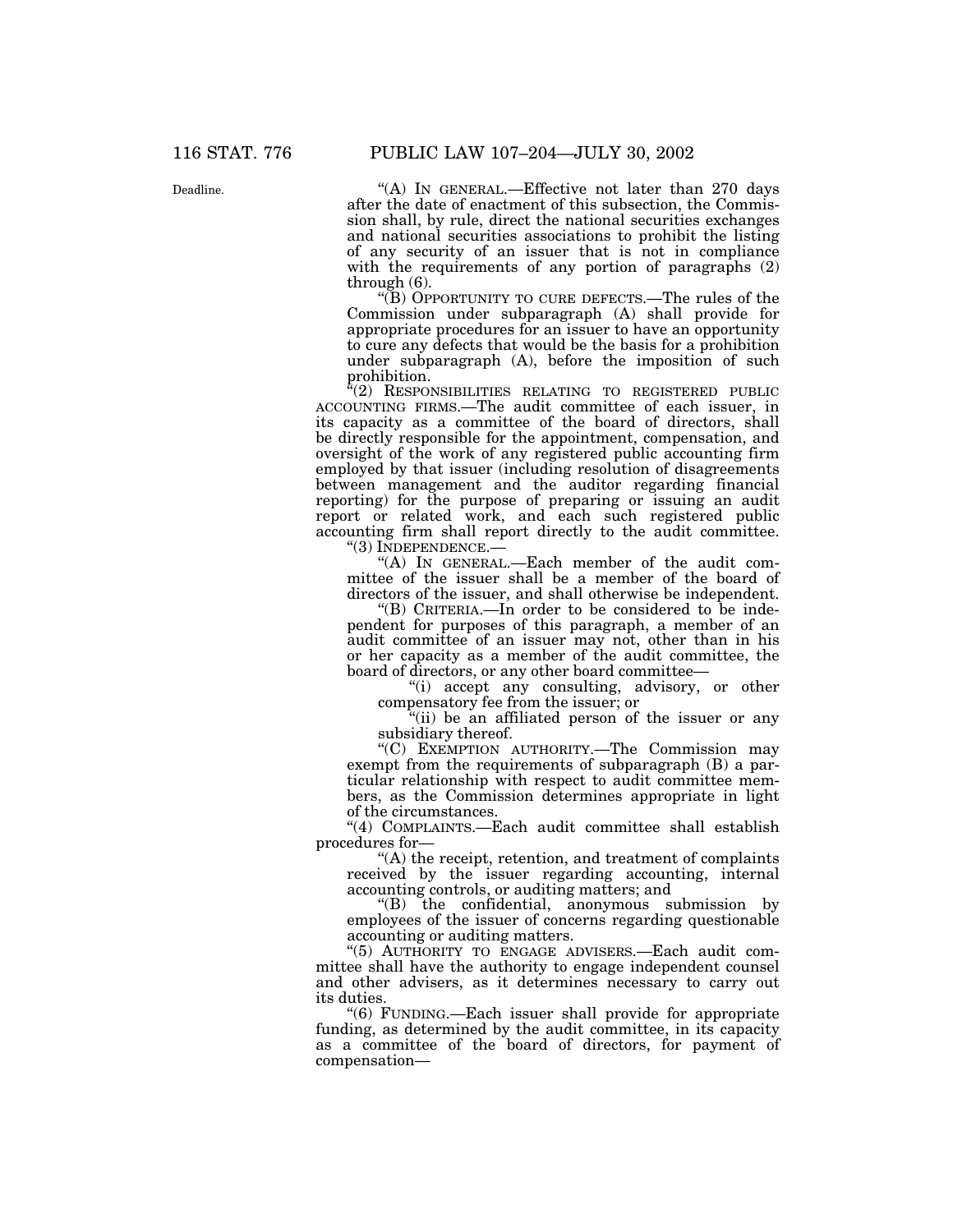Deadline.

"(A) IN GENERAL.—Effective not later than 270 days after the date of enactment of this subsection, the Commission shall, by rule, direct the national securities exchanges and national securities associations to prohibit the listing of any security of an issuer that is not in compliance with the requirements of any portion of paragraphs (2) through (6).

"(B) OPPORTUNITY TO CURE DEFECTS.—The rules of the Commission under subparagraph (A) shall provide for appropriate procedures for an issuer to have an opportunity to cure any defects that would be the basis for a prohibition under subparagraph (A), before the imposition of such prohibition.

"(2) RESPONSIBILITIES RELATING TO REGISTERED PUBLIC ACCOUNTING FIRMS.—The audit committee of each issuer, in its capacity as a committee of the board of directors, shall be directly responsible for the appointment, compensation, and oversight of the work of any registered public accounting firm employed by that issuer (including resolution of disagreements between management and the auditor regarding financial reporting) for the purpose of preparing or issuing an audit report or related work, and each such registered public accounting firm shall report directly to the audit committee.

"(3) INDEPENDENCE.—

"(A) IN GENERAL.—Each member of the audit committee of the issuer shall be a member of the board of directors of the issuer, and shall otherwise be independent.

"(B) CRITERIA.—In order to be considered to be independent for purposes of this paragraph, a member of an audit committee of an issuer may not, other than in his or her capacity as a member of the audit committee, the board of directors, or any other board committee—

"(i) accept any consulting, advisory, or other compensatory fee from the issuer; or

"(ii) be an affiliated person of the issuer or any subsidiary thereof.

"(C) EXEMPTION AUTHORITY.—The Commission may exempt from the requirements of subparagraph (B) a particular relationship with respect to audit committee members, as the Commission determines appropriate in light of the circumstances.

"(4) COMPLAINTS.—Each audit committee shall establish procedures for—

"(A) the receipt, retention, and treatment of complaints received by the issuer regarding accounting, internal accounting controls, or auditing matters; and

"(B) the confidential, anonymous submission by employees of the issuer of concerns regarding questionable accounting or auditing matters.

"(5) AUTHORITY TO ENGAGE ADVISERS.—Each audit committee shall have the authority to engage independent counsel and other advisers, as it determines necessary to carry out its duties.

"(6) FUNDING.—Each issuer shall provide for appropriate funding, as determined by the audit committee, in its capacity as a committee of the board of directors, for payment of compensation—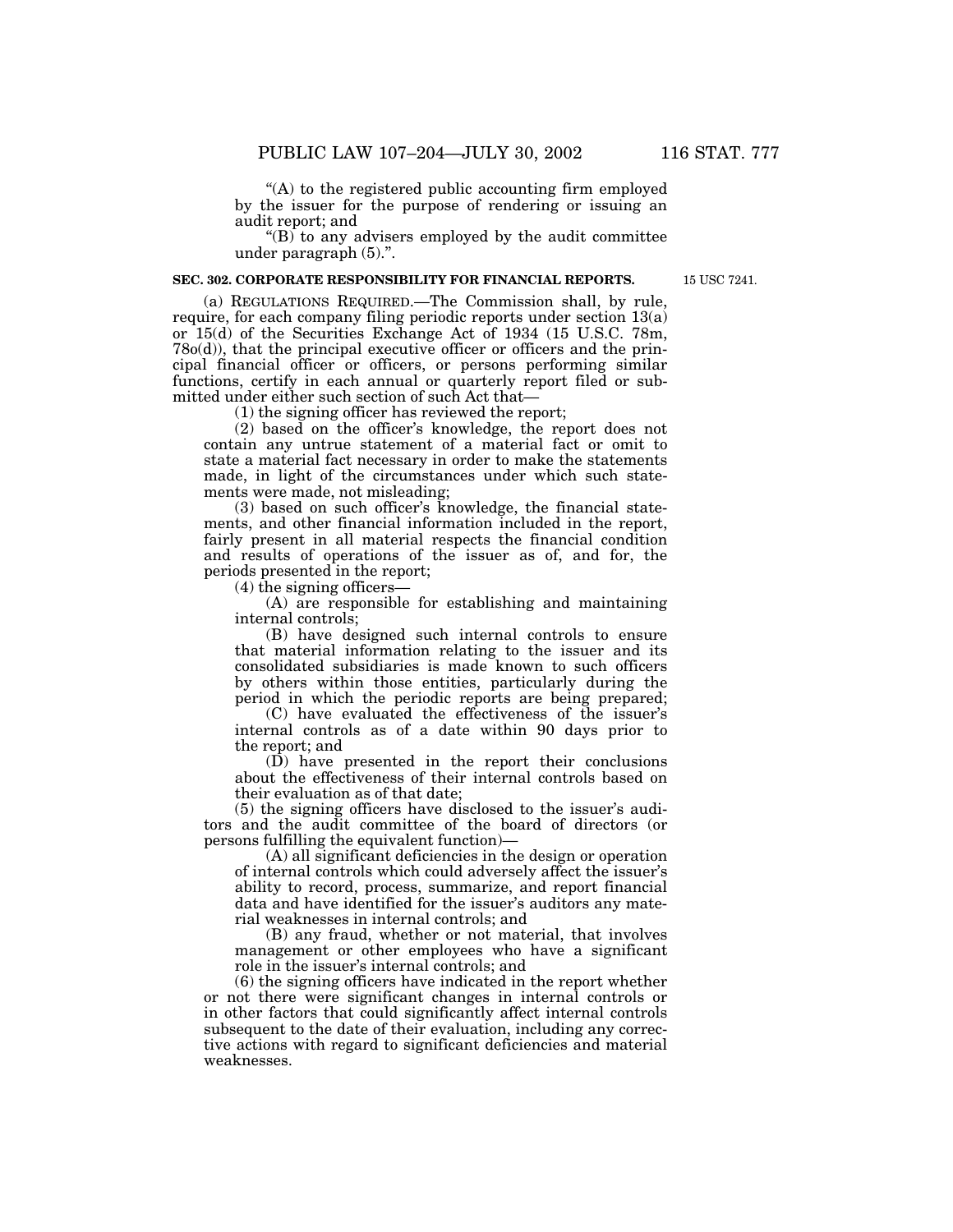"(A) to the registered public accounting firm employed by the issuer for the purpose of rendering or issuing an audit report; and

"(B) to any advisers employed by the audit committee under paragraph (5).".

**SEC. 302. CORPORATE RESPONSIBILITY FOR FINANCIAL REPORTS.**

15 USC 7241.

(a) REGULATIONS REQUIRED.—The Commission shall, by rule, require, for each company filing periodic reports under section 13(a) or 15(d) of the Securities Exchange Act of 1934 (15 U.S.C. 78m, 78o(d)), that the principal executive officer or officers and the principal financial officer or officers, or persons performing similar functions, certify in each annual or quarterly report filed or submitted under either such section of such Act that—

(1) the signing officer has reviewed the report;

(2) based on the officer's knowledge, the report does not contain any untrue statement of a material fact or omit to state a material fact necessary in order to make the statements made, in light of the circumstances under which such statements were made, not misleading;

(3) based on such officer's knowledge, the financial statements, and other financial information included in the report, fairly present in all material respects the financial condition and results of operations of the issuer as of, and for, the periods presented in the report;

(4) the signing officers—

(A) are responsible for establishing and maintaining internal controls;

(B) have designed such internal controls to ensure that material information relating to the issuer and its consolidated subsidiaries is made known to such officers by others within those entities, particularly during the period in which the periodic reports are being prepared;

(C) have evaluated the effectiveness of the issuer's internal controls as of a date within 90 days prior to the report; and

(D) have presented in the report their conclusions about the effectiveness of their internal controls based on their evaluation as of that date;

(5) the signing officers have disclosed to the issuer's auditors and the audit committee of the board of directors (or persons fulfilling the equivalent function)—

(A) all significant deficiencies in the design or operation of internal controls which could adversely affect the issuer's ability to record, process, summarize, and report financial data and have identified for the issuer's auditors any material weaknesses in internal controls; and

(B) any fraud, whether or not material, that involves management or other employees who have a significant role in the issuer's internal controls; and

(6) the signing officers have indicated in the report whether or not there were significant changes in internal controls or in other factors that could significantly affect internal controls subsequent to the date of their evaluation, including any corrective actions with regard to significant deficiencies and material weaknesses.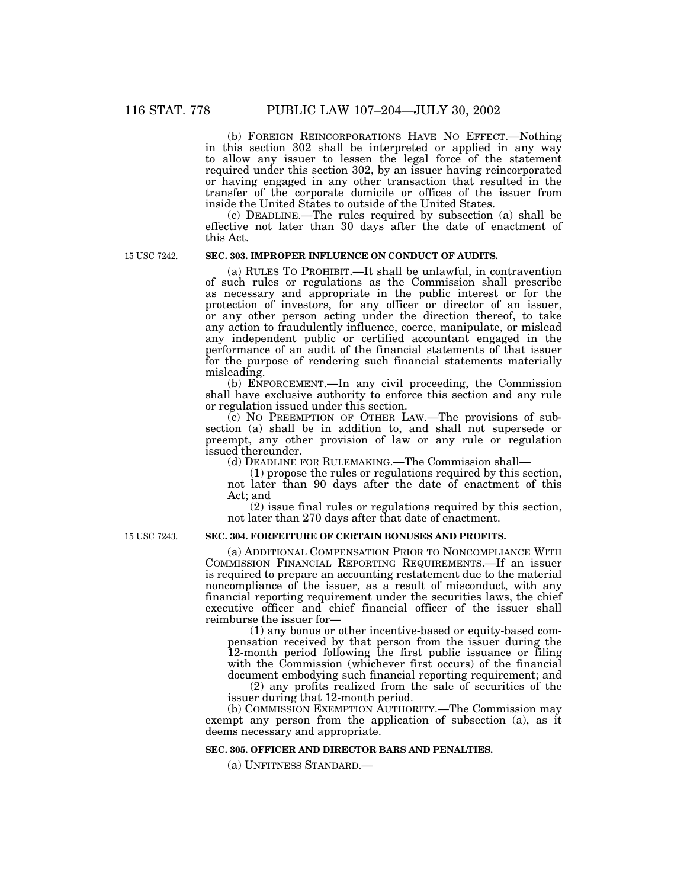(b) FOREIGN REINCORPORATIONS HAVE NO EFFECT.—Nothing in this section 302 shall be interpreted or applied in any way to allow any issuer to lessen the legal force of the statement required under this section 302, by an issuer having reincorporated or having engaged in any other transaction that resulted in the transfer of the corporate domicile or offices of the issuer from inside the United States to outside of the United States.

(c) DEADLINE.—The rules required by subsection (a) shall be effective not later than 30 days after the date of enactment of this Act.

15 USC 7242.

**SEC. 303. IMPROPER INFLUENCE ON CONDUCT OF AUDITS.**

(a) RULES TO PROHIBIT.—It shall be unlawful, in contravention of such rules or regulations as the Commission shall prescribe as necessary and appropriate in the public interest or for the protection of investors, for any officer or director of an issuer, or any other person acting under the direction thereof, to take any action to fraudulently influence, coerce, manipulate, or mislead any independent public or certified accountant engaged in the performance of an audit of the financial statements of that issuer for the purpose of rendering such financial statements materially misleading.

(b) ENFORCEMENT.—In any civil proceeding, the Commission shall have exclusive authority to enforce this section and any rule or regulation issued under this section.

(c) NO PREEMPTION OF OTHER LAW.—The provisions of subsection (a) shall be in addition to, and shall not supersede or preempt, any other provision of law or any rule or regulation issued thereunder.

(d) DEADLINE FOR RULEMAKING.—The Commission shall—

(1) propose the rules or regulations required by this section, not later than 90 days after the date of enactment of this Act; and

(2) issue final rules or regulations required by this section, not later than 270 days after that date of enactment.

15 USC 7243.

**SEC. 304. FORFEITURE OF CERTAIN BONUSES AND PROFITS.**

(a) ADDITIONAL COMPENSATION PRIOR TO NONCOMPLIANCE WITH COMMISSION FINANCIAL REPORTING REQUIREMENTS.—If an issuer is required to prepare an accounting restatement due to the material noncompliance of the issuer, as a result of misconduct, with any financial reporting requirement under the securities laws, the chief executive officer and chief financial officer of the issuer shall reimburse the issuer for—

(1) any bonus or other incentive-based or equity-based compensation received by that person from the issuer during the 12-month period following the first public issuance or filing with the Commission (whichever first occurs) of the financial document embodying such financial reporting requirement; and

(2) any profits realized from the sale of securities of the issuer during that 12-month period.

(b) COMMISSION EXEMPTION AUTHORITY.—The Commission may exempt any person from the application of subsection (a), as it deems necessary and appropriate.

**SEC. 305. OFFICER AND DIRECTOR BARS AND PENALTIES.**

(a) UNFITNESS STANDARD.—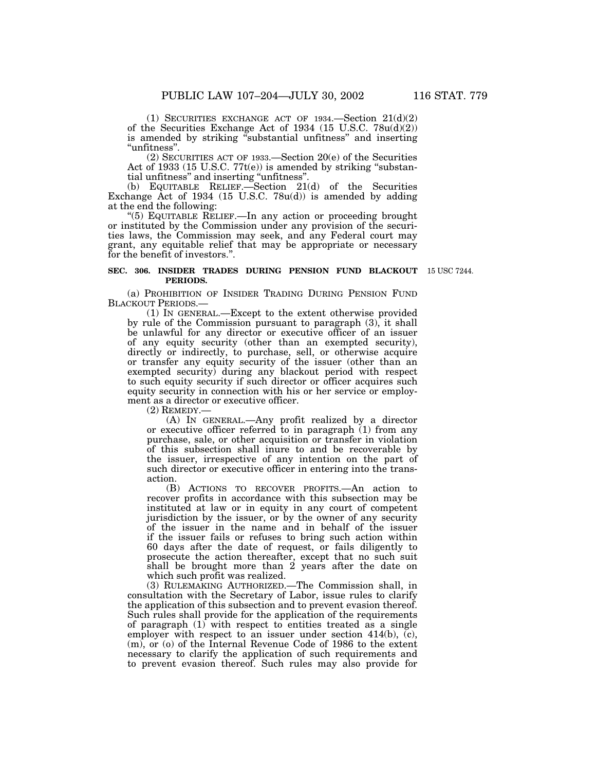(1) SECURITIES EXCHANGE ACT OF 1934.—Section 21(d)(2) of the Securities Exchange Act of 1934 (15 U.S.C. 78u(d)(2)) is amended by striking "substantial unfitness" and inserting "unfitness".

(2) SECURITIES ACT OF 1933.—Section 20(e) of the Securities Act of 1933 (15 U.S.C. 77t(e)) is amended by striking "substantial unfitness" and inserting "unfitness".

(b) EQUITABLE RELIEF.—Section 21(d) of the Securities Exchange Act of 1934 (15 U.S.C. 78u(d)) is amended by adding at the end the following:

"(5) EQUITABLE RELIEF.—In any action or proceeding brought or instituted by the Commission under any provision of the securities laws, the Commission may seek, and any Federal court may grant, any equitable relief that may be appropriate or necessary for the benefit of investors.".

**SEC. 306. INSIDER TRADES DURING PENSION FUND BLACKOUT PERIODS.**

15 USC 7244.

(a) PROHIBITION OF INSIDER TRADING DURING PENSION FUND BLACKOUT PERIODS.—

(1) IN GENERAL.—Except to the extent otherwise provided by rule of the Commission pursuant to paragraph (3), it shall be unlawful for any director or executive officer of an issuer of any equity security (other than an exempted security), directly or indirectly, to purchase, sell, or otherwise acquire or transfer any equity security of the issuer (other than an exempted security) during any blackout period with respect to such equity security if such director or officer acquires such equity security in connection with his or her service or employment as a director or executive officer.

(2) REMEDY.—

(A) IN GENERAL.—Any profit realized by a director or executive officer referred to in paragraph (1) from any purchase, sale, or other acquisition or transfer in violation of this subsection shall inure to and be recoverable by the issuer, irrespective of any intention on the part of such director or executive officer in entering into the transaction.

(B) ACTIONS TO RECOVER PROFITS.—An action to recover profits in accordance with this subsection may be instituted at law or in equity in any court of competent jurisdiction by the issuer, or by the owner of any security of the issuer in the name and in behalf of the issuer if the issuer fails or refuses to bring such action within 60 days after the date of request, or fails diligently to prosecute the action thereafter, except that no such suit shall be brought more than 2 years after the date on which such profit was realized.

(3) RULEMAKING AUTHORIZED.—The Commission shall, in consultation with the Secretary of Labor, issue rules to clarify the application of this subsection and to prevent evasion thereof. Such rules shall provide for the application of the requirements of paragraph (1) with respect to entities treated as a single employer with respect to an issuer under section 414(b), (c), (m), or (o) of the Internal Revenue Code of 1986 to the extent necessary to clarify the application of such requirements and to prevent evasion thereof. Such rules may also provide for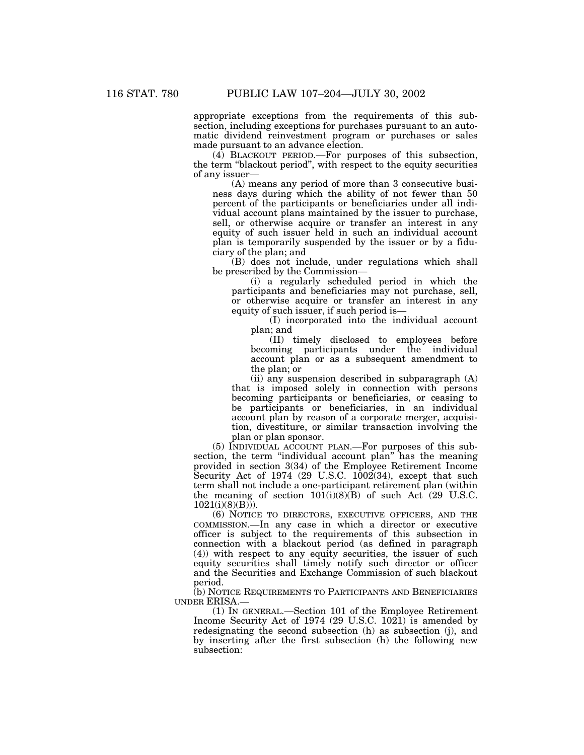appropriate exceptions from the requirements of this subsection, including exceptions for purchases pursuant to an automatic dividend reinvestment program or purchases or sales made pursuant to an advance election.

(4) BLACKOUT PERIOD.—For purposes of this subsection, the term "blackout period", with respect to the equity securities of any issuer—

(A) means any period of more than 3 consecutive business days during which the ability of not fewer than 50 percent of the participants or beneficiaries under all individual account plans maintained by the issuer to purchase, sell, or otherwise acquire or transfer an interest in any equity of such issuer held in such an individual account plan is temporarily suspended by the issuer or by a fiduciary of the plan; and

(B) does not include, under regulations which shall be prescribed by the Commission—

(i) a regularly scheduled period in which the participants and beneficiaries may not purchase, sell, or otherwise acquire or transfer an interest in any equity of such issuer, if such period is—

(I) incorporated into the individual account plan; and

(II) timely disclosed to employees before becoming participants under the individual account plan or as a subsequent amendment to the plan; or

(ii) any suspension described in subparagraph (A) that is imposed solely in connection with persons becoming participants or beneficiaries, or ceasing to be participants or beneficiaries, in an individual account plan by reason of a corporate merger, acquisition, divestiture, or similar transaction involving the plan or plan sponsor.

(5) INDIVIDUAL ACCOUNT PLAN.—For purposes of this subsection, the term "individual account plan" has the meaning provided in section 3(34) of the Employee Retirement Income Security Act of 1974 (29 U.S.C. 1002(34), except that such term shall not include a one-participant retirement plan (within the meaning of section 101(i)(8)(B) of such Act (29 U.S.C. 1021(i)(8)(B))).

(6) NOTICE TO DIRECTORS, EXECUTIVE OFFICERS, AND THE COMMISSION.—In any case in which a director or executive officer is subject to the requirements of this subsection in connection with a blackout period (as defined in paragraph (4)) with respect to any equity securities, the issuer of such equity securities shall timely notify such director or officer and the Securities and Exchange Commission of such blackout period.

(b) NOTICE REQUIREMENTS TO PARTICIPANTS AND BENEFICIARIES UNDER ERISA.—

(1) IN GENERAL.—Section 101 of the Employee Retirement Income Security Act of 1974 (29 U.S.C. 1021) is amended by redesignating the second subsection (h) as subsection (j), and by inserting after the first subsection (h) the following new subsection: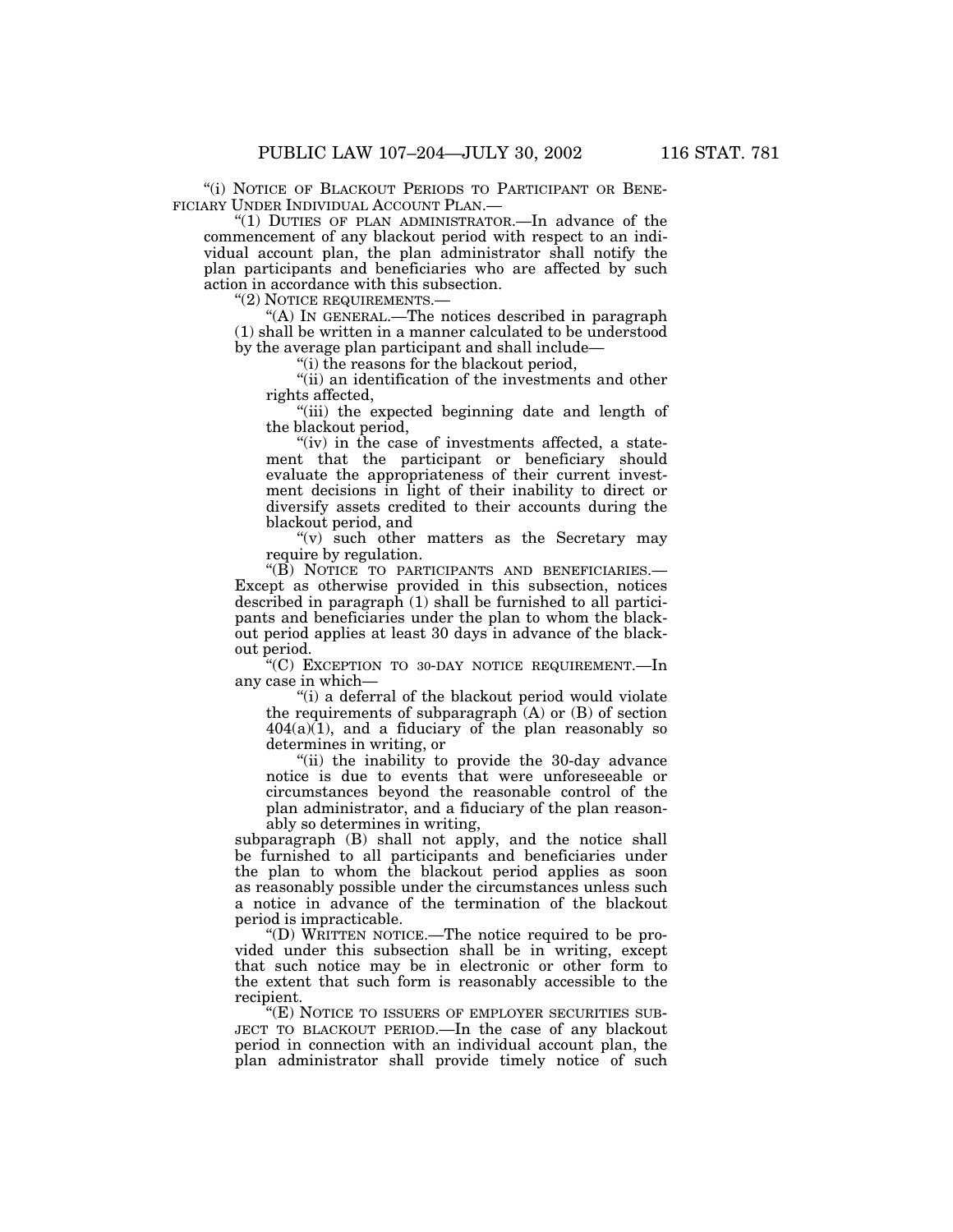"(i) NOTICE OF BLACKOUT PERIODS TO PARTICIPANT OR BENEFICIARY UNDER INDIVIDUAL ACCOUNT PLAN.—

"(1) DUTIES OF PLAN ADMINISTRATOR.—In advance of the commencement of any blackout period with respect to an individual account plan, the plan administrator shall notify the plan participants and beneficiaries who are affected by such action in accordance with this subsection.

"(2) NOTICE REQUIREMENTS.—

"(A) IN GENERAL.—The notices described in paragraph (1) shall be written in a manner calculated to be understood by the average plan participant and shall include—

"(i) the reasons for the blackout period,

"(ii) an identification of the investments and other rights affected,

"(iii) the expected beginning date and length of the blackout period,

"(iv) in the case of investments affected, a statement that the participant or beneficiary should evaluate the appropriateness of their current investment decisions in light of their inability to direct or diversify assets credited to their accounts during the blackout period, and

"(v) such other matters as the Secretary may require by regulation.

"(B) NOTICE TO PARTICIPANTS AND BENEFICIARIES.—Except as otherwise provided in this subsection, notices described in paragraph (1) shall be furnished to all participants and beneficiaries under the plan to whom the blackout period applies at least 30 days in advance of the blackout period.

"(C) EXCEPTION TO 30-DAY NOTICE REQUIREMENT.—In any case in which—

"(i) a deferral of the blackout period would violate the requirements of subparagraph (A) or (B) of section 404(a)(1), and a fiduciary of the plan reasonably so determines in writing, or

"(ii) the inability to provide the 30-day advance notice is due to events that were unforeseeable or circumstances beyond the reasonable control of the plan administrator, and a fiduciary of the plan reasonably so determines in writing,

subparagraph (B) shall not apply, and the notice shall be furnished to all participants and beneficiaries under the plan to whom the blackout period applies as soon as reasonably possible under the circumstances unless such a notice in advance of the termination of the blackout period is impracticable.

"(D) WRITTEN NOTICE.—The notice required to be provided under this subsection shall be in writing, except that such notice may be in electronic or other form to the extent that such form is reasonably accessible to the recipient.

"(E) NOTICE TO ISSUERS OF EMPLOYER SECURITIES SUBJECT TO BLACKOUT PERIOD.—In the case of any blackout period in connection with an individual account plan, the plan administrator shall provide timely notice of such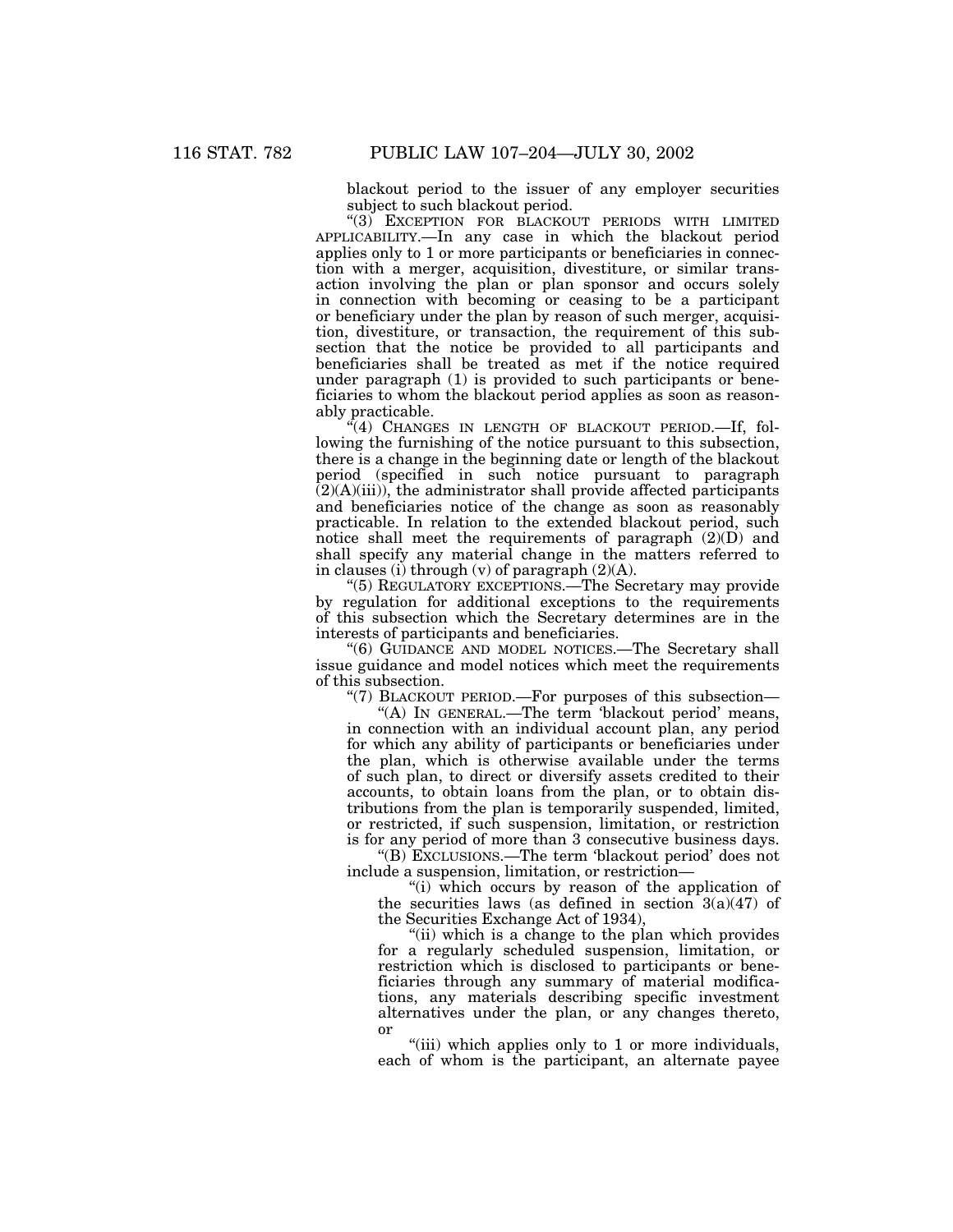blackout period to the issuer of any employer securities subject to such blackout period.

"(3) EXCEPTION FOR BLACKOUT PERIODS WITH LIMITED APPLICABILITY.—In any case in which the blackout period applies only to 1 or more participants or beneficiaries in connection with a merger, acquisition, divestiture, or similar transaction involving the plan or plan sponsor and occurs solely in connection with becoming or ceasing to be a participant or beneficiary under the plan by reason of such merger, acquisition, divestiture, or transaction, the requirement of this subsection that the notice be provided to all participants and beneficiaries shall be treated as met if the notice required under paragraph (1) is provided to such participants or beneficiaries to whom the blackout period applies as soon as reasonably practicable.

"(4) CHANGES IN LENGTH OF BLACKOUT PERIOD.—If, following the furnishing of the notice pursuant to this subsection, there is a change in the beginning date or length of the blackout period (specified in such notice pursuant to paragraph (2)(A)(iii)), the administrator shall provide affected participants and beneficiaries notice of the change as soon as reasonably practicable. In relation to the extended blackout period, such notice shall meet the requirements of paragraph (2)(D) and shall specify any material change in the matters referred to in clauses (i) through (v) of paragraph (2)(A).

"(5) REGULATORY EXCEPTIONS.—The Secretary may provide by regulation for additional exceptions to the requirements of this subsection which the Secretary determines are in the interests of participants and beneficiaries.

"(6) GUIDANCE AND MODEL NOTICES.—The Secretary shall issue guidance and model notices which meet the requirements of this subsection.

"(7) BLACKOUT PERIOD.—For purposes of this subsection—

"(A) IN GENERAL.—The term 'blackout period' means, in connection with an individual account plan, any period for which any ability of participants or beneficiaries under the plan, which is otherwise available under the terms of such plan, to direct or diversify assets credited to their accounts, to obtain loans from the plan, or to obtain distributions from the plan is temporarily suspended, limited, or restricted, if such suspension, limitation, or restriction is for any period of more than 3 consecutive business days.

"(B) EXCLUSIONS.—The term 'blackout period' does not include a suspension, limitation, or restriction—

"(i) which occurs by reason of the application of the securities laws (as defined in section 3(a)(47) of the Securities Exchange Act of 1934),

"(ii) which is a change to the plan which provides for a regularly scheduled suspension, limitation, or restriction which is disclosed to participants or beneficiaries through any summary of material modifications, any materials describing specific investment alternatives under the plan, or any changes thereto, or

"(iii) which applies only to 1 or more individuals, each of whom is the participant, an alternate payee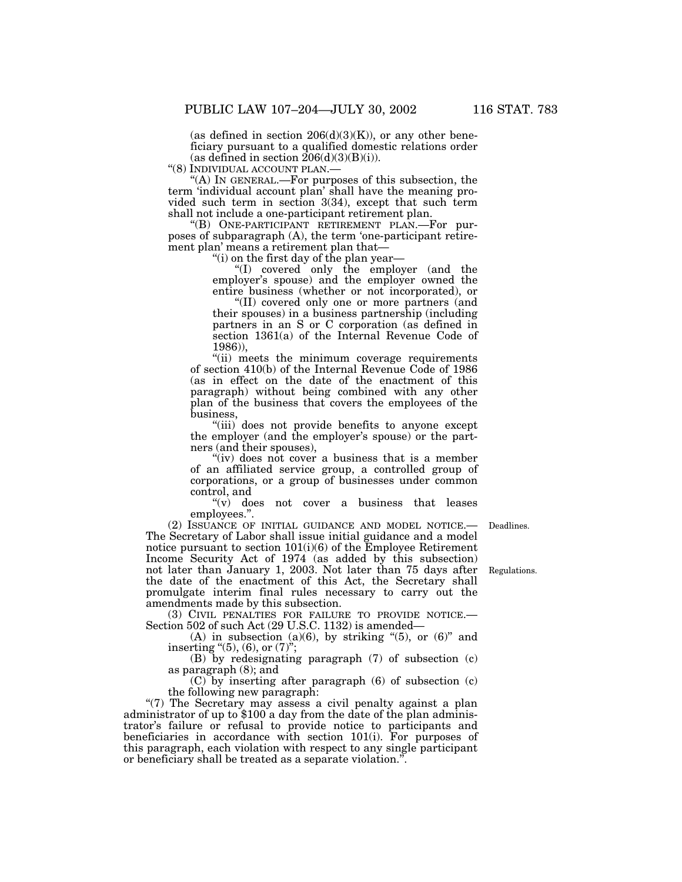(as defined in section 206(d)(3)(K)), or any other beneficiary pursuant to a qualified domestic relations order (as defined in section 206(d)(3)(B)(i)).

"(8) INDIVIDUAL ACCOUNT PLAN.—

"(A) IN GENERAL.—For purposes of this subsection, the term 'individual account plan' shall have the meaning provided such term in section 3(34), except that such term shall not include a one-participant retirement plan.

"(B) ONE-PARTICIPANT RETIREMENT PLAN.—For purposes of subparagraph (A), the term 'one-participant retirement plan' means a retirement plan that—

"(i) on the first day of the plan year—

"(I) covered only the employer (and the employer's spouse) and the employer owned the entire business (whether or not incorporated), or

"(II) covered only one or more partners (and their spouses) in a business partnership (including partners in an S or C corporation (as defined in section 1361(a) of the Internal Revenue Code of 1986)),

"(ii) meets the minimum coverage requirements of section 410(b) of the Internal Revenue Code of 1986 (as in effect on the date of the enactment of this paragraph) without being combined with any other plan of the business that covers the employees of the business,

"(iii) does not provide benefits to anyone except the employer (and the employer's spouse) or the partners (and their spouses),

"(iv) does not cover a business that is a member of an affiliated service group, a controlled group of corporations, or a group of businesses under common control, and

"(v) does not cover a business that leases employees.".

Deadlines.

(2) ISSUANCE OF INITIAL GUIDANCE AND MODEL NOTICE.—The Secretary of Labor shall issue initial guidance and a model notice pursuant to section 101(i)(6) of the Employee Retirement Income Security Act of 1974 (as added by this subsection) not later than January 1, 2003. Not later than 75 days after the date of the enactment of this Act, the Secretary shall promulgate interim final rules necessary to carry out the amendments made by this subsection.

Regulations.

(3) CIVIL PENALTIES FOR FAILURE TO PROVIDE NOTICE.—Section 502 of such Act (29 U.S.C. 1132) is amended—

(A) in subsection (a)(6), by striking "(5), or (6)" and inserting "(5), (6), or (7)";

(B) by redesignating paragraph (7) of subsection (c) as paragraph (8); and

(C) by inserting after paragraph (6) of subsection (c) the following new paragraph:

"(7) The Secretary may assess a civil penalty against a plan administrator of up to $100 a day from the date of the plan administrator's failure or refusal to provide notice to participants and beneficiaries in accordance with section 101(i). For purposes of this paragraph, each violation with respect to any single participant or beneficiary shall be treated as a separate violation.".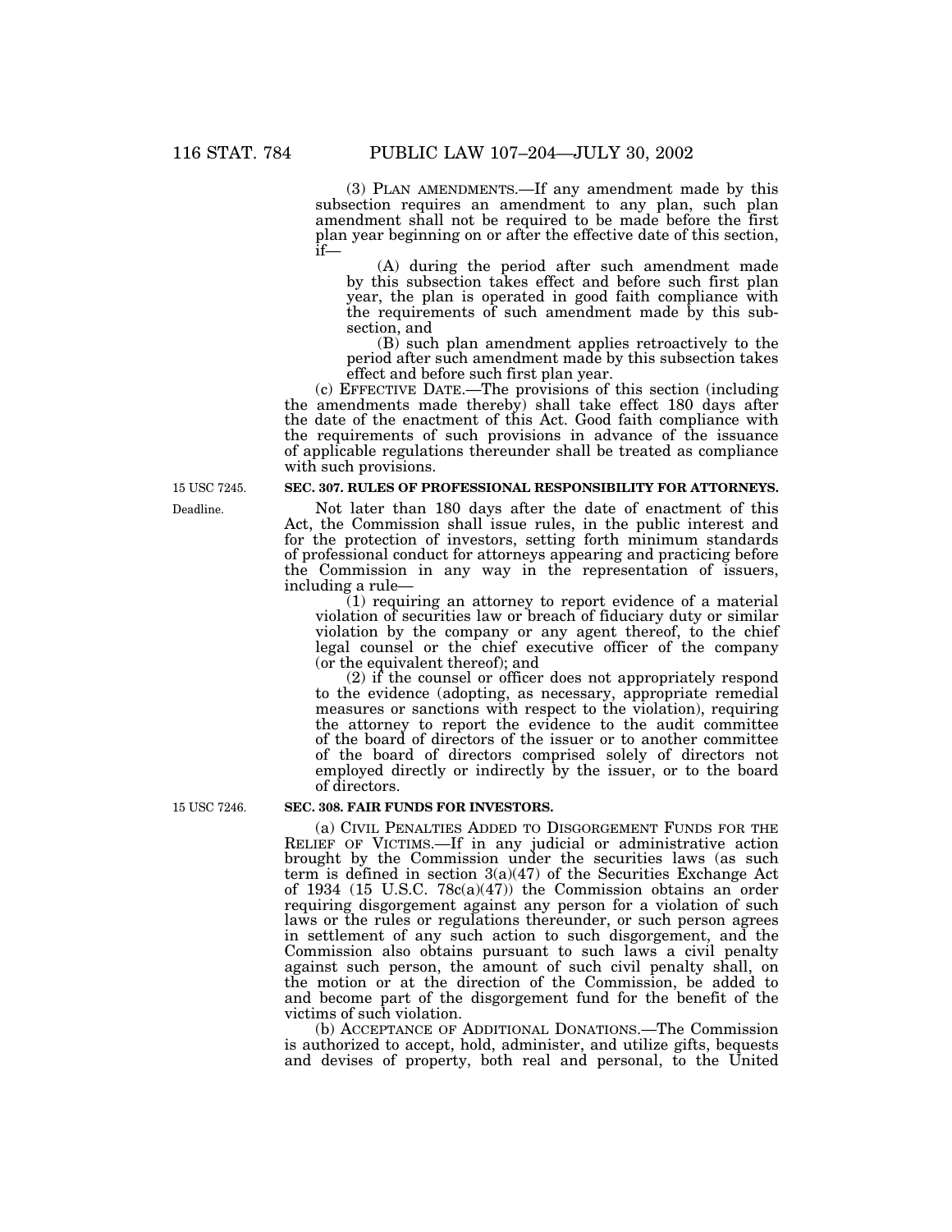(3) PLAN AMENDMENTS.—If any amendment made by this subsection requires an amendment to any plan, such plan amendment shall not be required to be made before the first plan year beginning on or after the effective date of this section, if—

(A) during the period after such amendment made by this subsection takes effect and before such first plan year, the plan is operated in good faith compliance with the requirements of such amendment made by this subsection, and

(B) such plan amendment applies retroactively to the period after such amendment made by this subsection takes effect and before such first plan year.

(c) EFFECTIVE DATE.—The provisions of this section (including the amendments made thereby) shall take effect 180 days after the date of the enactment of this Act. Good faith compliance with the requirements of such provisions in advance of the issuance of applicable regulations thereunder shall be treated as compliance with such provisions.

15 USC 7245.

**SEC. 307. RULES OF PROFESSIONAL RESPONSIBILITY FOR ATTORNEYS.**

Deadline.

Not later than 180 days after the date of enactment of this Act, the Commission shall issue rules, in the public interest and for the protection of investors, setting forth minimum standards of professional conduct for attorneys appearing and practicing before the Commission in any way in the representation of issuers, including a rule—

(1) requiring an attorney to report evidence of a material violation of securities law or breach of fiduciary duty or similar violation by the company or any agent thereof, to the chief legal counsel or the chief executive officer of the company (or the equivalent thereof); and

(2) if the counsel or officer does not appropriately respond to the evidence (adopting, as necessary, appropriate remedial measures or sanctions with respect to the violation), requiring the attorney to report the evidence to the audit committee of the board of directors of the issuer or to another committee of the board of directors comprised solely of directors not employed directly or indirectly by the issuer, or to the board of directors.

15 USC 7246.

**SEC. 308. FAIR FUNDS FOR INVESTORS.**

(a) CIVIL PENALTIES ADDED TO DISGORGEMENT FUNDS FOR THE RELIEF OF VICTIMS.—If in any judicial or administrative action brought by the Commission under the securities laws (as such term is defined in section 3(a)(47) of the Securities Exchange Act of 1934 (15 U.S.C. 78c(a)(47)) the Commission obtains an order requiring disgorgement against any person for a violation of such laws or the rules or regulations thereunder, or such person agrees in settlement of any such action to such disgorgement, and the Commission also obtains pursuant to such laws a civil penalty against such person, the amount of such civil penalty shall, on the motion or at the direction of the Commission, be added to and become part of the disgorgement fund for the benefit of the victims of such violation.

(b) ACCEPTANCE OF ADDITIONAL DONATIONS.—The Commission is authorized to accept, hold, administer, and utilize gifts, bequests and devises of property, both real and personal, to the United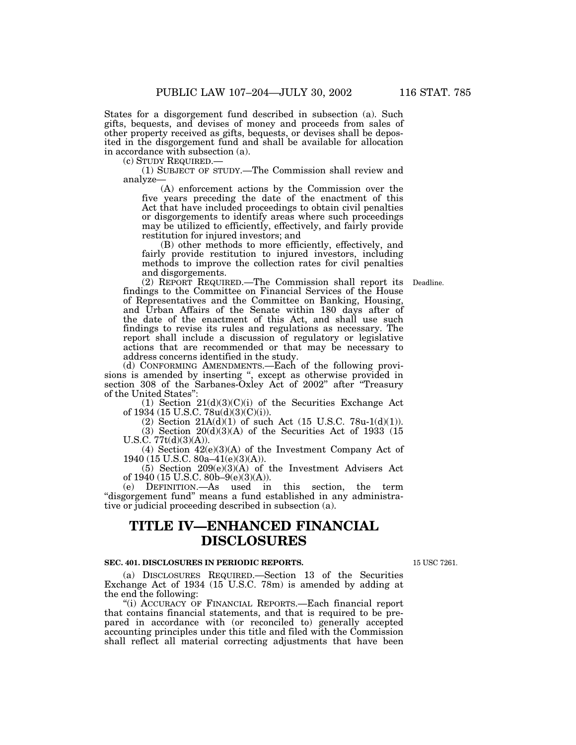States for a disgorgement fund described in subsection (a). Such gifts, bequests, and devises of money and proceeds from sales of other property received as gifts, bequests, or devises shall be deposited in the disgorgement fund and shall be available for allocation in accordance with subsection (a).

(c) STUDY REQUIRED.—

(1) SUBJECT OF STUDY.—The Commission shall review and analyze—

(A) enforcement actions by the Commission over the five years preceding the date of the enactment of this Act that have included proceedings to obtain civil penalties or disgorgements to identify areas where such proceedings may be utilized to efficiently, effectively, and fairly provide restitution for injured investors; and

(B) other methods to more efficiently, effectively, and fairly provide restitution to injured investors, including methods to improve the collection rates for civil penalties and disgorgements.

(2) REPORT REQUIRED.—The Commission shall report its findings to the Committee on Financial Services of the House of Representatives and the Committee on Banking, Housing, and Urban Affairs of the Senate within 180 days after of the date of the enactment of this Act, and shall use such findings to revise its rules and regulations as necessary. The report shall include a discussion of regulatory or legislative actions that are recommended or that may be necessary to address concerns identified in the study.

Deadline.

(d) CONFORMING AMENDMENTS.—Each of the following provisions is amended by inserting ", except as otherwise provided in section 308 of the Sarbanes-Oxley Act of 2002" after "Treasury of the United States":

(1) Section 21(d)(3)(C)(i) of the Securities Exchange Act of 1934 (15 U.S.C. 78u(d)(3)(C)(i)).

(2) Section 21A(d)(1) of such Act (15 U.S.C. 78u-1(d)(1)).

(3) Section 20(d)(3)(A) of the Securities Act of 1933 (15 U.S.C. 77t(d)(3)(A)).

(4) Section 42(e)(3)(A) of the Investment Company Act of 1940 (15 U.S.C. 80a–41(e)(3)(A)).

(5) Section 209(e)(3)(A) of the Investment Advisers Act of 1940 (15 U.S.C. 80b–9(e)(3)(A)).

(e) DEFINITION.—As used in this section, the term "disgorgement fund" means a fund established in any administrative or judicial proceeding described in subsection (a).

# TITLE IV—ENHANCED FINANCIAL DISCLOSURES

### SEC. 401. DISCLOSURES IN PERIODIC REPORTS.

15 USC 7261.

(a) DISCLOSURES REQUIRED.—Section 13 of the Securities Exchange Act of 1934 (15 U.S.C. 78m) is amended by adding at the end the following:

"(i) ACCURACY OF FINANCIAL REPORTS.—Each financial report that contains financial statements, and that is required to be prepared in accordance with (or reconciled to) generally accepted accounting principles under this title and filed with the Commission shall reflect all material correcting adjustments that have been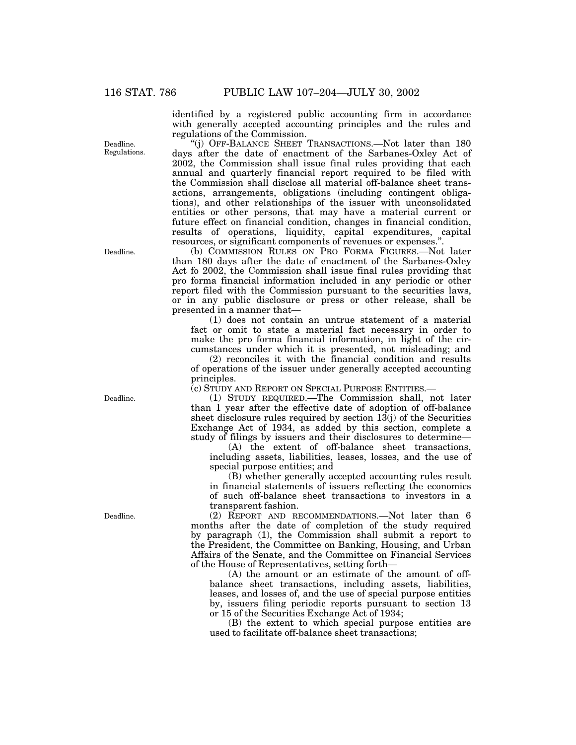identified by a registered public accounting firm in accordance with generally accepted accounting principles and the rules and regulations of the Commission.

"(j) OFF-BALANCE SHEET TRANSACTIONS.—Not later than 180 days after the date of enactment of the Sarbanes-Oxley Act of 2002, the Commission shall issue final rules providing that each annual and quarterly financial report required to be filed with the Commission shall disclose all material off-balance sheet transactions, arrangements, obligations (including contingent obligations), and other relationships of the issuer with unconsolidated entities or other persons, that may have a material current or future effect on financial condition, changes in financial condition, results of operations, liquidity, capital expenditures, capital resources, or significant components of revenues or expenses.".

(b) COMMISSION RULES ON PRO FORMA FIGURES.—Not later than 180 days after the date of enactment of the Sarbanes-Oxley Act fo 2002, the Commission shall issue final rules providing that pro forma financial information included in any periodic or other report filed with the Commission pursuant to the securities laws, or in any public disclosure or press or other release, shall be presented in a manner that—

(1) does not contain an untrue statement of a material fact or omit to state a material fact necessary in order to make the pro forma financial information, in light of the circumstances under which it is presented, not misleading; and

(2) reconciles it with the financial condition and results of operations of the issuer under generally accepted accounting principles.

(c) STUDY AND REPORT ON SPECIAL PURPOSE ENTITIES.—

(1) STUDY REQUIRED.—The Commission shall, not later than 1 year after the effective date of adoption of off-balance sheet disclosure rules required by section 13(j) of the Securities Exchange Act of 1934, as added by this section, complete a study of filings by issuers and their disclosures to determine—

(A) the extent of off-balance sheet transactions, including assets, liabilities, leases, losses, and the use of special purpose entities; and

(B) whether generally accepted accounting rules result in financial statements of issuers reflecting the economics of such off-balance sheet transactions to investors in a transparent fashion.

(2) REPORT AND RECOMMENDATIONS.—Not later than 6 months after the date of completion of the study required by paragraph (1), the Commission shall submit a report to the President, the Committee on Banking, Housing, and Urban Affairs of the Senate, and the Committee on Financial Services of the House of Representatives, setting forth—

(A) the amount or an estimate of the amount of off-balance sheet transactions, including assets, liabilities, leases, and losses of, and the use of special purpose entities by, issuers filing periodic reports pursuant to section 13 or 15 of the Securities Exchange Act of 1934;

(B) the extent to which special purpose entities are used to facilitate off-balance sheet transactions;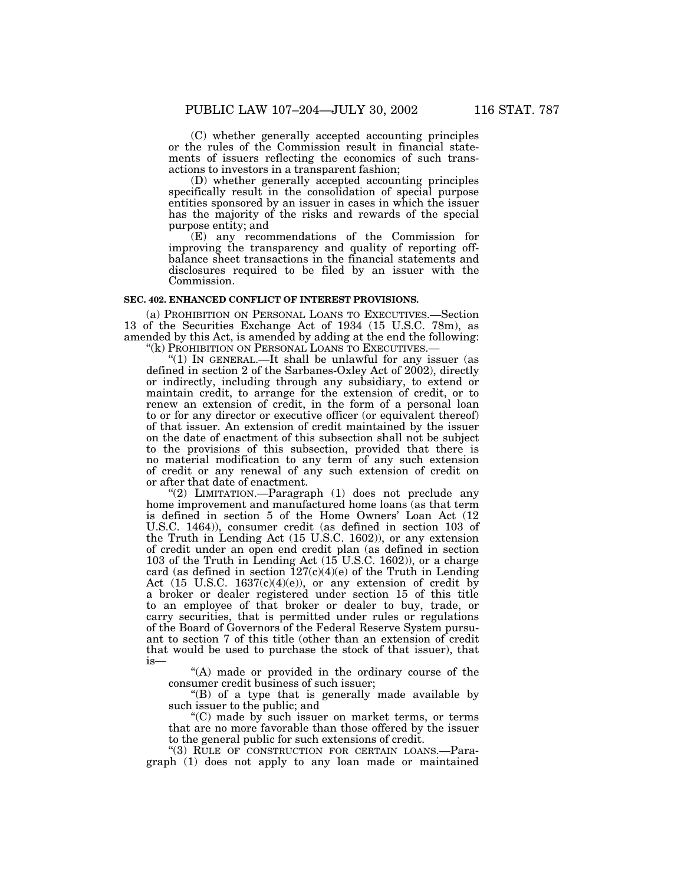(C) whether generally accepted accounting principles or the rules of the Commission result in financial statements of issuers reflecting the economics of such transactions to investors in a transparent fashion;

(D) whether generally accepted accounting principles specifically result in the consolidation of special purpose entities sponsored by an issuer in cases in which the issuer has the majority of the risks and rewards of the special purpose entity; and

(E) any recommendations of the Commission for improving the transparency and quality of reporting off-balance sheet transactions in the financial statements and disclosures required to be filed by an issuer with the Commission.

**SEC. 402. ENHANCED CONFLICT OF INTEREST PROVISIONS.**

(a) PROHIBITION ON PERSONAL LOANS TO EXECUTIVES.—Section 13 of the Securities Exchange Act of 1934 (15 U.S.C. 78m), as amended by this Act, is amended by adding at the end the following:

"(k) PROHIBITION ON PERSONAL LOANS TO EXECUTIVES.—

"(1) IN GENERAL.—It shall be unlawful for any issuer (as defined in section 2 of the Sarbanes-Oxley Act of 2002), directly or indirectly, including through any subsidiary, to extend or maintain credit, to arrange for the extension of credit, or to renew an extension of credit, in the form of a personal loan to or for any director or executive officer (or equivalent thereof) of that issuer. An extension of credit maintained by the issuer on the date of enactment of this subsection shall not be subject to the provisions of this subsection, provided that there is no material modification to any term of any such extension of credit or any renewal of any such extension of credit on or after that date of enactment.

"(2) LIMITATION.—Paragraph (1) does not preclude any home improvement and manufactured home loans (as that term is defined in section 5 of the Home Owners' Loan Act (12 U.S.C. 1464)), consumer credit (as defined in section 103 of the Truth in Lending Act (15 U.S.C. 1602)), or any extension of credit under an open end credit plan (as defined in section 103 of the Truth in Lending Act (15 U.S.C. 1602)), or a charge card (as defined in section 127(c)(4)(e) of the Truth in Lending Act (15 U.S.C. 1637(c)(4)(e)), or any extension of credit by a broker or dealer registered under section 15 of this title to an employee of that broker or dealer to buy, trade, or carry securities, that is permitted under rules or regulations of the Board of Governors of the Federal Reserve System pursuant to section 7 of this title (other than an extension of credit that would be used to purchase the stock of that issuer), that is—

"(A) made or provided in the ordinary course of the consumer credit business of such issuer;

"(B) of a type that is generally made available by such issuer to the public; and

"(C) made by such issuer on market terms, or terms that are no more favorable than those offered by the issuer to the general public for such extensions of credit.

"(3) RULE OF CONSTRUCTION FOR CERTAIN LOANS.—Paragraph (1) does not apply to any loan made or maintained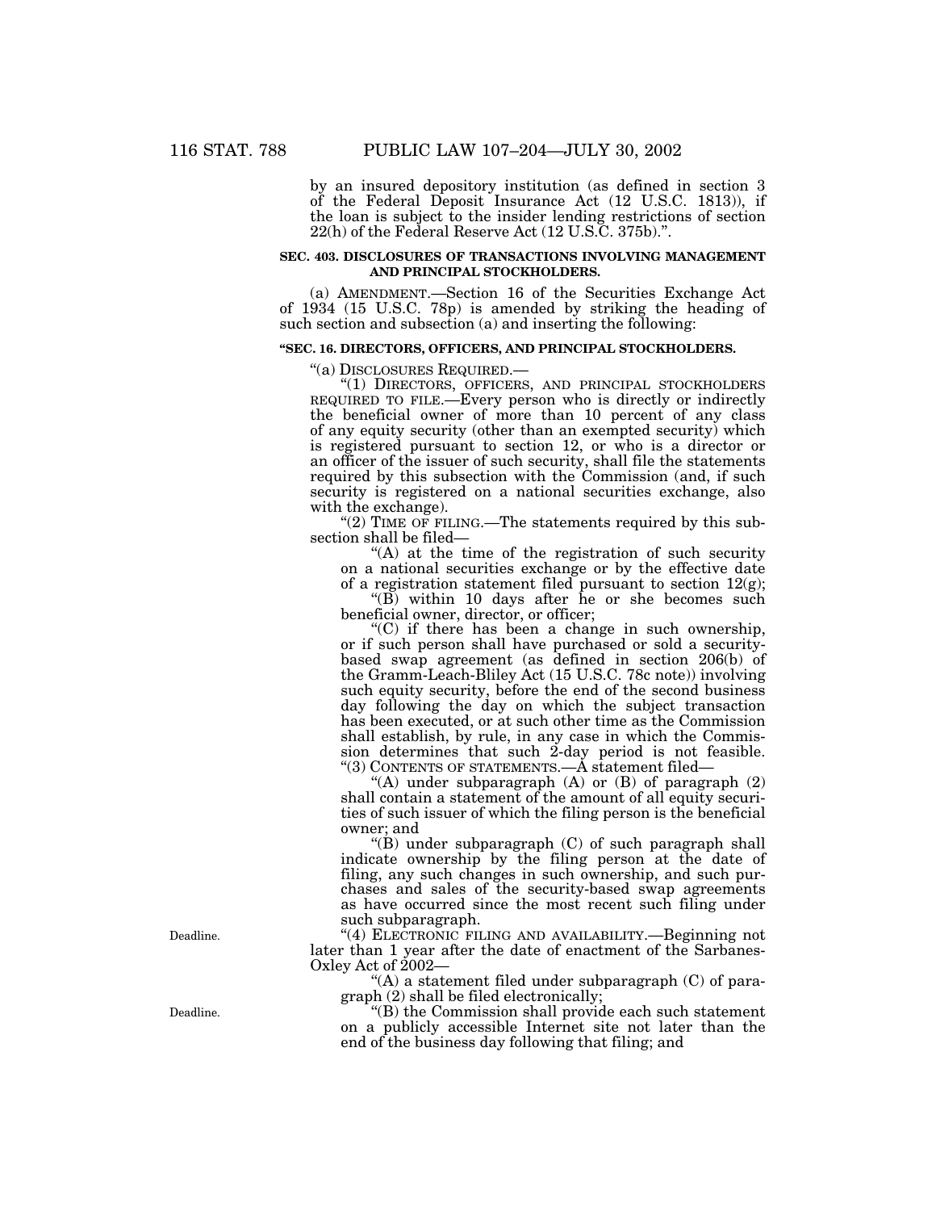by an insured depository institution (as defined in section 3 of the Federal Deposit Insurance Act (12 U.S.C. 1813)), if the loan is subject to the insider lending restrictions of section 22(h) of the Federal Reserve Act (12 U.S.C. 375b).".

**SEC. 403. DISCLOSURES OF TRANSACTIONS INVOLVING MANAGEMENT AND PRINCIPAL STOCKHOLDERS.**

(a) AMENDMENT.—Section 16 of the Securities Exchange Act of 1934 (15 U.S.C. 78p) is amended by striking the heading of such section and subsection (a) and inserting the following:

**"SEC. 16. DIRECTORS, OFFICERS, AND PRINCIPAL STOCKHOLDERS.**

"(a) DISCLOSURES REQUIRED.—

"(1) DIRECTORS, OFFICERS, AND PRINCIPAL STOCKHOLDERS REQUIRED TO FILE.—Every person who is directly or indirectly the beneficial owner of more than 10 percent of any class of any equity security (other than an exempted security) which is registered pursuant to section 12, or who is a director or an officer of the issuer of such security, shall file the statements required by this subsection with the Commission (and, if such security is registered on a national securities exchange, also with the exchange).

"(2) TIME OF FILING.—The statements required by this subsection shall be filed—

"(A) at the time of the registration of such security on a national securities exchange or by the effective date of a registration statement filed pursuant to section 12(g);

"(B) within 10 days after he or she becomes such beneficial owner, director, or officer;

"(C) if there has been a change in such ownership, or if such person shall have purchased or sold a security-based swap agreement (as defined in section 206(b) of the Gramm-Leach-Bliley Act (15 U.S.C. 78c note)) involving such equity security, before the end of the second business day following the day on which the subject transaction has been executed, or at such other time as the Commission shall establish, by rule, in any case in which the Commission determines that such 2-day period is not feasible.

"(3) CONTENTS OF STATEMENTS.—A statement filed—

"(A) under subparagraph (A) or (B) of paragraph (2) shall contain a statement of the amount of all equity securities of such issuer of which the filing person is the beneficial owner; and

"(B) under subparagraph (C) of such paragraph shall indicate ownership by the filing person at the date of filing, any such changes in such ownership, and such purchases and sales of the security-based swap agreements as have occurred since the most recent such filing under such subparagraph.

Deadline.

"(4) ELECTRONIC FILING AND AVAILABILITY.—Beginning not later than 1 year after the date of enactment of the Sarbanes-Oxley Act of 2002—

"(A) a statement filed under subparagraph (C) of paragraph (2) shall be filed electronically;

Deadline.

"(B) the Commission shall provide each such statement on a publicly accessible Internet site not later than the end of the business day following that filing; and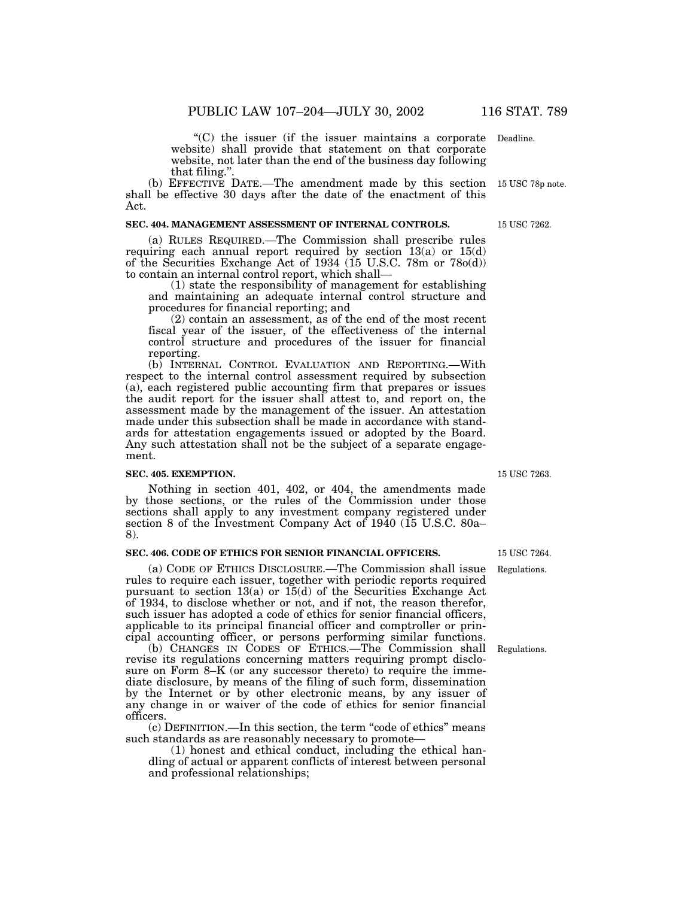"(C) the issuer (if the issuer maintains a corporate website) shall provide that statement on that corporate website, not later than the end of the business day following that filing.".

Deadline.

(b) EFFECTIVE DATE.—The amendment made by this section shall be effective 30 days after the date of the enactment of this Act.

15 USC 78p note.

### SEC. 404. MANAGEMENT ASSESSMENT OF INTERNAL CONTROLS.

15 USC 7262.

(a) RULES REQUIRED.—The Commission shall prescribe rules requiring each annual report required by section 13(a) or 15(d) of the Securities Exchange Act of 1934 (15 U.S.C. 78m or 78o(d)) to contain an internal control report, which shall—

(1) state the responsibility of management for establishing and maintaining an adequate internal control structure and procedures for financial reporting; and

(2) contain an assessment, as of the end of the most recent fiscal year of the issuer, of the effectiveness of the internal control structure and procedures of the issuer for financial reporting.

(b) INTERNAL CONTROL EVALUATION AND REPORTING.—With respect to the internal control assessment required by subsection (a), each registered public accounting firm that prepares or issues the audit report for the issuer shall attest to, and report on, the assessment made by the management of the issuer. An attestation made under this subsection shall be made in accordance with standards for attestation engagements issued or adopted by the Board. Any such attestation shall not be the subject of a separate engagement.

### SEC. 405. EXEMPTION.

15 USC 7263.

Nothing in section 401, 402, or 404, the amendments made by those sections, or the rules of the Commission under those sections shall apply to any investment company registered under section 8 of the Investment Company Act of 1940 (15 U.S.C. 80a–8).

### SEC. 406. CODE OF ETHICS FOR SENIOR FINANCIAL OFFICERS.

15 USC 7264.

Regulations.

(a) CODE OF ETHICS DISCLOSURE.—The Commission shall issue rules to require each issuer, together with periodic reports required pursuant to section 13(a) or 15(d) of the Securities Exchange Act of 1934, to disclose whether or not, and if not, the reason therefor, such issuer has adopted a code of ethics for senior financial officers, applicable to its principal financial officer and comptroller or principal accounting officer, or persons performing similar functions.

Regulations.

(b) CHANGES IN CODES OF ETHICS.—The Commission shall revise its regulations concerning matters requiring prompt disclosure on Form 8–K (or any successor thereto) to require the immediate disclosure, by means of the filing of such form, dissemination by the Internet or by other electronic means, by any issuer of any change in or waiver of the code of ethics for senior financial officers.

(c) DEFINITION.—In this section, the term "code of ethics" means such standards as are reasonably necessary to promote—

(1) honest and ethical conduct, including the ethical handling of actual or apparent conflicts of interest between personal and professional relationships;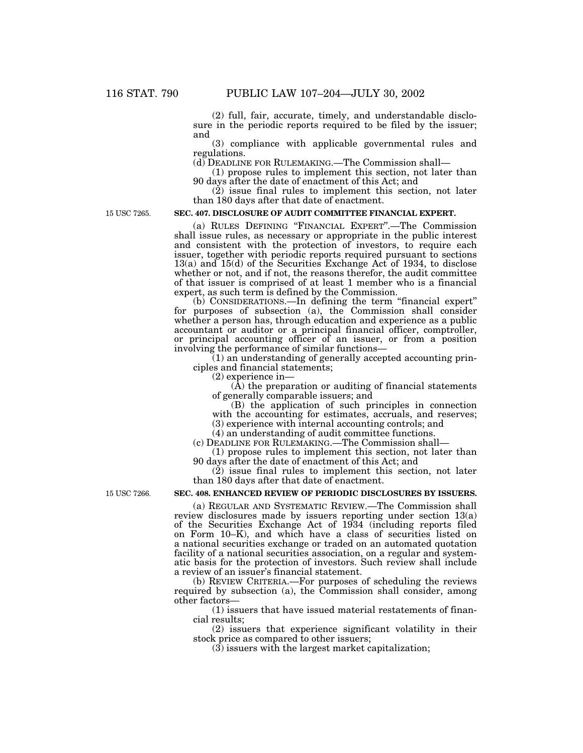(2) full, fair, accurate, timely, and understandable disclosure in the periodic reports required to be filed by the issuer; and

(3) compliance with applicable governmental rules and regulations.

(d) DEADLINE FOR RULEMAKING.—The Commission shall—

(1) propose rules to implement this section, not later than 90 days after the date of enactment of this Act; and

(2) issue final rules to implement this section, not later than 180 days after that date of enactment.

15 USC 7265.

**SEC. 407. DISCLOSURE OF AUDIT COMMITTEE FINANCIAL EXPERT.**

(a) RULES DEFINING "FINANCIAL EXPERT".—The Commission shall issue rules, as necessary or appropriate in the public interest and consistent with the protection of investors, to require each issuer, together with periodic reports required pursuant to sections 13(a) and 15(d) of the Securities Exchange Act of 1934, to disclose whether or not, and if not, the reasons therefor, the audit committee of that issuer is comprised of at least 1 member who is a financial expert, as such term is defined by the Commission.

(b) CONSIDERATIONS.—In defining the term "financial expert" for purposes of subsection (a), the Commission shall consider whether a person has, through education and experience as a public accountant or auditor or a principal financial officer, comptroller, or principal accounting officer of an issuer, or from a position involving the performance of similar functions—

(1) an understanding of generally accepted accounting principles and financial statements;

(2) experience in—

(A) the preparation or auditing of financial statements of generally comparable issuers; and

(B) the application of such principles in connection with the accounting for estimates, accruals, and reserves;

(3) experience with internal accounting controls; and

(4) an understanding of audit committee functions.

(c) DEADLINE FOR RULEMAKING.—The Commission shall—

(1) propose rules to implement this section, not later than 90 days after the date of enactment of this Act; and

(2) issue final rules to implement this section, not later than 180 days after that date of enactment.

15 USC 7266.

**SEC. 408. ENHANCED REVIEW OF PERIODIC DISCLOSURES BY ISSUERS.**

(a) REGULAR AND SYSTEMATIC REVIEW.—The Commission shall review disclosures made by issuers reporting under section 13(a) of the Securities Exchange Act of 1934 (including reports filed on Form 10–K), and which have a class of securities listed on a national securities exchange or traded on an automated quotation facility of a national securities association, on a regular and systematic basis for the protection of investors. Such review shall include a review of an issuer's financial statement.

(b) REVIEW CRITERIA.—For purposes of scheduling the reviews required by subsection (a), the Commission shall consider, among other factors—

(1) issuers that have issued material restatements of financial results;

(2) issuers that experience significant volatility in their stock price as compared to other issuers;

(3) issuers with the largest market capitalization;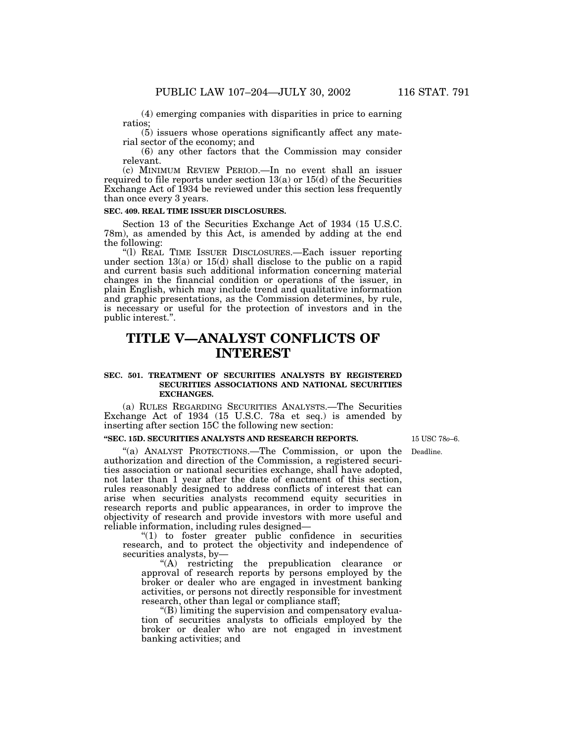(4) emerging companies with disparities in price to earning ratios;

(5) issuers whose operations significantly affect any material sector of the economy; and

(6) any other factors that the Commission may consider relevant.

(c) MINIMUM REVIEW PERIOD.—In no event shall an issuer required to file reports under section 13(a) or 15(d) of the Securities Exchange Act of 1934 be reviewed under this section less frequently than once every 3 years.

**SEC. 409. REAL TIME ISSUER DISCLOSURES.**

Section 13 of the Securities Exchange Act of 1934 (15 U.S.C. 78m), as amended by this Act, is amended by adding at the end the following:

"(l) REAL TIME ISSUER DISCLOSURES.—Each issuer reporting under section 13(a) or 15(d) shall disclose to the public on a rapid and current basis such additional information concerning material changes in the financial condition or operations of the issuer, in plain English, which may include trend and qualitative information and graphic presentations, as the Commission determines, by rule, is necessary or useful for the protection of investors and in the public interest.".

# TITLE V—ANALYST CONFLICTS OF INTEREST

**SEC. 501. TREATMENT OF SECURITIES ANALYSTS BY REGISTERED SECURITIES ASSOCIATIONS AND NATIONAL SECURITIES EXCHANGES.**

(a) RULES REGARDING SECURITIES ANALYSTS.—The Securities Exchange Act of 1934 (15 U.S.C. 78a et seq.) is amended by inserting after section 15C the following new section:

**"SEC. 15D. SECURITIES ANALYSTS AND RESEARCH REPORTS.**

15 USC 78*o*–6.

Deadline.

"(a) ANALYST PROTECTIONS.—The Commission, or upon the authorization and direction of the Commission, a registered securities association or national securities exchange, shall have adopted, not later than 1 year after the date of enactment of this section, rules reasonably designed to address conflicts of interest that can arise when securities analysts recommend equity securities in research reports and public appearances, in order to improve the objectivity of research and provide investors with more useful and reliable information, including rules designed—

"(1) to foster greater public confidence in securities research, and to protect the objectivity and independence of securities analysts, by—

"(A) restricting the prepublication clearance or approval of research reports by persons employed by the broker or dealer who are engaged in investment banking activities, or persons not directly responsible for investment research, other than legal or compliance staff;

"(B) limiting the supervision and compensatory evaluation of securities analysts to officials employed by the broker or dealer who are not engaged in investment banking activities; and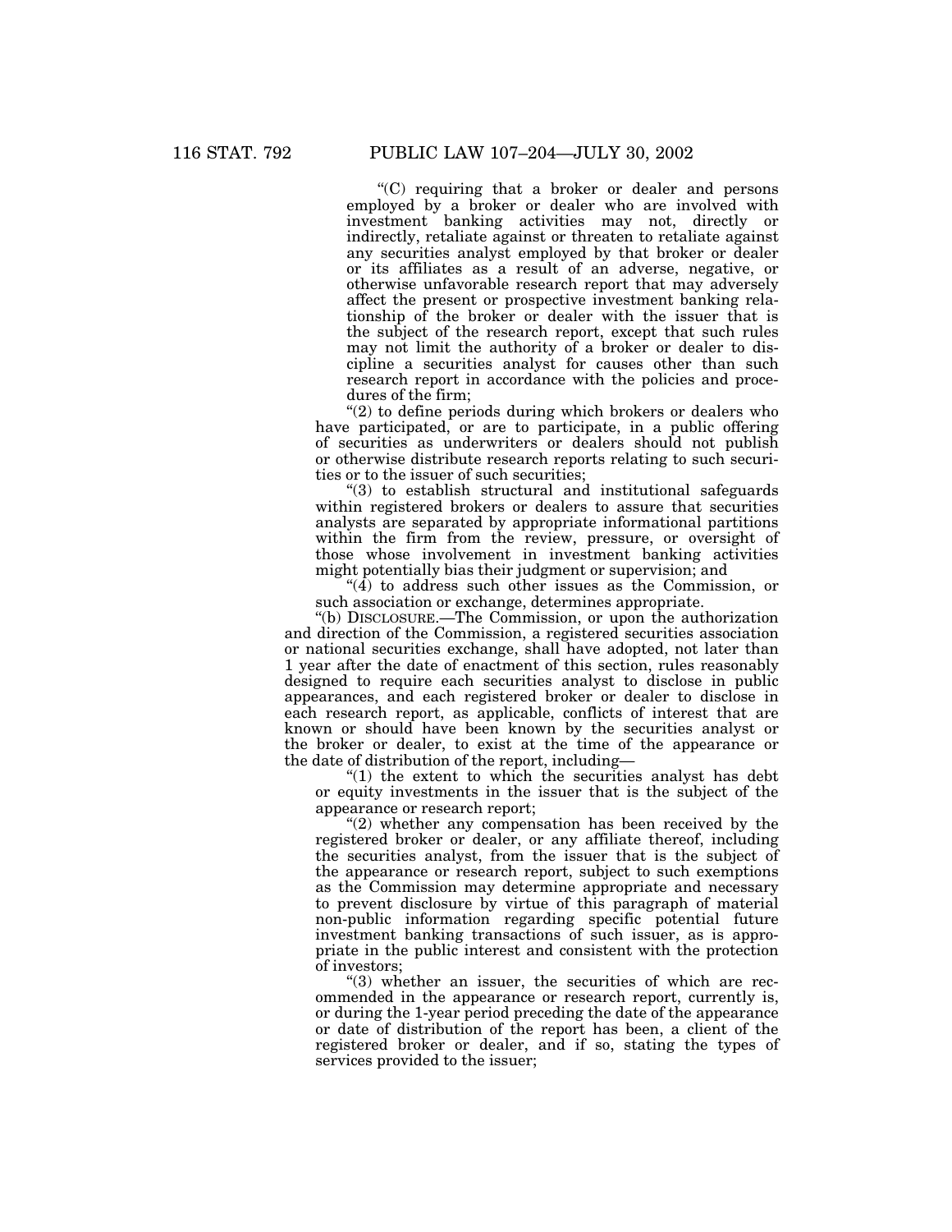"(C) requiring that a broker or dealer and persons employed by a broker or dealer who are involved with investment banking activities may not, directly or indirectly, retaliate against or threaten to retaliate against any securities analyst employed by that broker or dealer or its affiliates as a result of an adverse, negative, or otherwise unfavorable research report that may adversely affect the present or prospective investment banking relationship of the broker or dealer with the issuer that is the subject of the research report, except that such rules may not limit the authority of a broker or dealer to discipline a securities analyst for causes other than such research report in accordance with the policies and procedures of the firm;

"(2) to define periods during which brokers or dealers who have participated, or are to participate, in a public offering of securities as underwriters or dealers should not publish or otherwise distribute research reports relating to such securities or to the issuer of such securities;

"(3) to establish structural and institutional safeguards within registered brokers or dealers to assure that securities analysts are separated by appropriate informational partitions within the firm from the review, pressure, or oversight of those whose involvement in investment banking activities might potentially bias their judgment or supervision; and

"(4) to address such other issues as the Commission, or such association or exchange, determines appropriate.

"(b) DISCLOSURE.—The Commission, or upon the authorization and direction of the Commission, a registered securities association or national securities exchange, shall have adopted, not later than 1 year after the date of enactment of this section, rules reasonably designed to require each securities analyst to disclose in public appearances, and each registered broker or dealer to disclose in each research report, as applicable, conflicts of interest that are known or should have been known by the securities analyst or the broker or dealer, to exist at the time of the appearance or the date of distribution of the report, including—

"(1) the extent to which the securities analyst has debt or equity investments in the issuer that is the subject of the appearance or research report;

"(2) whether any compensation has been received by the registered broker or dealer, or any affiliate thereof, including the securities analyst, from the issuer that is the subject of the appearance or research report, subject to such exemptions as the Commission may determine appropriate and necessary to prevent disclosure by virtue of this paragraph of material non-public information regarding specific potential future investment banking transactions of such issuer, as is appropriate in the public interest and consistent with the protection of investors;

"(3) whether an issuer, the securities of which are recommended in the appearance or research report, currently is, or during the 1-year period preceding the date of the appearance or date of distribution of the report has been, a client of the registered broker or dealer, and if so, stating the types of services provided to the issuer;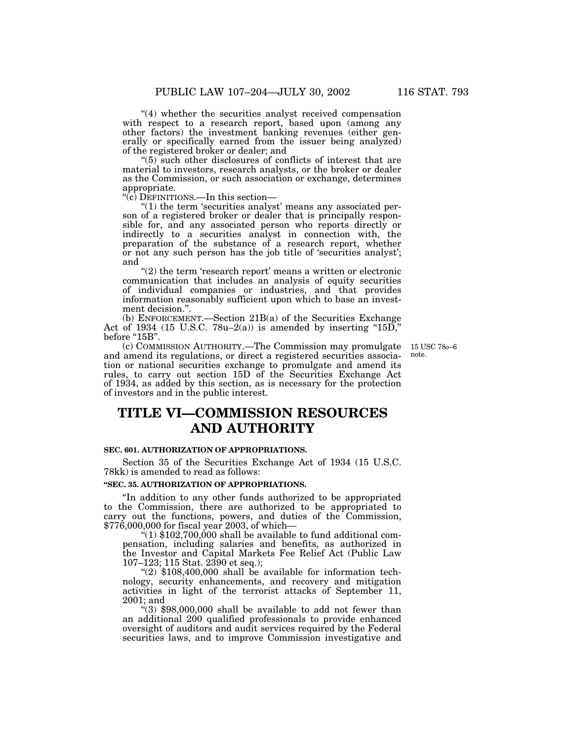"(4) whether the securities analyst received compensation with respect to a research report, based upon (among any other factors) the investment banking revenues (either generally or specifically earned from the issuer being analyzed) of the registered broker or dealer; and

"(5) such other disclosures of conflicts of interest that are material to investors, research analysts, or the broker or dealer as the Commission, or such association or exchange, determines appropriate.

"(c) DEFINITIONS.—In this section—

"(1) the term 'securities analyst' means any associated person of a registered broker or dealer that is principally responsible for, and any associated person who reports directly or indirectly to a securities analyst in connection with, the preparation of the substance of a research report, whether or not any such person has the job title of 'securities analyst'; and

"(2) the term 'research report' means a written or electronic communication that includes an analysis of equity securities of individual companies or industries, and that provides information reasonably sufficient upon which to base an investment decision.".

(b) ENFORCEMENT.—Section 21B(a) of the Securities Exchange Act of 1934 (15 U.S.C. 78u–2(a)) is amended by inserting "15D," before "15B".

(c) COMMISSION AUTHORITY.—The Commission may promulgate and amend its regulations, or direct a registered securities association or national securities exchange to promulgate and amend its rules, to carry out section 15D of the Securities Exchange Act of 1934, as added by this section, as is necessary for the protection of investors and in the public interest.

15 USC 78o–6 note.

# TITLE VI—COMMISSION RESOURCES AND AUTHORITY

### SEC. 601. AUTHORIZATION OF APPROPRIATIONS.

Section 35 of the Securities Exchange Act of 1934 (15 U.S.C. 78kk) is amended to read as follows:

### "SEC. 35. AUTHORIZATION OF APPROPRIATIONS.

"In addition to any other funds authorized to be appropriated to the Commission, there are authorized to be appropriated to carry out the functions, powers, and duties of the Commission, $776,000,000 for fiscal year 2003, of which—

"(1) $102,700,000 shall be available to fund additional compensation, including salaries and benefits, as authorized in the Investor and Capital Markets Fee Relief Act (Public Law 107–123; 115 Stat. 2390 et seq.);

"(2) $108,400,000 shall be available for information technology, security enhancements, and recovery and mitigation activities in light of the terrorist attacks of September 11, 2001; and

"(3) $98,000,000 shall be available to add not fewer than an additional 200 qualified professionals to provide enhanced oversight of auditors and audit services required by the Federal securities laws, and to improve Commission investigative and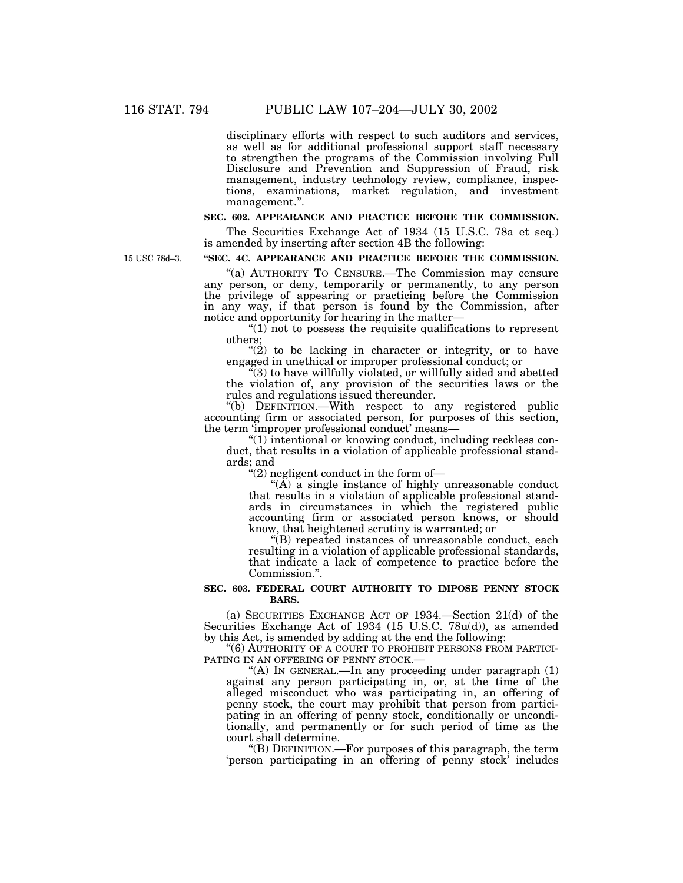disciplinary efforts with respect to such auditors and services, as well as for additional professional support staff necessary to strengthen the programs of the Commission involving Full Disclosure and Prevention and Suppression of Fraud, risk management, industry technology review, compliance, inspections, examinations, market regulation, and investment management.''.

**SEC. 602. APPEARANCE AND PRACTICE BEFORE THE COMMISSION.**

The Securities Exchange Act of 1934 (15 U.S.C. 78a et seq.) is amended by inserting after section 4B the following:

15 USC 78d–3.

**''SEC. 4C. APPEARANCE AND PRACTICE BEFORE THE COMMISSION.**

''(a) AUTHORITY TO CENSURE.—The Commission may censure any person, or deny, temporarily or permanently, to any person the privilege of appearing or practicing before the Commission in any way, if that person is found by the Commission, after notice and opportunity for hearing in the matter—

''(1) not to possess the requisite qualifications to represent others;

''(2) to be lacking in character or integrity, or to have engaged in unethical or improper professional conduct; or

''(3) to have willfully violated, or willfully aided and abetted the violation of, any provision of the securities laws or the rules and regulations issued thereunder.

''(b) DEFINITION.—With respect to any registered public accounting firm or associated person, for purposes of this section, the term 'improper professional conduct' means—

''(1) intentional or knowing conduct, including reckless conduct, that results in a violation of applicable professional standards; and

''(2) negligent conduct in the form of—

''(A) a single instance of highly unreasonable conduct that results in a violation of applicable professional standards in circumstances in which the registered public accounting firm or associated person knows, or should know, that heightened scrutiny is warranted; or

''(B) repeated instances of unreasonable conduct, each resulting in a violation of applicable professional standards, that indicate a lack of competence to practice before the Commission.''.

**SEC. 603. FEDERAL COURT AUTHORITY TO IMPOSE PENNY STOCK BARS.**

(a) SECURITIES EXCHANGE ACT OF 1934.—Section 21(d) of the Securities Exchange Act of 1934 (15 U.S.C. 78u(d)), as amended by this Act, is amended by adding at the end the following:

''(6) AUTHORITY OF A COURT TO PROHIBIT PERSONS FROM PARTICIPATING IN AN OFFERING OF PENNY STOCK.—

''(A) IN GENERAL.—In any proceeding under paragraph (1) against any person participating in, or, at the time of the alleged misconduct who was participating in, an offering of penny stock, the court may prohibit that person from participating in an offering of penny stock, conditionally or unconditionally, and permanently or for such period of time as the court shall determine.

''(B) DEFINITION.—For purposes of this paragraph, the term 'person participating in an offering of penny stock' includes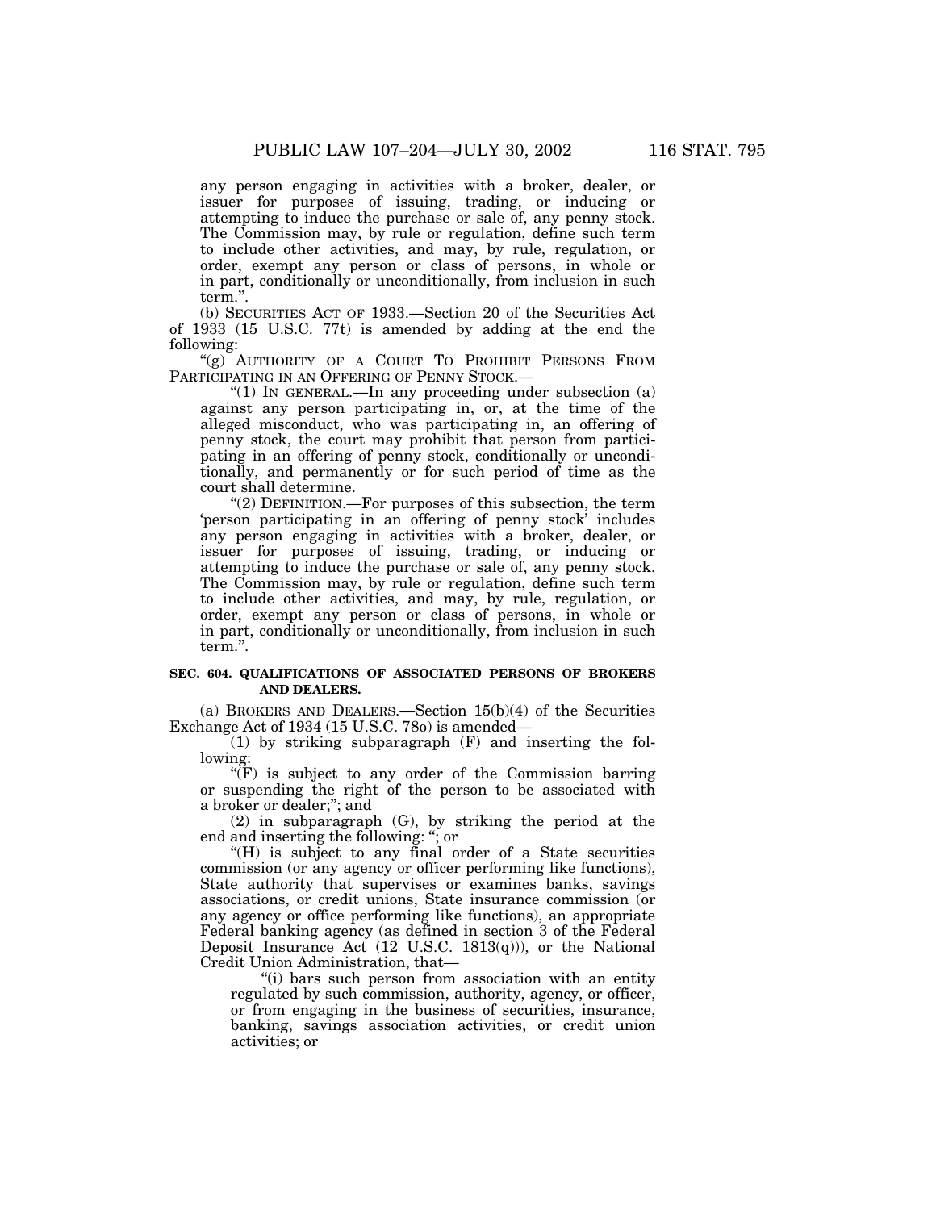any person engaging in activities with a broker, dealer, or issuer for purposes of issuing, trading, or inducing or attempting to induce the purchase or sale of, any penny stock. The Commission may, by rule or regulation, define such term to include other activities, and may, by rule, regulation, or order, exempt any person or class of persons, in whole or in part, conditionally or unconditionally, from inclusion in such term.".

(b) SECURITIES ACT OF 1933.—Section 20 of the Securities Act of 1933 (15 U.S.C. 77t) is amended by adding at the end the following:

"(g) AUTHORITY OF A COURT TO PROHIBIT PERSONS FROM PARTICIPATING IN AN OFFERING OF PENNY STOCK.—

"(1) IN GENERAL.—In any proceeding under subsection (a) against any person participating in, or, at the time of the alleged misconduct, who was participating in, an offering of penny stock, the court may prohibit that person from participating in an offering of penny stock, conditionally or unconditionally, and permanently or for such period of time as the court shall determine.

"(2) DEFINITION.—For purposes of this subsection, the term 'person participating in an offering of penny stock' includes any person engaging in activities with a broker, dealer, or issuer for purposes of issuing, trading, or inducing or attempting to induce the purchase or sale of, any penny stock. The Commission may, by rule or regulation, define such term to include other activities, and may, by rule, regulation, or order, exempt any person or class of persons, in whole or in part, conditionally or unconditionally, from inclusion in such term.".

**SEC. 604. QUALIFICATIONS OF ASSOCIATED PERSONS OF BROKERS AND DEALERS.**

(a) BROKERS AND DEALERS.—Section 15(b)(4) of the Securities Exchange Act of 1934 (15 U.S.C. 78o) is amended—

(1) by striking subparagraph (F) and inserting the following:

"(F) is subject to any order of the Commission barring or suspending the right of the person to be associated with a broker or dealer;"; and

(2) in subparagraph (G), by striking the period at the end and inserting the following: "; or

"(H) is subject to any final order of a State securities commission (or any agency or officer performing like functions), State authority that supervises or examines banks, savings associations, or credit unions, State insurance commission (or any agency or office performing like functions), an appropriate Federal banking agency (as defined in section 3 of the Federal Deposit Insurance Act (12 U.S.C. 1813(q))), or the National Credit Union Administration, that—

"(i) bars such person from association with an entity regulated by such commission, authority, agency, or officer, or from engaging in the business of securities, insurance, banking, savings association activities, or credit union activities; or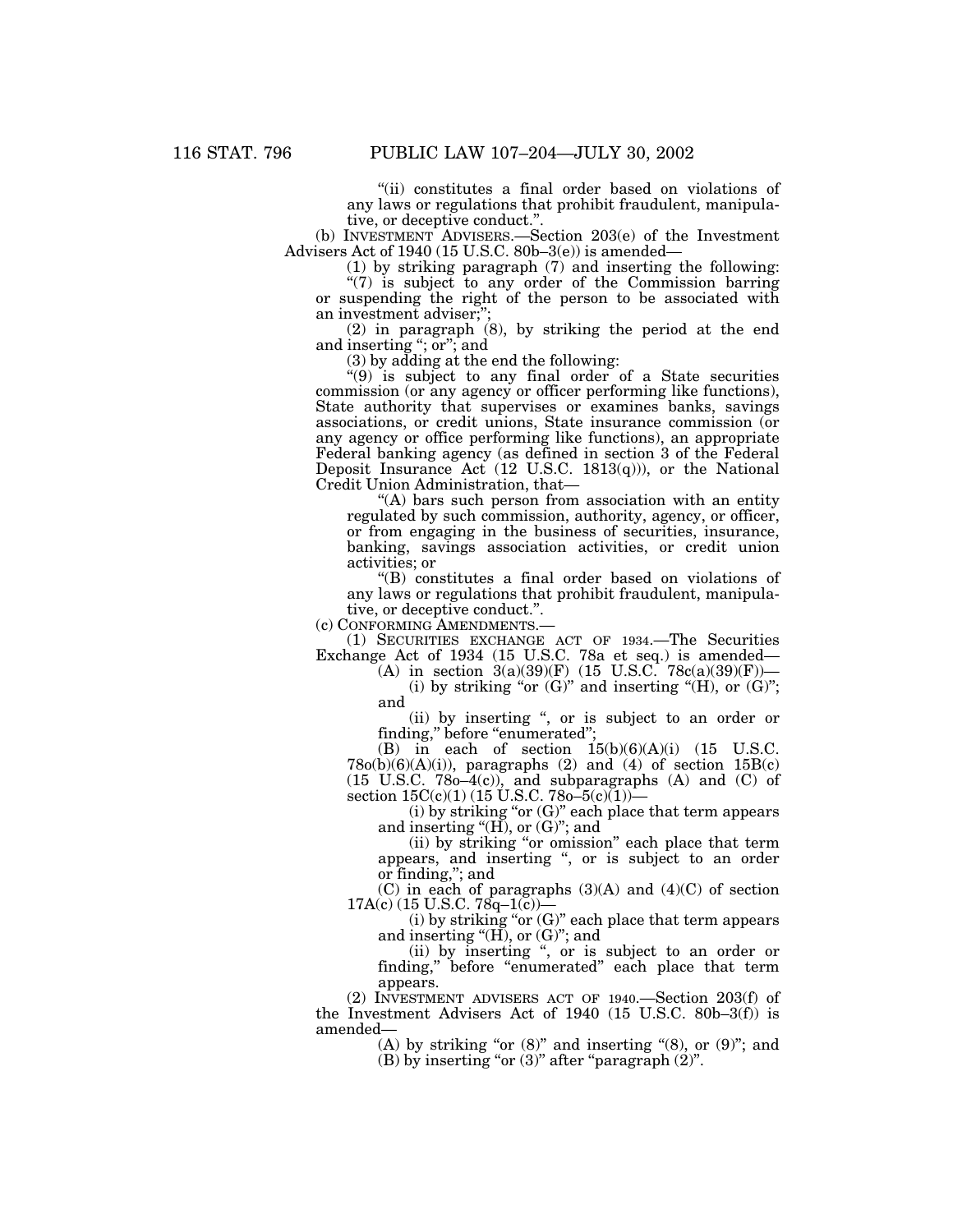"(ii) constitutes a final order based on violations of any laws or regulations that prohibit fraudulent, manipulative, or deceptive conduct.".

(b) INVESTMENT ADVISERS.—Section 203(e) of the Investment Advisers Act of 1940 (15 U.S.C. 80b–3(e)) is amended—

(1) by striking paragraph (7) and inserting the following:

"(7) is subject to any order of the Commission barring or suspending the right of the person to be associated with an investment adviser;";

(2) in paragraph (8), by striking the period at the end and inserting "; or"; and

(3) by adding at the end the following:

"(9) is subject to any final order of a State securities commission (or any agency or officer performing like functions), State authority that supervises or examines banks, savings associations, or credit unions, State insurance commission (or any agency or office performing like functions), an appropriate Federal banking agency (as defined in section 3 of the Federal Deposit Insurance Act (12 U.S.C. 1813(q))), or the National Credit Union Administration, that—

"(A) bars such person from association with an entity regulated by such commission, authority, agency, or officer, or from engaging in the business of securities, insurance, banking, savings association activities, or credit union activities; or

"(B) constitutes a final order based on violations of any laws or regulations that prohibit fraudulent, manipulative, or deceptive conduct.".

(c) CONFORMING AMENDMENTS.—

(1) SECURITIES EXCHANGE ACT OF 1934.—The Securities Exchange Act of 1934 (15 U.S.C. 78a et seq.) is amended—

(A) in section 3(a)(39)(F) (15 U.S.C. 78c(a)(39)(F))—

(i) by striking "or (G)" and inserting "(H), or (G)"; and

(ii) by inserting ", or is subject to an order or finding," before "enumerated";

(B) in each of section 15(b)(6)(A)(i) (15 U.S.C. 78o(b)(6)(A)(i)), paragraphs (2) and (4) of section 15B(c) (15 U.S.C. 78o–4(c)), and subparagraphs (A) and (C) of section 15C(c)(1) (15 U.S.C. 78o–5(c)(1))—

(i) by striking "or (G)" each place that term appears and inserting "(H), or (G)"; and

(ii) by striking "or omission" each place that term appears, and inserting ", or is subject to an order or finding,"; and

(C) in each of paragraphs (3)(A) and (4)(C) of section 17A(c) (15 U.S.C. 78q–1(c))—

(i) by striking "or (G)" each place that term appears and inserting "(H), or (G)"; and

(ii) by inserting ", or is subject to an order or finding," before "enumerated" each place that term appears.

(2) INVESTMENT ADVISERS ACT OF 1940.—Section 203(f) of the Investment Advisers Act of 1940 (15 U.S.C. 80b–3(f)) is amended—

(A) by striking "or (8)" and inserting "(8), or (9)"; and

(B) by inserting "or (3)" after "paragraph (2)".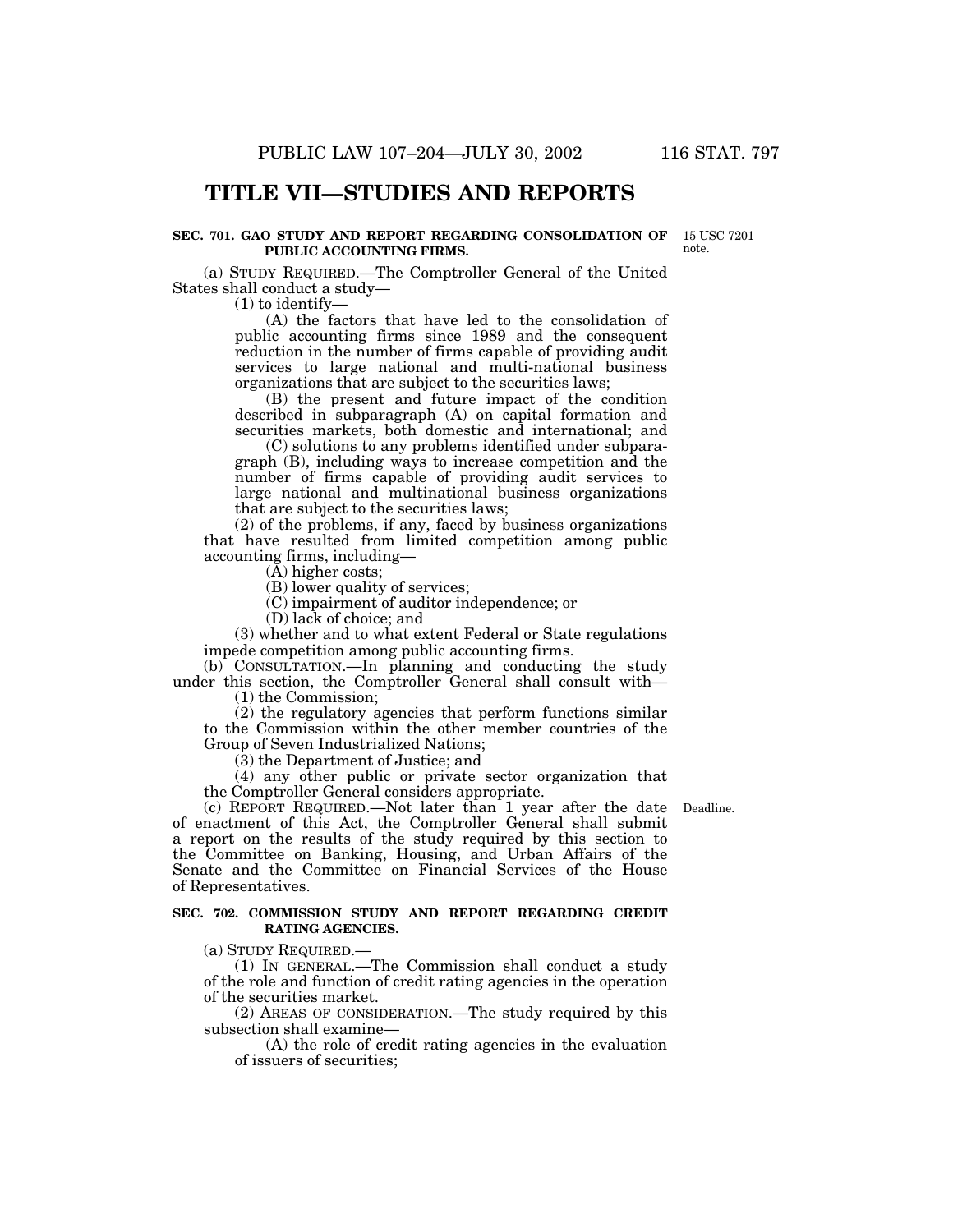# TITLE VII—STUDIES AND REPORTS

### SEC. 701. GAO STUDY AND REPORT REGARDING CONSOLIDATION OF PUBLIC ACCOUNTING FIRMS.

15 USC 7201 note.

(a) STUDY REQUIRED.—The Comptroller General of the United States shall conduct a study—

(1) to identify—

(A) the factors that have led to the consolidation of public accounting firms since 1989 and the consequent reduction in the number of firms capable of providing audit services to large national and multi-national business organizations that are subject to the securities laws;

(B) the present and future impact of the condition described in subparagraph (A) on capital formation and securities markets, both domestic and international; and

(C) solutions to any problems identified under subparagraph (B), including ways to increase competition and the number of firms capable of providing audit services to large national and multinational business organizations that are subject to the securities laws;

(2) of the problems, if any, faced by business organizations that have resulted from limited competition among public accounting firms, including—

(A) higher costs;

(B) lower quality of services;

(C) impairment of auditor independence; or

(D) lack of choice; and

(3) whether and to what extent Federal or State regulations impede competition among public accounting firms.

(b) CONSULTATION.—In planning and conducting the study under this section, the Comptroller General shall consult with—

(1) the Commission;

(2) the regulatory agencies that perform functions similar to the Commission within the other member countries of the Group of Seven Industrialized Nations;

(3) the Department of Justice; and

(4) any other public or private sector organization that the Comptroller General considers appropriate.

Deadline.

(c) REPORT REQUIRED.—Not later than 1 year after the date of enactment of this Act, the Comptroller General shall submit a report on the results of the study required by this section to the Committee on Banking, Housing, and Urban Affairs of the Senate and the Committee on Financial Services of the House of Representatives.

### SEC. 702. COMMISSION STUDY AND REPORT REGARDING CREDIT RATING AGENCIES.

(a) STUDY REQUIRED.—

(1) IN GENERAL.—The Commission shall conduct a study of the role and function of credit rating agencies in the operation of the securities market.

(2) AREAS OF CONSIDERATION.—The study required by this subsection shall examine—

(A) the role of credit rating agencies in the evaluation of issuers of securities;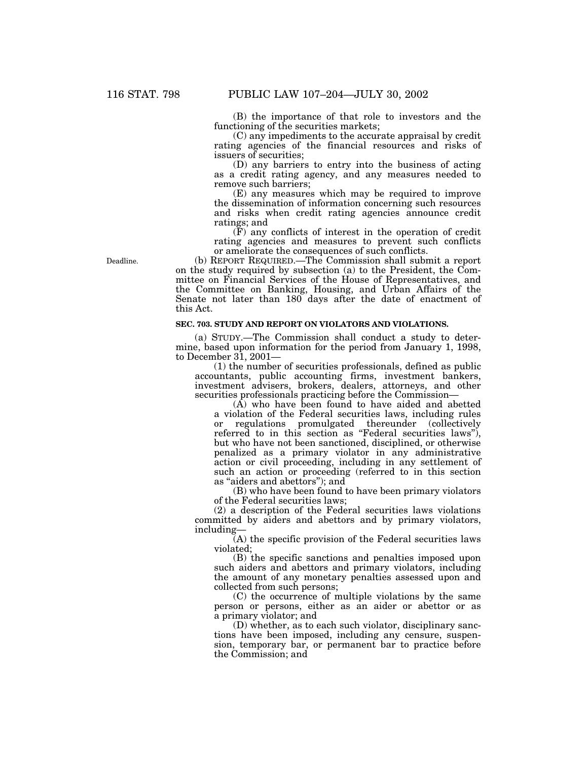(B) the importance of that role to investors and the functioning of the securities markets;

(C) any impediments to the accurate appraisal by credit rating agencies of the financial resources and risks of issuers of securities;

(D) any barriers to entry into the business of acting as a credit rating agency, and any measures needed to remove such barriers;

(E) any measures which may be required to improve the dissemination of information concerning such resources and risks when credit rating agencies announce credit ratings; and

(F) any conflicts of interest in the operation of credit rating agencies and measures to prevent such conflicts or ameliorate the consequences of such conflicts.

Deadline.

(b) REPORT REQUIRED.—The Commission shall submit a report on the study required by subsection (a) to the President, the Committee on Financial Services of the House of Representatives, and the Committee on Banking, Housing, and Urban Affairs of the Senate not later than 180 days after the date of enactment of this Act.

**SEC. 703. STUDY AND REPORT ON VIOLATORS AND VIOLATIONS.**

(a) STUDY.—The Commission shall conduct a study to determine, based upon information for the period from January 1, 1998, to December 31, 2001—

(1) the number of securities professionals, defined as public accountants, public accounting firms, investment bankers, investment advisers, brokers, dealers, attorneys, and other securities professionals practicing before the Commission—

(A) who have been found to have aided and abetted a violation of the Federal securities laws, including rules or regulations promulgated thereunder (collectively referred to in this section as "Federal securities laws"), but who have not been sanctioned, disciplined, or otherwise penalized as a primary violator in any administrative action or civil proceeding, including in any settlement of such an action or proceeding (referred to in this section as "aiders and abettors"); and

(B) who have been found to have been primary violators of the Federal securities laws;

(2) a description of the Federal securities laws violations committed by aiders and abettors and by primary violators, including—

(A) the specific provision of the Federal securities laws violated;

(B) the specific sanctions and penalties imposed upon such aiders and abettors and primary violators, including the amount of any monetary penalties assessed upon and collected from such persons;

(C) the occurrence of multiple violations by the same person or persons, either as an aider or abettor or as a primary violator; and

(D) whether, as to each such violator, disciplinary sanctions have been imposed, including any censure, suspension, temporary bar, or permanent bar to practice before the Commission; and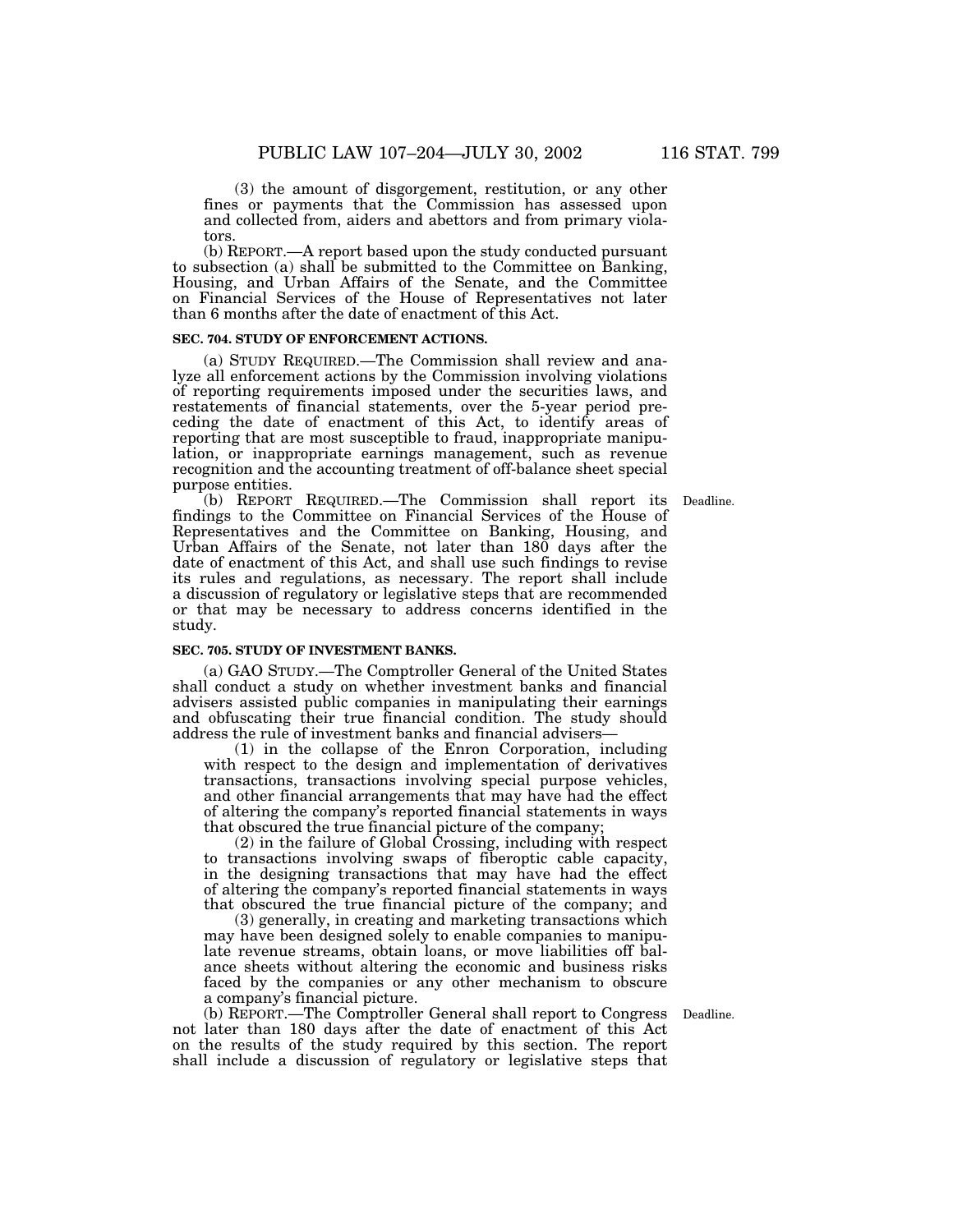(3) the amount of disgorgement, restitution, or any other fines or payments that the Commission has assessed upon and collected from, aiders and abettors and from primary violators.

(b) REPORT.—A report based upon the study conducted pursuant to subsection (a) shall be submitted to the Committee on Banking, Housing, and Urban Affairs of the Senate, and the Committee on Financial Services of the House of Representatives not later than 6 months after the date of enactment of this Act.

**SEC. 704. STUDY OF ENFORCEMENT ACTIONS.**

(a) STUDY REQUIRED.—The Commission shall review and analyze all enforcement actions by the Commission involving violations of reporting requirements imposed under the securities laws, and restatements of financial statements, over the 5-year period preceding the date of enactment of this Act, to identify areas of reporting that are most susceptible to fraud, inappropriate manipulation, or inappropriate earnings management, such as revenue recognition and the accounting treatment of off-balance sheet special purpose entities.

Deadline.

(b) REPORT REQUIRED.—The Commission shall report its findings to the Committee on Financial Services of the House of Representatives and the Committee on Banking, Housing, and Urban Affairs of the Senate, not later than 180 days after the date of enactment of this Act, and shall use such findings to revise its rules and regulations, as necessary. The report shall include a discussion of regulatory or legislative steps that are recommended or that may be necessary to address concerns identified in the study.

**SEC. 705. STUDY OF INVESTMENT BANKS.**

(a) GAO STUDY.—The Comptroller General of the United States shall conduct a study on whether investment banks and financial advisers assisted public companies in manipulating their earnings and obfuscating their true financial condition. The study should address the rule of investment banks and financial advisers—

(1) in the collapse of the Enron Corporation, including with respect to the design and implementation of derivatives transactions, transactions involving special purpose vehicles, and other financial arrangements that may have had the effect of altering the company's reported financial statements in ways that obscured the true financial picture of the company;

(2) in the failure of Global Crossing, including with respect to transactions involving swaps of fiberoptic cable capacity, in the designing transactions that may have had the effect of altering the company's reported financial statements in ways that obscured the true financial picture of the company; and

(3) generally, in creating and marketing transactions which may have been designed solely to enable companies to manipulate revenue streams, obtain loans, or move liabilities off balance sheets without altering the economic and business risks faced by the companies or any other mechanism to obscure a company's financial picture.

Deadline.

(b) REPORT.—The Comptroller General shall report to Congress not later than 180 days after the date of enactment of this Act on the results of the study required by this section. The report shall include a discussion of regulatory or legislative steps that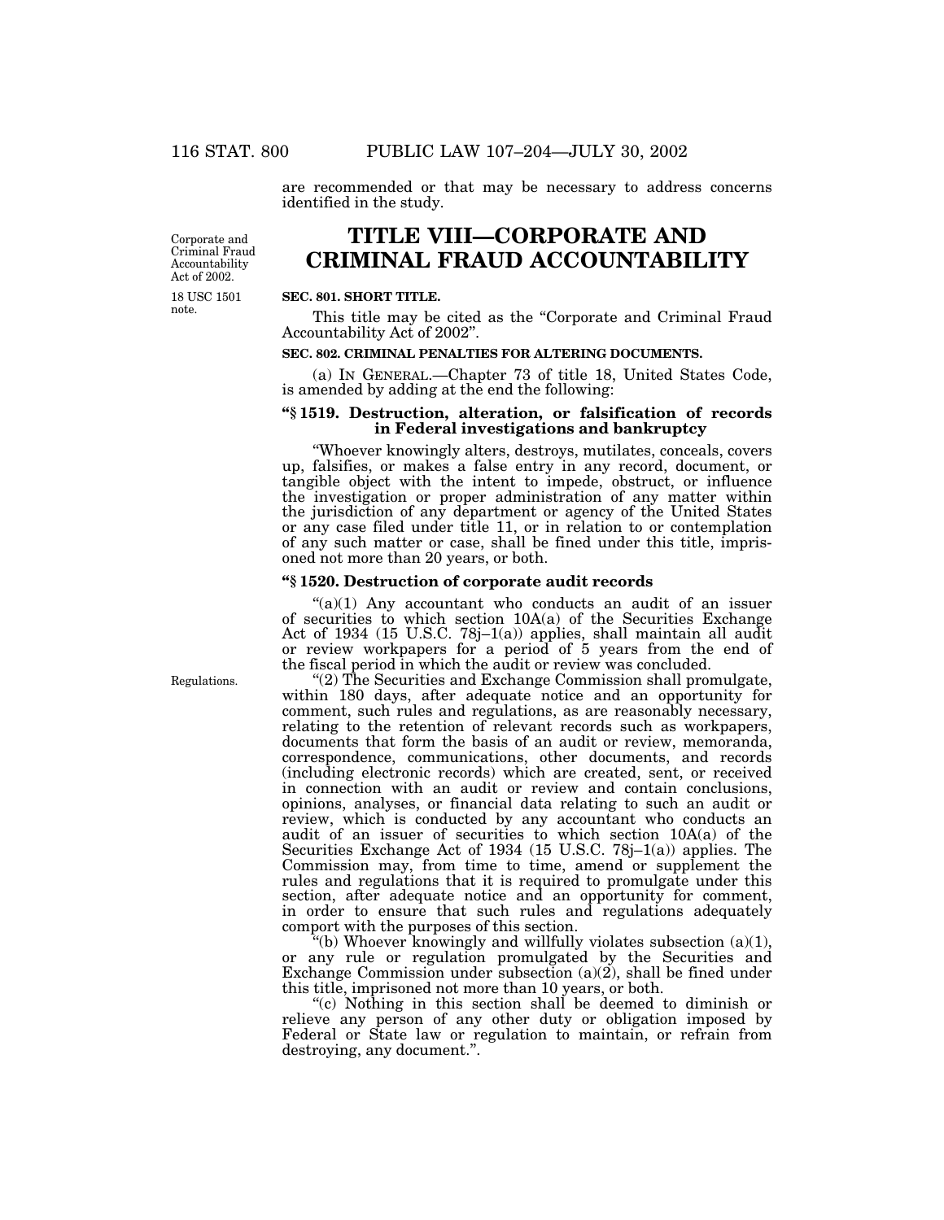are recommended or that may be necessary to address concerns identified in the study.

Corporate and Criminal Fraud Accountability Act of 2002.

# TITLE VIII—CORPORATE AND CRIMINAL FRAUD ACCOUNTABILITY

18 USC 1501 note.

**SEC. 801. SHORT TITLE.**

This title may be cited as the "Corporate and Criminal Fraud Accountability Act of 2002".

**SEC. 802. CRIMINAL PENALTIES FOR ALTERING DOCUMENTS.**

(a) IN GENERAL.—Chapter 73 of title 18, United States Code, is amended by adding at the end the following:

**"§ 1519. Destruction, alteration, or falsification of records in Federal investigations and bankruptcy**

"Whoever knowingly alters, destroys, mutilates, conceals, covers up, falsifies, or makes a false entry in any record, document, or tangible object with the intent to impede, obstruct, or influence the investigation or proper administration of any matter within the jurisdiction of any department or agency of the United States or any case filed under title 11, or in relation to or contemplation of any such matter or case, shall be fined under this title, imprisoned not more than 20 years, or both.

**"§ 1520. Destruction of corporate audit records**

"(a)(1) Any accountant who conducts an audit of an issuer of securities to which section 10A(a) of the Securities Exchange Act of 1934 (15 U.S.C. 78j–1(a)) applies, shall maintain all audit or review workpapers for a period of 5 years from the end of the fiscal period in which the audit or review was concluded.

Regulations.

"(2) The Securities and Exchange Commission shall promulgate, within 180 days, after adequate notice and an opportunity for comment, such rules and regulations, as are reasonably necessary, relating to the retention of relevant records such as workpapers, documents that form the basis of an audit or review, memoranda, correspondence, communications, other documents, and records (including electronic records) which are created, sent, or received in connection with an audit or review and contain conclusions, opinions, analyses, or financial data relating to such an audit or review, which is conducted by any accountant who conducts an audit of an issuer of securities to which section 10A(a) of the Securities Exchange Act of 1934 (15 U.S.C. 78j–1(a)) applies. The Commission may, from time to time, amend or supplement the rules and regulations that it is required to promulgate under this section, after adequate notice and an opportunity for comment, in order to ensure that such rules and regulations adequately comport with the purposes of this section.

"(b) Whoever knowingly and willfully violates subsection (a)(1), or any rule or regulation promulgated by the Securities and Exchange Commission under subsection (a)(2), shall be fined under this title, imprisoned not more than 10 years, or both.

"(c) Nothing in this section shall be deemed to diminish or relieve any person of any other duty or obligation imposed by Federal or State law or regulation to maintain, or refrain from destroying, any document.".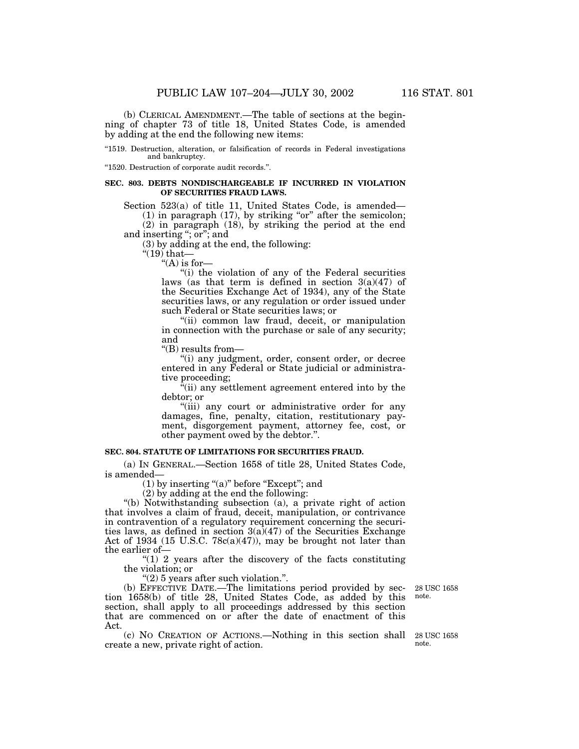(b) CLERICAL AMENDMENT.—The table of sections at the beginning of chapter 73 of title 18, United States Code, is amended by adding at the end the following new items:

"1519. Destruction, alteration, or falsification of records in Federal investigations and bankruptcy.

"1520. Destruction of corporate audit records.".

**SEC. 803. DEBTS NONDISCHARGEABLE IF INCURRED IN VIOLATION OF SECURITIES FRAUD LAWS.**

Section 523(a) of title 11, United States Code, is amended—

(1) in paragraph (17), by striking "or" after the semicolon;

(2) in paragraph (18), by striking the period at the end and inserting "; or"; and

(3) by adding at the end, the following:

"(19) that—

"(A) is for—

"(i) the violation of any of the Federal securities laws (as that term is defined in section 3(a)(47) of the Securities Exchange Act of 1934), any of the State securities laws, or any regulation or order issued under such Federal or State securities laws; or

"(ii) common law fraud, deceit, or manipulation in connection with the purchase or sale of any security; and

"(B) results from—

"(i) any judgment, order, consent order, or decree entered in any Federal or State judicial or administrative proceeding;

"(ii) any settlement agreement entered into by the debtor; or

"(iii) any court or administrative order for any damages, fine, penalty, citation, restitutionary payment, disgorgement payment, attorney fee, cost, or other payment owed by the debtor.".

**SEC. 804. STATUTE OF LIMITATIONS FOR SECURITIES FRAUD.**

(a) IN GENERAL.—Section 1658 of title 28, United States Code, is amended—

(1) by inserting "(a)" before "Except"; and

(2) by adding at the end the following:

"(b) Notwithstanding subsection (a), a private right of action that involves a claim of fraud, deceit, manipulation, or contrivance in contravention of a regulatory requirement concerning the securities laws, as defined in section 3(a)(47) of the Securities Exchange Act of 1934 (15 U.S.C. 78c(a)(47)), may be brought not later than the earlier of—

"(1) 2 years after the discovery of the facts constituting the violation; or

"(2) 5 years after such violation.".

(b) EFFECTIVE DATE.—The limitations period provided by section 1658(b) of title 28, United States Code, as added by this section, shall apply to all proceedings addressed by this section that are commenced on or after the date of enactment of this Act.

28 USC 1658 note.

(c) NO CREATION OF ACTIONS.—Nothing in this section shall create a new, private right of action.

28 USC 1658 note.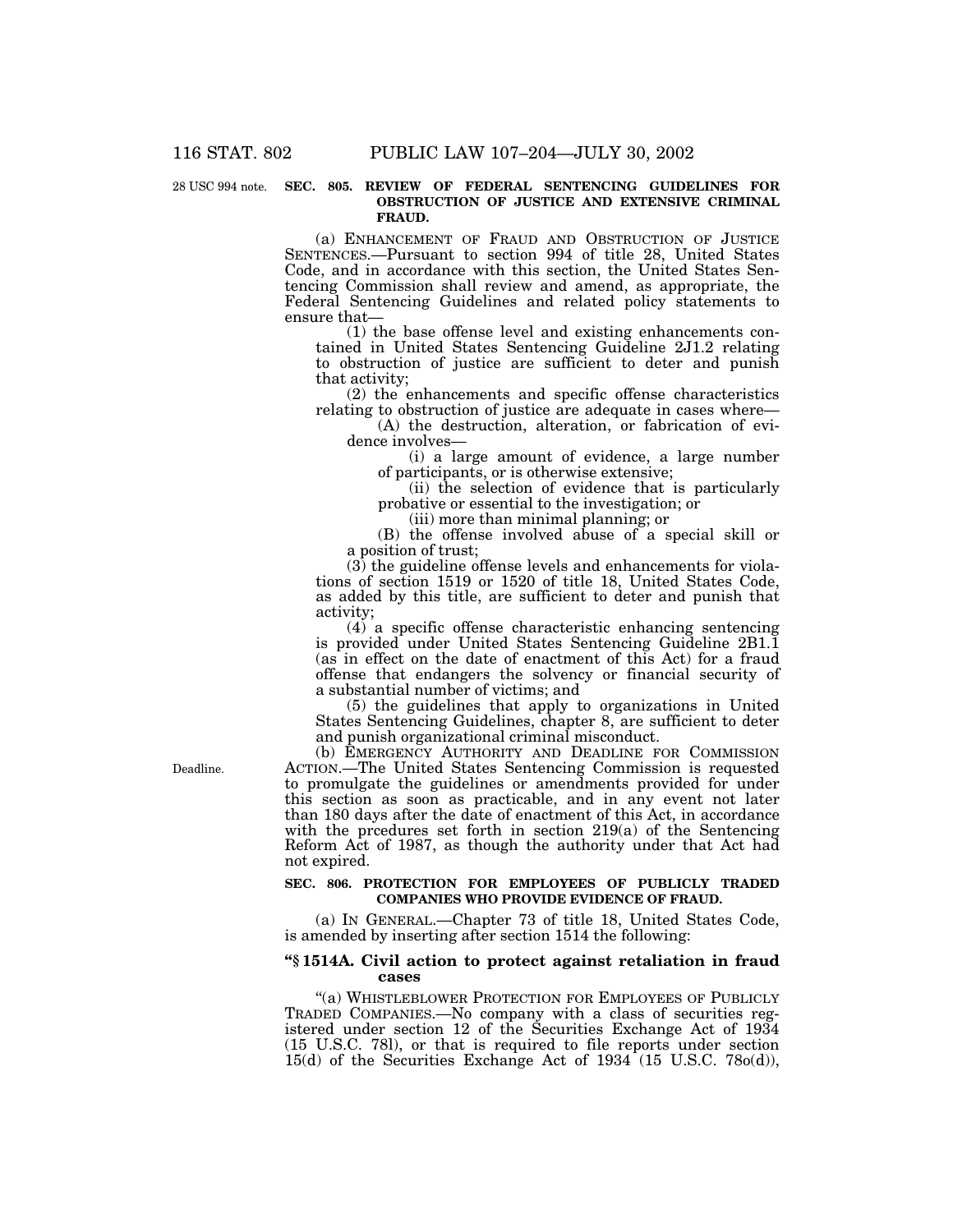28 USC 994 note.

**SEC. 805. REVIEW OF FEDERAL SENTENCING GUIDELINES FOR OBSTRUCTION OF JUSTICE AND EXTENSIVE CRIMINAL FRAUD.**

(a) ENHANCEMENT OF FRAUD AND OBSTRUCTION OF JUSTICE SENTENCES.—Pursuant to section 994 of title 28, United States Code, and in accordance with this section, the United States Sentencing Commission shall review and amend, as appropriate, the Federal Sentencing Guidelines and related policy statements to ensure that—

(1) the base offense level and existing enhancements contained in United States Sentencing Guideline 2J1.2 relating to obstruction of justice are sufficient to deter and punish that activity;

(2) the enhancements and specific offense characteristics relating to obstruction of justice are adequate in cases where—

(A) the destruction, alteration, or fabrication of evidence involves—

(i) a large amount of evidence, a large number of participants, or is otherwise extensive;

(ii) the selection of evidence that is particularly probative or essential to the investigation; or

(iii) more than minimal planning; or

(B) the offense involved abuse of a special skill or a position of trust;

(3) the guideline offense levels and enhancements for violations of section 1519 or 1520 of title 18, United States Code, as added by this title, are sufficient to deter and punish that activity;

(4) a specific offense characteristic enhancing sentencing is provided under United States Sentencing Guideline 2B1.1 (as in effect on the date of enactment of this Act) for a fraud offense that endangers the solvency or financial security of a substantial number of victims; and

(5) the guidelines that apply to organizations in United States Sentencing Guidelines, chapter 8, are sufficient to deter and punish organizational criminal misconduct.

Deadline.

(b) EMERGENCY AUTHORITY AND DEADLINE FOR COMMISSION ACTION.—The United States Sentencing Commission is requested to promulgate the guidelines or amendments provided for under this section as soon as practicable, and in any event not later than 180 days after the date of enactment of this Act, in accordance with the prcedures set forth in section 219(a) of the Sentencing Reform Act of 1987, as though the authority under that Act had not expired.

**SEC. 806. PROTECTION FOR EMPLOYEES OF PUBLICLY TRADED COMPANIES WHO PROVIDE EVIDENCE OF FRAUD.**

(a) IN GENERAL.—Chapter 73 of title 18, United States Code, is amended by inserting after section 1514 the following:

**"§ 1514A. Civil action to protect against retaliation in fraud cases**

"(a) WHISTLEBLOWER PROTECTION FOR EMPLOYEES OF PUBLICLY TRADED COMPANIES.—No company with a class of securities registered under section 12 of the Securities Exchange Act of 1934 (15 U.S.C. 78l), or that is required to file reports under section 15(d) of the Securities Exchange Act of 1934 (15 U.S.C. 78o(d)),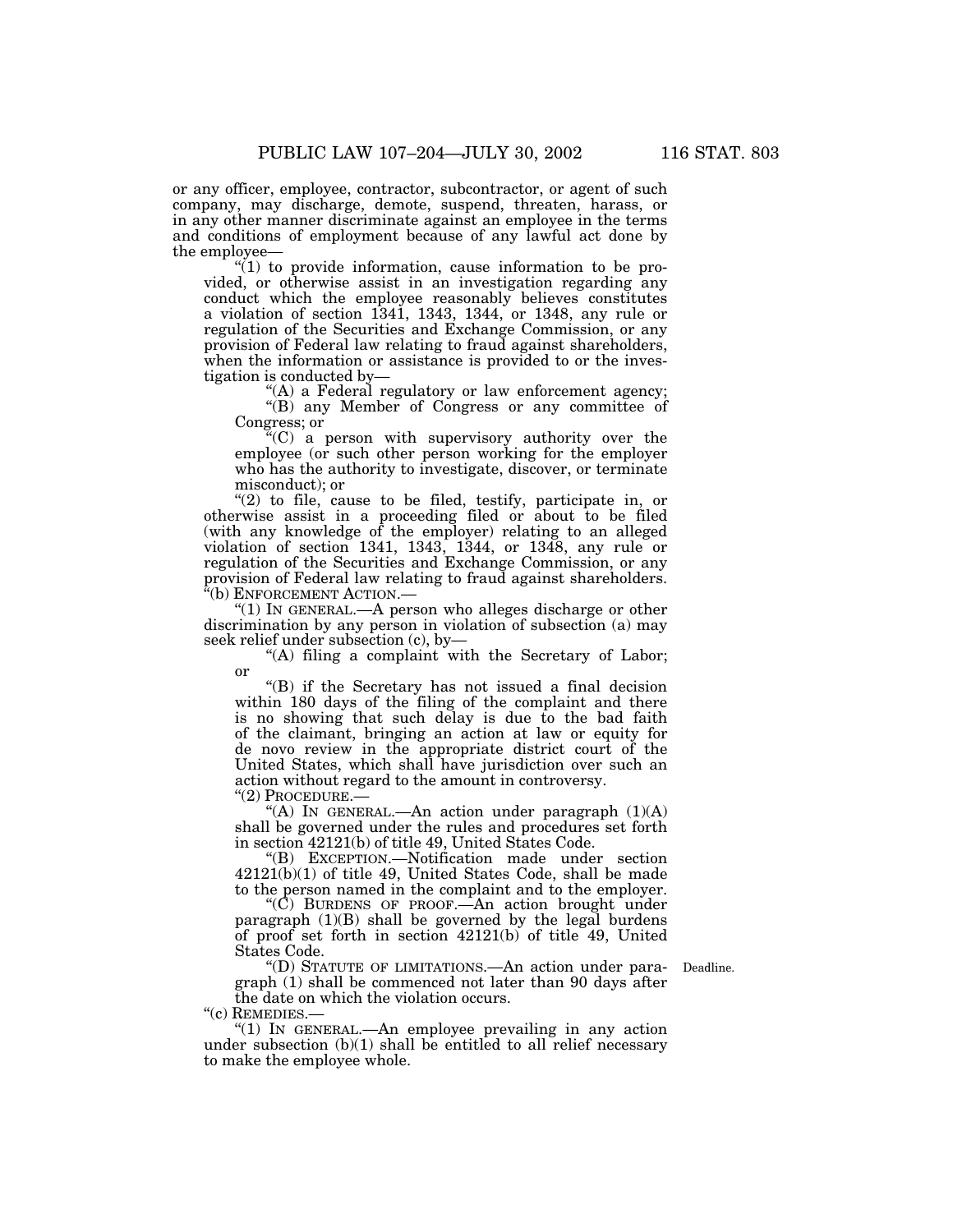or any officer, employee, contractor, subcontractor, or agent of such company, may discharge, demote, suspend, threaten, harass, or in any other manner discriminate against an employee in the terms and conditions of employment because of any lawful act done by the employee—

"(1) to provide information, cause information to be provided, or otherwise assist in an investigation regarding any conduct which the employee reasonably believes constitutes a violation of section 1341, 1343, 1344, or 1348, any rule or regulation of the Securities and Exchange Commission, or any provision of Federal law relating to fraud against shareholders, when the information or assistance is provided to or the investigation is conducted by—

"(A) a Federal regulatory or law enforcement agency;

"(B) any Member of Congress or any committee of Congress; or

"(C) a person with supervisory authority over the employee (or such other person working for the employer who has the authority to investigate, discover, or terminate misconduct); or

"(2) to file, cause to be filed, testify, participate in, or otherwise assist in a proceeding filed or about to be filed (with any knowledge of the employer) relating to an alleged violation of section 1341, 1343, 1344, or 1348, any rule or regulation of the Securities and Exchange Commission, or any provision of Federal law relating to fraud against shareholders.

"(b) ENFORCEMENT ACTION.—

"(1) IN GENERAL.—A person who alleges discharge or other discrimination by any person in violation of subsection (a) may seek relief under subsection (c), by—

"(A) filing a complaint with the Secretary of Labor; or

"(B) if the Secretary has not issued a final decision within 180 days of the filing of the complaint and there is no showing that such delay is due to the bad faith of the claimant, bringing an action at law or equity for de novo review in the appropriate district court of the United States, which shall have jurisdiction over such an action without regard to the amount in controversy.

"(2) PROCEDURE.—

"(A) IN GENERAL.—An action under paragraph (1)(A) shall be governed under the rules and procedures set forth in section 42121(b) of title 49, United States Code.

"(B) EXCEPTION.—Notification made under section 42121(b)(1) of title 49, United States Code, shall be made to the person named in the complaint and to the employer.

"(C) BURDENS OF PROOF.—An action brought under paragraph (1)(B) shall be governed by the legal burdens of proof set forth in section 42121(b) of title 49, United States Code.

"(D) STATUTE OF LIMITATIONS.—An action under paragraph (1) shall be commenced not later than 90 days after the date on which the violation occurs.

Deadline.

"(c) REMEDIES.—

"(1) IN GENERAL.—An employee prevailing in any action under subsection (b)(1) shall be entitled to all relief necessary to make the employee whole.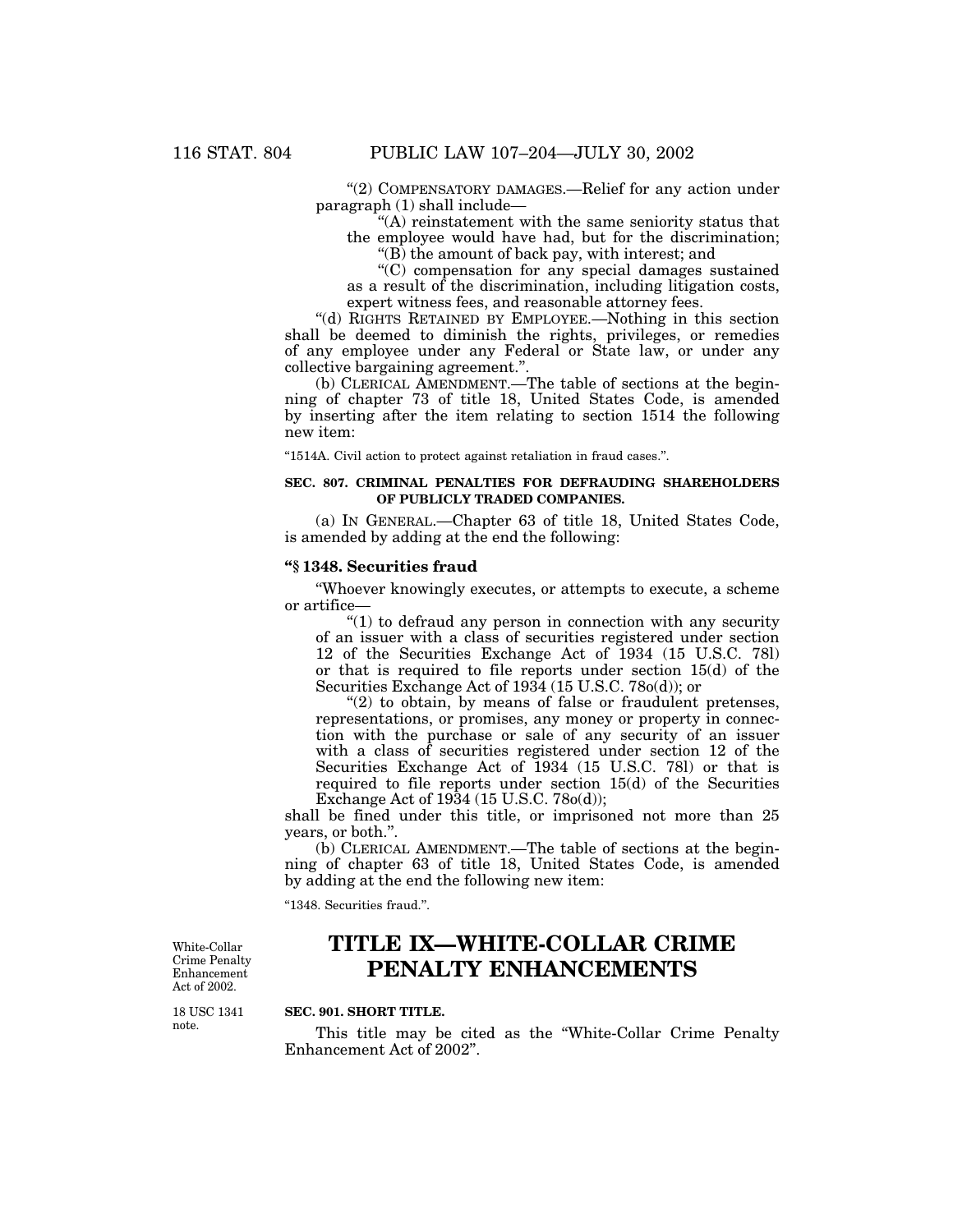"(2) COMPENSATORY DAMAGES.—Relief for any action under paragraph (1) shall include—

"(A) reinstatement with the same seniority status that the employee would have had, but for the discrimination;

"(B) the amount of back pay, with interest; and

"(C) compensation for any special damages sustained as a result of the discrimination, including litigation costs, expert witness fees, and reasonable attorney fees.

"(d) RIGHTS RETAINED BY EMPLOYEE.—Nothing in this section shall be deemed to diminish the rights, privileges, or remedies of any employee under any Federal or State law, or under any collective bargaining agreement.".

(b) CLERICAL AMENDMENT.—The table of sections at the beginning of chapter 73 of title 18, United States Code, is amended by inserting after the item relating to section 1514 the following new item:

"1514A. Civil action to protect against retaliation in fraud cases.".

**SEC. 807. CRIMINAL PENALTIES FOR DEFRAUDING SHAREHOLDERS OF PUBLICLY TRADED COMPANIES.**

(a) IN GENERAL.—Chapter 63 of title 18, United States Code, is amended by adding at the end the following:

**"§ 1348. Securities fraud**

"Whoever knowingly executes, or attempts to execute, a scheme or artifice—

"(1) to defraud any person in connection with any security of an issuer with a class of securities registered under section 12 of the Securities Exchange Act of 1934 (15 U.S.C. 78l) or that is required to file reports under section 15(d) of the Securities Exchange Act of 1934 (15 U.S.C. 78o(d)); or

"(2) to obtain, by means of false or fraudulent pretenses, representations, or promises, any money or property in connection with the purchase or sale of any security of an issuer with a class of securities registered under section 12 of the Securities Exchange Act of 1934 (15 U.S.C. 78l) or that is required to file reports under section 15(d) of the Securities Exchange Act of 1934 (15 U.S.C. 78o(d));

shall be fined under this title, or imprisoned not more than 25 years, or both.".

(b) CLERICAL AMENDMENT.—The table of sections at the beginning of chapter 63 of title 18, United States Code, is amended by adding at the end the following new item:

"1348. Securities fraud.".

White-Collar Crime Penalty Enhancement Act of 2002.

# TITLE IX—WHITE-COLLAR CRIME PENALTY ENHANCEMENTS

18 USC 1341 note.

**SEC. 901. SHORT TITLE.**

This title may be cited as the "White-Collar Crime Penalty Enhancement Act of 2002".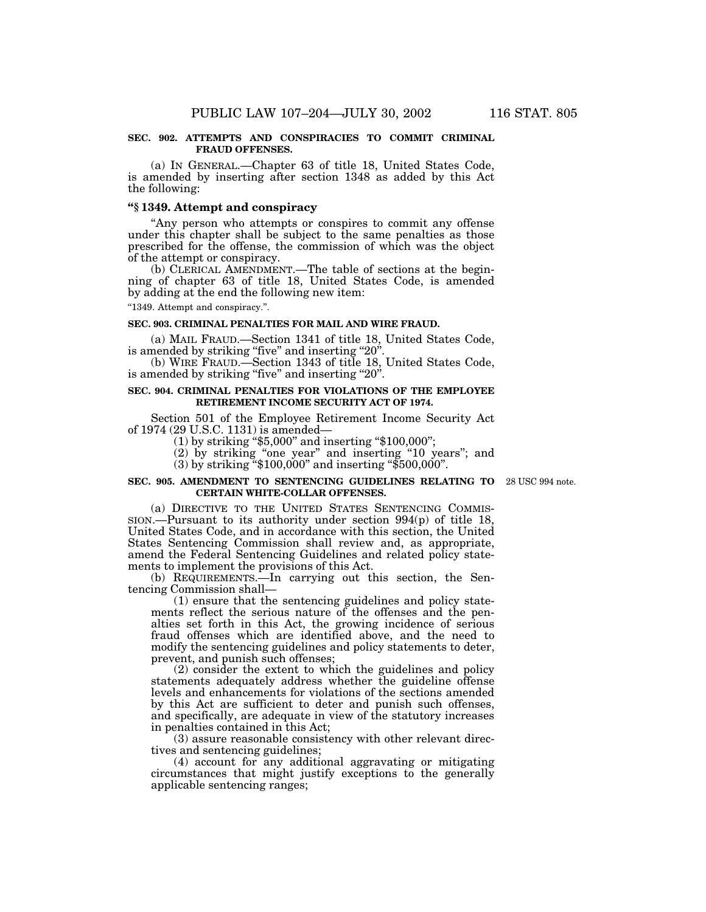**SEC. 902. ATTEMPTS AND CONSPIRACIES TO COMMIT CRIMINAL FRAUD OFFENSES.**

(a) IN GENERAL.—Chapter 63 of title 18, United States Code, is amended by inserting after section 1348 as added by this Act the following:

### "§ 1349. Attempt and conspiracy

"Any person who attempts or conspires to commit any offense under this chapter shall be subject to the same penalties as those prescribed for the offense, the commission of which was the object of the attempt or conspiracy.

(b) CLERICAL AMENDMENT.—The table of sections at the beginning of chapter 63 of title 18, United States Code, is amended by adding at the end the following new item:

"1349. Attempt and conspiracy.".

**SEC. 903. CRIMINAL PENALTIES FOR MAIL AND WIRE FRAUD.**

(a) MAIL FRAUD.—Section 1341 of title 18, United States Code, is amended by striking "five" and inserting "20".

(b) WIRE FRAUD.—Section 1343 of title 18, United States Code, is amended by striking "five" and inserting "20".

**SEC. 904. CRIMINAL PENALTIES FOR VIOLATIONS OF THE EMPLOYEE RETIREMENT INCOME SECURITY ACT OF 1974.**

Section 501 of the Employee Retirement Income Security Act of 1974 (29 U.S.C. 1131) is amended—

(1) by striking "$5,000" and inserting "$100,000";

(2) by striking "one year" and inserting "10 years"; and

(3) by striking "$100,000" and inserting "$500,000".

**SEC. 905. AMENDMENT TO SENTENCING GUIDELINES RELATING TO CERTAIN WHITE-COLLAR OFFENSES.**

28 USC 994 note.

(a) DIRECTIVE TO THE UNITED STATES SENTENCING COMMISSION.—Pursuant to its authority under section 994(p) of title 18, United States Code, and in accordance with this section, the United States Sentencing Commission shall review and, as appropriate, amend the Federal Sentencing Guidelines and related policy statements to implement the provisions of this Act.

(b) REQUIREMENTS.—In carrying out this section, the Sentencing Commission shall—

(1) ensure that the sentencing guidelines and policy statements reflect the serious nature of the offenses and the penalties set forth in this Act, the growing incidence of serious fraud offenses which are identified above, and the need to modify the sentencing guidelines and policy statements to deter, prevent, and punish such offenses;

(2) consider the extent to which the guidelines and policy statements adequately address whether the guideline offense levels and enhancements for violations of the sections amended by this Act are sufficient to deter and punish such offenses, and specifically, are adequate in view of the statutory increases in penalties contained in this Act;

(3) assure reasonable consistency with other relevant directives and sentencing guidelines;

(4) account for any additional aggravating or mitigating circumstances that might justify exceptions to the generally applicable sentencing ranges;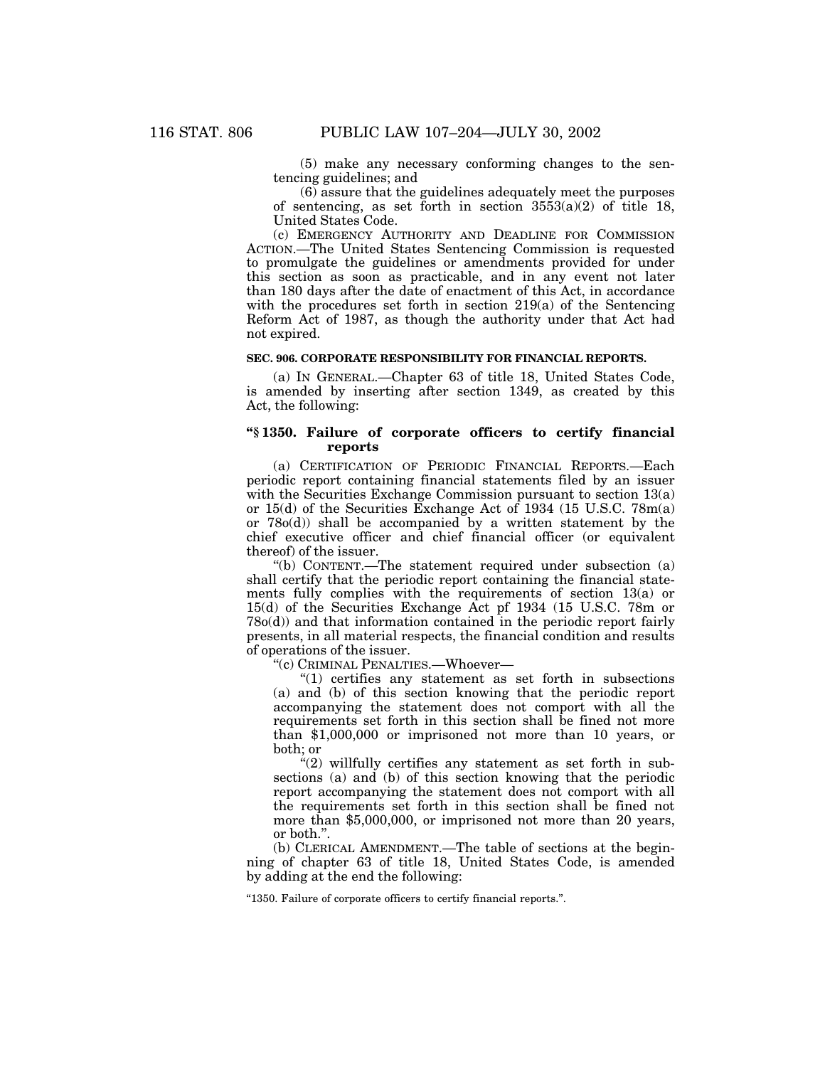(5) make any necessary conforming changes to the sentencing guidelines; and

(6) assure that the guidelines adequately meet the purposes of sentencing, as set forth in section 3553(a)(2) of title 18, United States Code.

(c) EMERGENCY AUTHORITY AND DEADLINE FOR COMMISSION ACTION.—The United States Sentencing Commission is requested to promulgate the guidelines or amendments provided for under this section as soon as practicable, and in any event not later than 180 days after the date of enactment of this Act, in accordance with the procedures set forth in section 219(a) of the Sentencing Reform Act of 1987, as though the authority under that Act had not expired.

**SEC. 906. CORPORATE RESPONSIBILITY FOR FINANCIAL REPORTS.**

(a) IN GENERAL.—Chapter 63 of title 18, United States Code, is amended by inserting after section 1349, as created by this Act, the following:

**"§ 1350. Failure of corporate officers to certify financial reports**

(a) CERTIFICATION OF PERIODIC FINANCIAL REPORTS.—Each periodic report containing financial statements filed by an issuer with the Securities Exchange Commission pursuant to section 13(a) or 15(d) of the Securities Exchange Act of 1934 (15 U.S.C. 78m(a) or 78o(d)) shall be accompanied by a written statement by the chief executive officer and chief financial officer (or equivalent thereof) of the issuer.

"(b) CONTENT.—The statement required under subsection (a) shall certify that the periodic report containing the financial statements fully complies with the requirements of section 13(a) or 15(d) of the Securities Exchange Act pf 1934 (15 U.S.C. 78m or 78o(d)) and that information contained in the periodic report fairly presents, in all material respects, the financial condition and results of operations of the issuer.

"(c) CRIMINAL PENALTIES.—Whoever—

"(1) certifies any statement as set forth in subsections (a) and (b) of this section knowing that the periodic report accompanying the statement does not comport with all the requirements set forth in this section shall be fined not more than $1,000,000 or imprisoned not more than 10 years, or both; or

"(2) willfully certifies any statement as set forth in subsections (a) and (b) of this section knowing that the periodic report accompanying the statement does not comport with all the requirements set forth in this section shall be fined not more than $5,000,000, or imprisoned not more than 20 years, or both.".

(b) CLERICAL AMENDMENT.—The table of sections at the beginning of chapter 63 of title 18, United States Code, is amended by adding at the end the following:

"1350. Failure of corporate officers to certify financial reports.".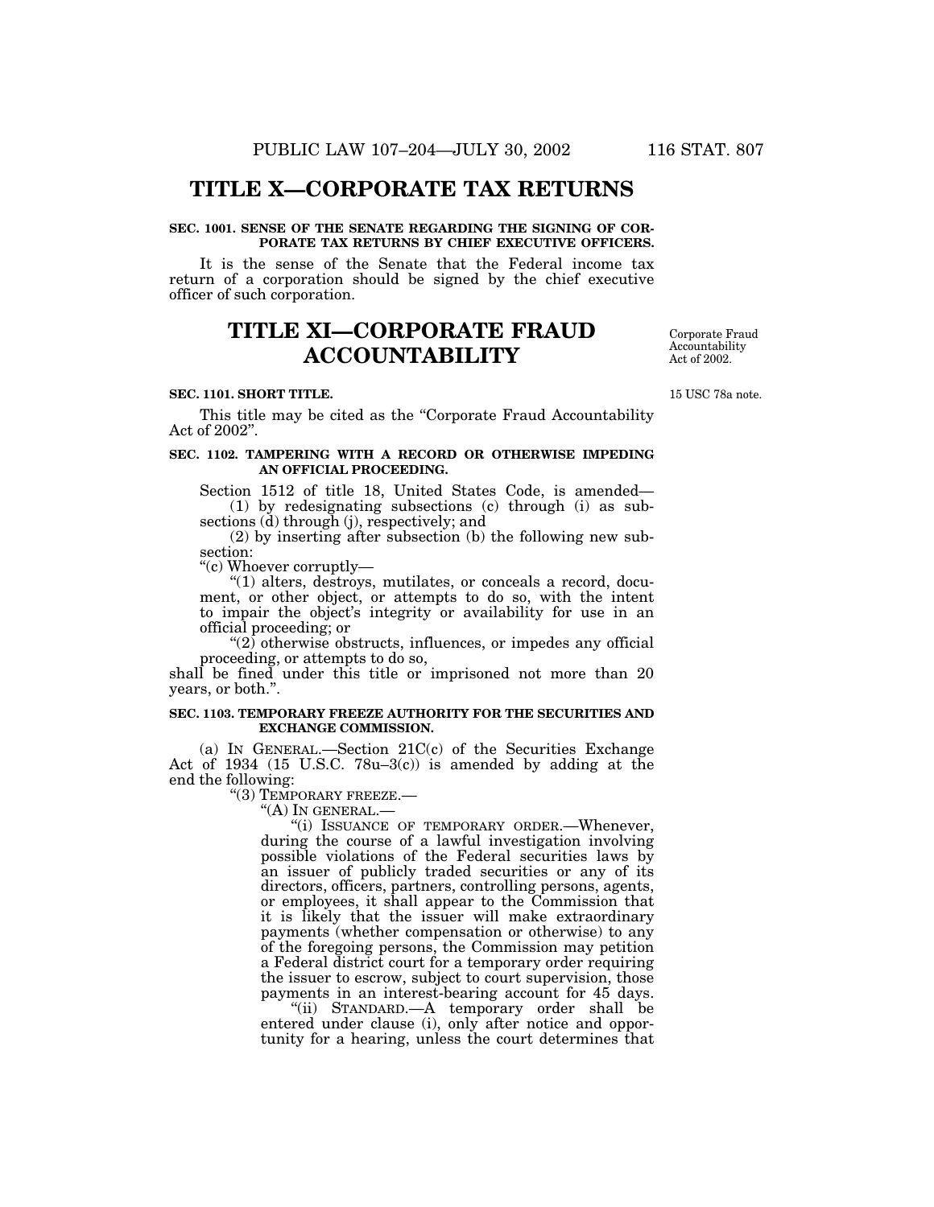# TITLE X—CORPORATE TAX RETURNS

**SEC. 1001. SENSE OF THE SENATE REGARDING THE SIGNING OF CORPORATE TAX RETURNS BY CHIEF EXECUTIVE OFFICERS.**

It is the sense of the Senate that the Federal income tax return of a corporation should be signed by the chief executive officer of such corporation.

# TITLE XI—CORPORATE FRAUD ACCOUNTABILITY

Corporate Fraud Accountability Act of 2002.

**SEC. 1101. SHORT TITLE.**

15 USC 78a note.

This title may be cited as the "Corporate Fraud Accountability Act of 2002".

**SEC. 1102. TAMPERING WITH A RECORD OR OTHERWISE IMPEDING AN OFFICIAL PROCEEDING.**

Section 1512 of title 18, United States Code, is amended—

(1) by redesignating subsections (c) through (i) as subsections (d) through (j), respectively; and

(2) by inserting after subsection (b) the following new subsection:

"(c) Whoever corruptly—

"(1) alters, destroys, mutilates, or conceals a record, document, or other object, or attempts to do so, with the intent to impair the object's integrity or availability for use in an official proceeding; or

"(2) otherwise obstructs, influences, or impedes any official proceeding, or attempts to do so,

shall be fined under this title or imprisoned not more than 20 years, or both.".

**SEC. 1103. TEMPORARY FREEZE AUTHORITY FOR THE SECURITIES AND EXCHANGE COMMISSION.**

(a) IN GENERAL.—Section 21C(c) of the Securities Exchange Act of 1934 (15 U.S.C. 78u–3(c)) is amended by adding at the end the following:

"(3) TEMPORARY FREEZE.—

"(A) IN GENERAL.—

"(i) ISSUANCE OF TEMPORARY ORDER.—Whenever, during the course of a lawful investigation involving possible violations of the Federal securities laws by an issuer of publicly traded securities or any of its directors, officers, partners, controlling persons, agents, or employees, it shall appear to the Commission that it is likely that the issuer will make extraordinary payments (whether compensation or otherwise) to any of the foregoing persons, the Commission may petition a Federal district court for a temporary order requiring the issuer to escrow, subject to court supervision, those payments in an interest-bearing account for 45 days.

"(ii) STANDARD.—A temporary order shall be entered under clause (i), only after notice and opportunity for a hearing, unless the court determines that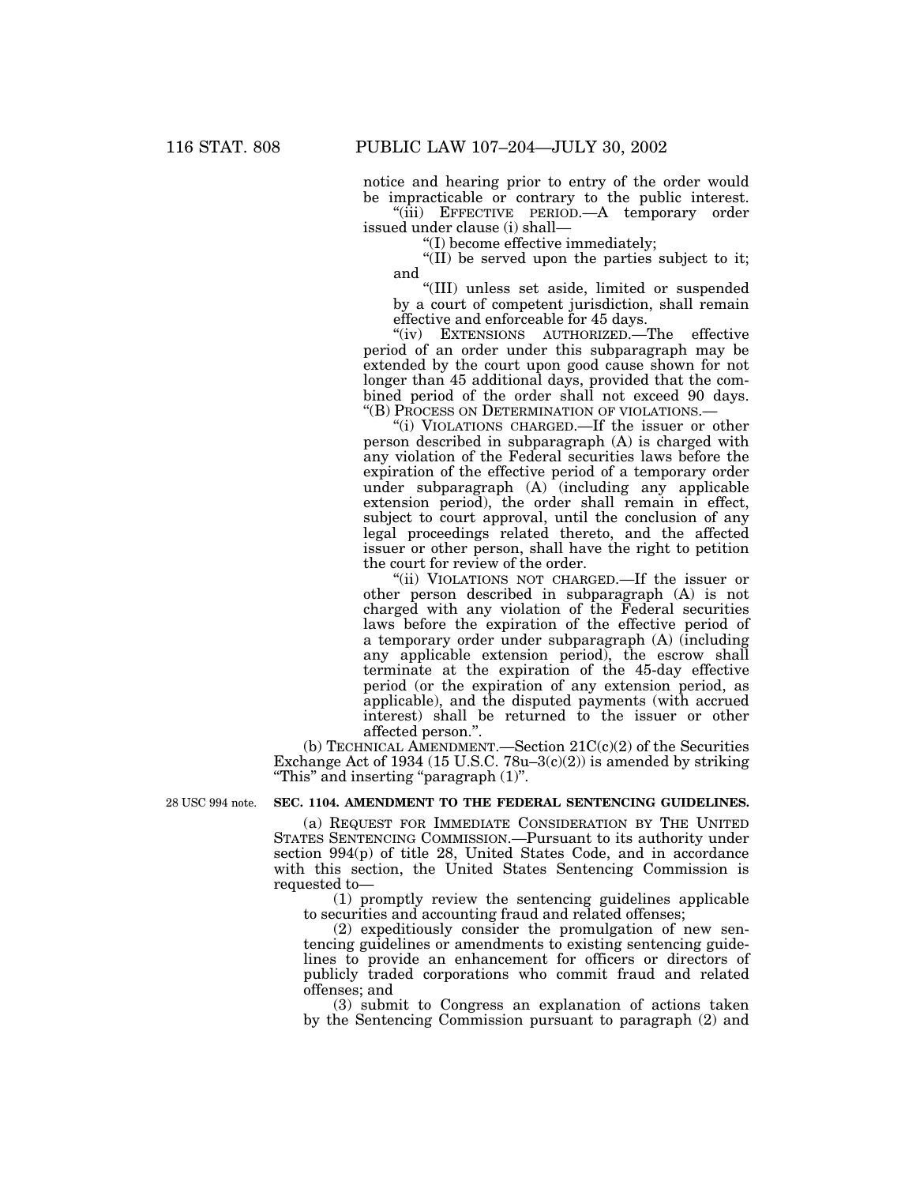notice and hearing prior to entry of the order would be impracticable or contrary to the public interest.

"(iii) EFFECTIVE PERIOD.—A temporary order issued under clause (i) shall—

"(I) become effective immediately;

"(II) be served upon the parties subject to it; and

"(III) unless set aside, limited or suspended by a court of competent jurisdiction, shall remain effective and enforceable for 45 days.

"(iv) EXTENSIONS AUTHORIZED.—The effective period of an order under this subparagraph may be extended by the court upon good cause shown for not longer than 45 additional days, provided that the combined period of the order shall not exceed 90 days.

"(B) PROCESS ON DETERMINATION OF VIOLATIONS.—

"(i) VIOLATIONS CHARGED.—If the issuer or other person described in subparagraph (A) is charged with any violation of the Federal securities laws before the expiration of the effective period of a temporary order under subparagraph (A) (including any applicable extension period), the order shall remain in effect, subject to court approval, until the conclusion of any legal proceedings related thereto, and the affected issuer or other person, shall have the right to petition the court for review of the order.

"(ii) VIOLATIONS NOT CHARGED.—If the issuer or other person described in subparagraph (A) is not charged with any violation of the Federal securities laws before the expiration of the effective period of a temporary order under subparagraph (A) (including any applicable extension period), the escrow shall terminate at the expiration of the 45-day effective period (or the expiration of any extension period, as applicable), and the disputed payments (with accrued interest) shall be returned to the issuer or other affected person.".

(b) TECHNICAL AMENDMENT.—Section 21C(c)(2) of the Securities Exchange Act of 1934 (15 U.S.C. 78u–3(c)(2)) is amended by striking "This" and inserting "paragraph (1)".

28 USC 994 note.

**SEC. 1104. AMENDMENT TO THE FEDERAL SENTENCING GUIDELINES.**

(a) REQUEST FOR IMMEDIATE CONSIDERATION BY THE UNITED STATES SENTENCING COMMISSION.—Pursuant to its authority under section 994(p) of title 28, United States Code, and in accordance with this section, the United States Sentencing Commission is requested to—

(1) promptly review the sentencing guidelines applicable to securities and accounting fraud and related offenses;

(2) expeditiously consider the promulgation of new sentencing guidelines or amendments to existing sentencing guidelines to provide an enhancement for officers or directors of publicly traded corporations who commit fraud and related offenses; and

(3) submit to Congress an explanation of actions taken by the Sentencing Commission pursuant to paragraph (2) and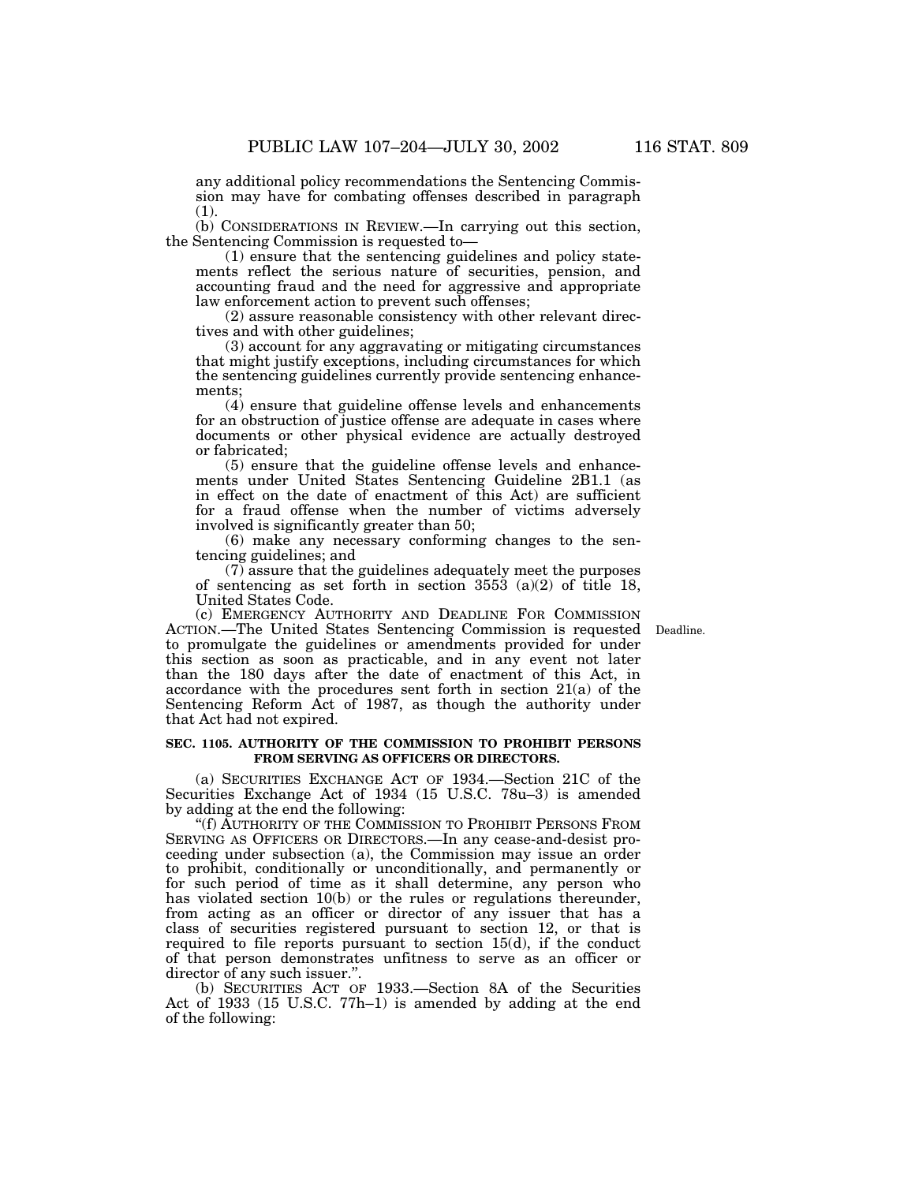any additional policy recommendations the Sentencing Commission may have for combating offenses described in paragraph (1).

(b) CONSIDERATIONS IN REVIEW.—In carrying out this section, the Sentencing Commission is requested to—

(1) ensure that the sentencing guidelines and policy statements reflect the serious nature of securities, pension, and accounting fraud and the need for aggressive and appropriate law enforcement action to prevent such offenses;

(2) assure reasonable consistency with other relevant directives and with other guidelines;

(3) account for any aggravating or mitigating circumstances that might justify exceptions, including circumstances for which the sentencing guidelines currently provide sentencing enhancements;

(4) ensure that guideline offense levels and enhancements for an obstruction of justice offense are adequate in cases where documents or other physical evidence are actually destroyed or fabricated;

(5) ensure that the guideline offense levels and enhancements under United States Sentencing Guideline 2B1.1 (as in effect on the date of enactment of this Act) are sufficient for a fraud offense when the number of victims adversely involved is significantly greater than 50;

(6) make any necessary conforming changes to the sentencing guidelines; and

(7) assure that the guidelines adequately meet the purposes of sentencing as set forth in section 3553 (a)(2) of title 18, United States Code.

(c) EMERGENCY AUTHORITY AND DEADLINE FOR COMMISSION ACTION.—The United States Sentencing Commission is requested to promulgate the guidelines or amendments provided for under this section as soon as practicable, and in any event not later than the 180 days after the date of enactment of this Act, in accordance with the procedures sent forth in section 21(a) of the Sentencing Reform Act of 1987, as though the authority under that Act had not expired.

Deadline.

**SEC. 1105. AUTHORITY OF THE COMMISSION TO PROHIBIT PERSONS FROM SERVING AS OFFICERS OR DIRECTORS.**

(a) SECURITIES EXCHANGE ACT OF 1934.—Section 21C of the Securities Exchange Act of 1934 (15 U.S.C. 78u–3) is amended by adding at the end the following:

"(f) AUTHORITY OF THE COMMISSION TO PROHIBIT PERSONS FROM SERVING AS OFFICERS OR DIRECTORS.—In any cease-and-desist proceeding under subsection (a), the Commission may issue an order to prohibit, conditionally or unconditionally, and permanently or for such period of time as it shall determine, any person who has violated section 10(b) or the rules or regulations thereunder, from acting as an officer or director of any issuer that has a class of securities registered pursuant to section 12, or that is required to file reports pursuant to section 15(d), if the conduct of that person demonstrates unfitness to serve as an officer or director of any such issuer.".

(b) SECURITIES ACT OF 1933.—Section 8A of the Securities Act of 1933 (15 U.S.C. 77h–1) is amended by adding at the end of the following: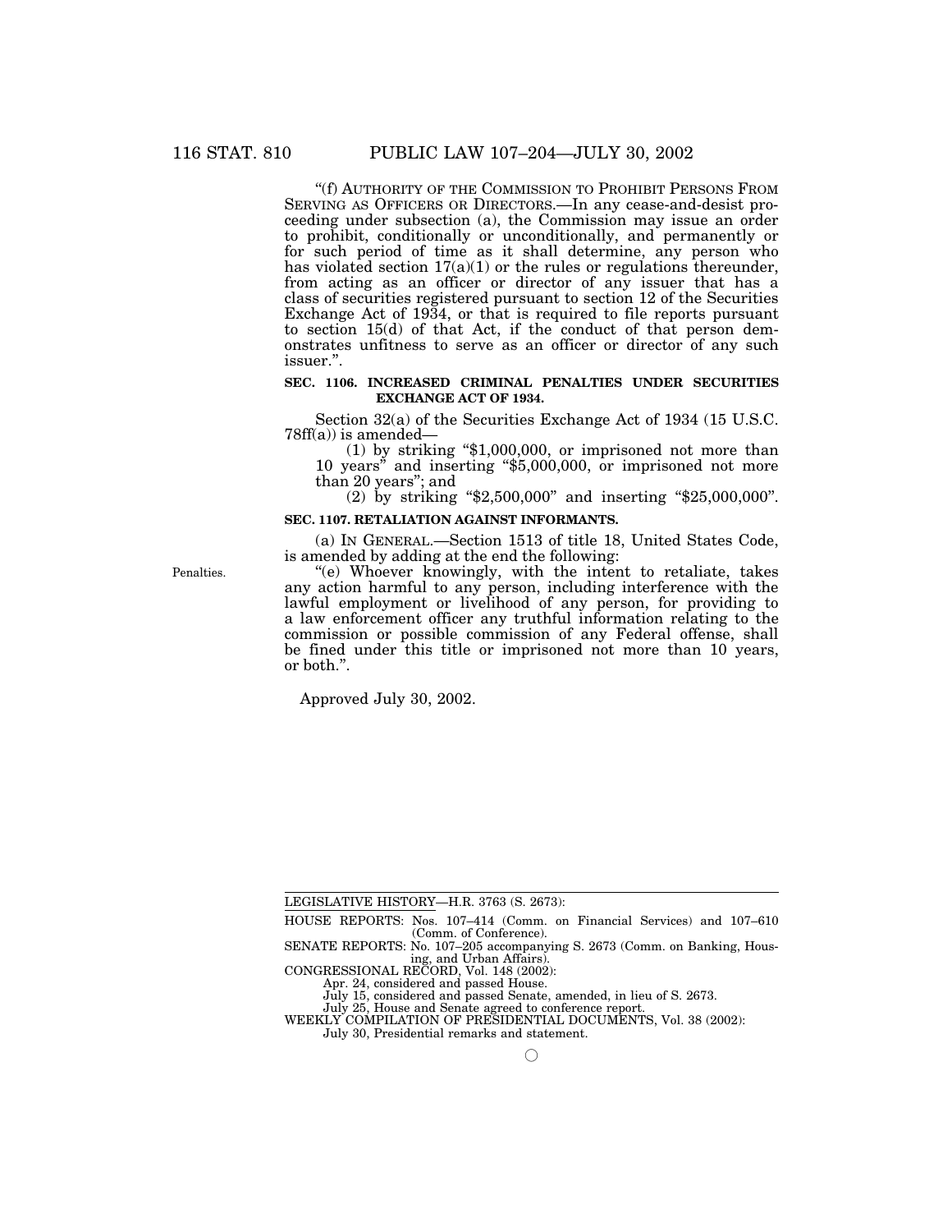"(f) AUTHORITY OF THE COMMISSION TO PROHIBIT PERSONS FROM SERVING AS OFFICERS OR DIRECTORS.—In any cease-and-desist proceeding under subsection (a), the Commission may issue an order to prohibit, conditionally or unconditionally, and permanently or for such period of time as it shall determine, any person who has violated section 17(a)(1) or the rules or regulations thereunder, from acting as an officer or director of any issuer that has a class of securities registered pursuant to section 12 of the Securities Exchange Act of 1934, or that is required to file reports pursuant to section 15(d) of that Act, if the conduct of that person demonstrates unfitness to serve as an officer or director of any such issuer.".

**SEC. 1106. INCREASED CRIMINAL PENALTIES UNDER SECURITIES EXCHANGE ACT OF 1934.**

Section 32(a) of the Securities Exchange Act of 1934 (15 U.S.C. 78ff(a)) is amended—

(1) by striking "$1,000,000, or imprisoned not more than 10 years" and inserting "$5,000,000, or imprisoned not more than 20 years"; and

(2) by striking "$2,500,000" and inserting "$25,000,000".

**SEC. 1107. RETALIATION AGAINST INFORMANTS.**

(a) IN GENERAL.—Section 1513 of title 18, United States Code, is amended by adding at the end the following:

Penalties.

"(e) Whoever knowingly, with the intent to retaliate, takes any action harmful to any person, including interference with the lawful employment or livelihood of any person, for providing to a law enforcement officer any truthful information relating to the commission or possible commission of any Federal offense, shall be fined under this title or imprisoned not more than 10 years, or both.".

Approved July 30, 2002.

---

LEGISLATIVE HISTORY—H.R. 3763 (S. 2673):

HOUSE REPORTS: Nos. 107–414 (Comm. on Financial Services) and 107–610 (Comm. of Conference).

SENATE REPORTS: No. 107–205 accompanying S. 2673 (Comm. on Banking, Housing, and Urban Affairs).

CONGRESSIONAL RECORD, Vol. 148 (2002):

Apr. 24, considered and passed House.

July 15, considered and passed Senate, amended, in lieu of S. 2673.

July 25, House and Senate agreed to conference report.

WEEKLY COMPILATION OF PRESIDENTIAL DOCUMENTS, Vol. 38 (2002):

July 30, Presidential remarks and statement.